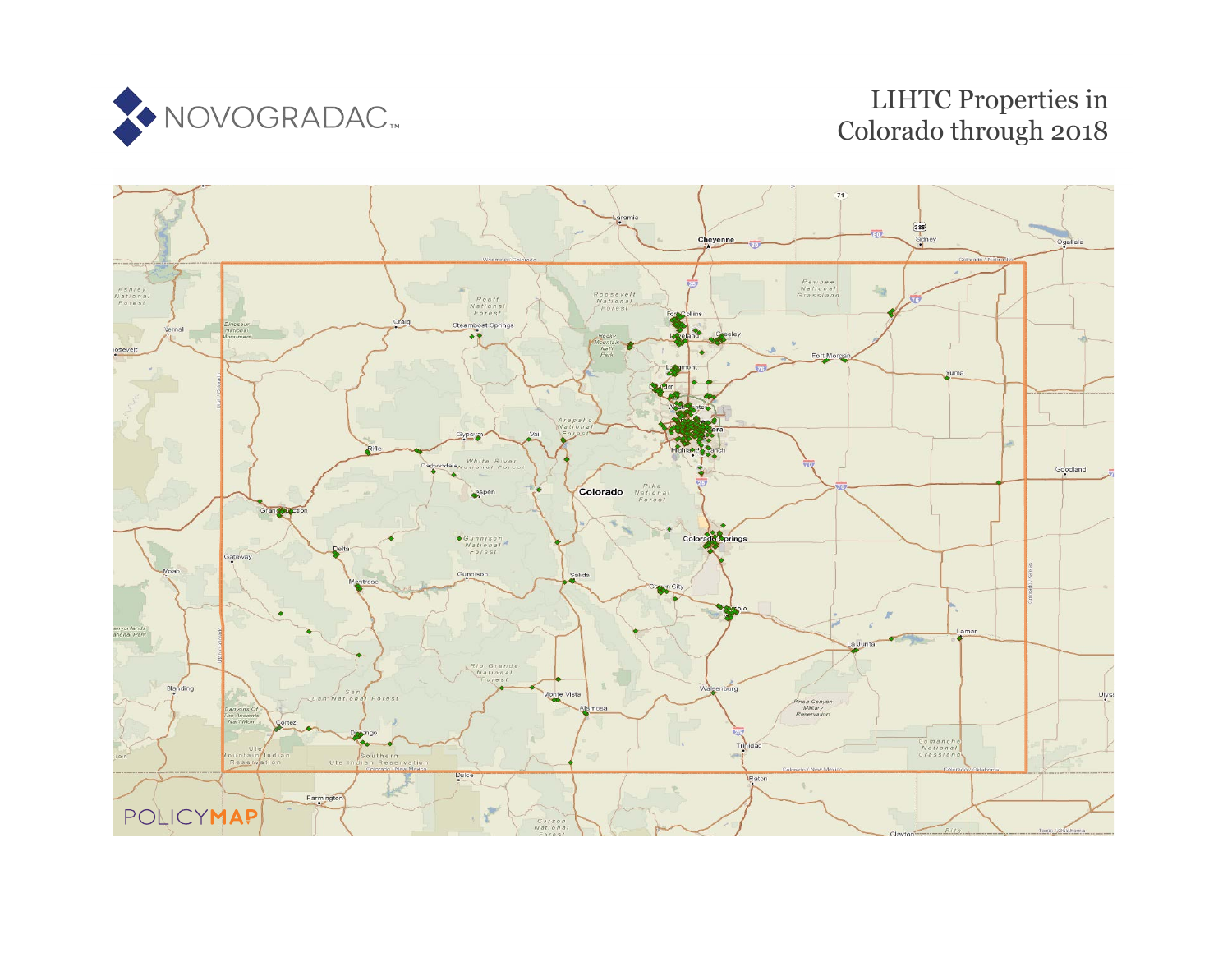NOVOGRADAC

# LIHTC Properties in Colorado through 2018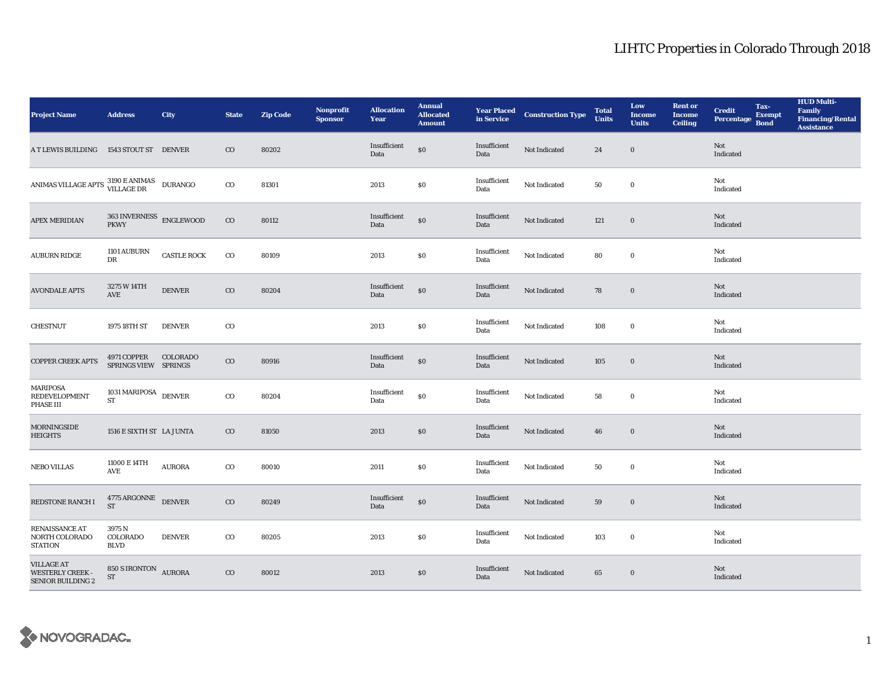# LIHTC Properties in Colorado Through 2018

| Project Name | Address | City | State | Zip Code | Nonprofit Sponsor | Allocation Year | Annual Allocated Amount | Year Placed in Service | Construction Type | Total Units | Low Income Units | Rent or Income Ceiling | Credit Percentage | Tax-Exempt Bond | HUD Multi-Family Financing/Rental Assistance |
|---|---|---|---|---|---|---|---|---|---|---|---|---|---|---|---|
| A T LEWIS BUILDING | 1543 STOUT ST | DENVER | CO | 80202 | | Insufficient Data | $0 | Insufficient Data | Not Indicated | 24 | 0 | | Not Indicated | | |
| ANIMAS VILLAGE APTS | 3190 E ANIMAS VILLAGE DR | DURANGO | CO | 81301 | | 2013 | $0 | Insufficient Data | Not Indicated | 50 | 0 | | Not Indicated | | |
| APEX MERIDIAN | 363 INVERNESS PKWY | ENGLEWOOD | CO | 80112 | | Insufficient Data | $0 | Insufficient Data | Not Indicated | 121 | 0 | | Not Indicated | | |
| AUBURN RIDGE | 1101 AUBURN DR | CASTLE ROCK | CO | 80109 | | 2013 | $0 | Insufficient Data | Not Indicated | 80 | 0 | | Not Indicated | | |
| AVONDALE APTS | 3275 W 14TH AVE | DENVER | CO | 80204 | | Insufficient Data | $0 | Insufficient Data | Not Indicated | 78 | 0 | | Not Indicated | | |
| CHESTNUT | 1975 18TH ST | DENVER | CO | | | 2013 | $0 | Insufficient Data | Not Indicated | 108 | 0 | | Not Indicated | | |
| COPPER CREEK APTS | 4971 COPPER SPRINGS VIEW | COLORADO SPRINGS | CO | 80916 | | Insufficient Data | $0 | Insufficient Data | Not Indicated | 105 | 0 | | Not Indicated | | |
| MARIPOSA REDEVELOPMENT PHASE III | 1031 MARIPOSA ST | DENVER | CO | 80204 | | Insufficient Data | $0 | Insufficient Data | Not Indicated | 58 | 0 | | Not Indicated | | |
| MORNINGSIDE HEIGHTS | 1516 E SIXTH ST | LA JUNTA | CO | 81050 | | 2013 | $0 | Insufficient Data | Not Indicated | 46 | 0 | | Not Indicated | | |
| NEBO VILLAS | 11000 E 14TH AVE | AURORA | CO | 80010 | | 2011 | $0 | Insufficient Data | Not Indicated | 50 | 0 | | Not Indicated | | |
| REDSTONE RANCH I | 4775 ARGONNE ST | DENVER | CO | 80249 | | Insufficient Data | $0 | Insufficient Data | Not Indicated | 59 | 0 | | Not Indicated | | |
| RENAISSANCE AT NORTH COLORADO STATION | 3975 N COLORADO BLVD | DENVER | CO | 80205 | | 2013 | $0 | Insufficient Data | Not Indicated | 103 | 0 | | Not Indicated | | |
| VILLAGE AT WESTERLY CREEK - SENIOR BUILDING 2 | 850 S IRONTON ST | AURORA | CO | 80012 | | 2013 | $0 | Insufficient Data | Not Indicated | 65 | 0 | | Not Indicated | | |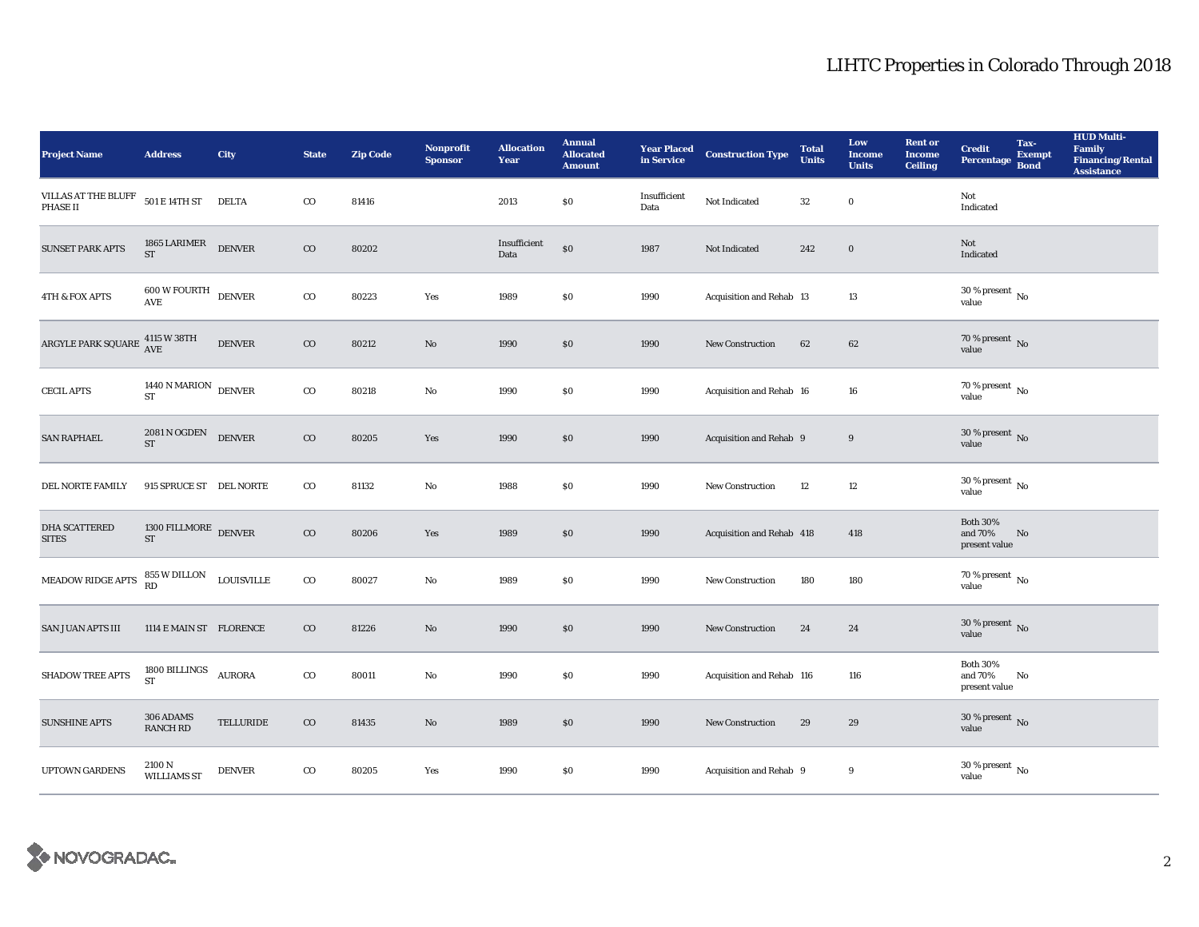# LIHTC Properties in Colorado Through 2018

| Project Name | Address | City | State | Zip Code | Nonprofit Sponsor | Allocation Year | Annual Allocated Amount | Year Placed in Service | Construction Type | Total Units | Low Income Units | Rent or Income Ceiling | Credit Percentage | Tax-Exempt Bond | HUD Multi-Family Financing/Rental Assistance |
|---|---|---|---|---|---|---|---|---|---|---|---|---|---|---|---|
| VILLAS AT THE BLUFF PHASE II | 501 E 14TH ST | DELTA | CO | 81416 | | 2013 | $0 | Insufficient Data | Not Indicated | 32 | 0 | | Not Indicated | | |
| SUNSET PARK APTS | 1865 LARIMER ST | DENVER | CO | 80202 | | Insufficient Data | $0 | 1987 | Not Indicated | 242 | 0 | | Not Indicated | | |
| 4TH & FOX APTS | 600 W FOURTH AVE | DENVER | CO | 80223 | Yes | 1989 | $0 | 1990 | Acquisition and Rehab | 13 | 13 | | 30 % present value | No | |
| ARGYLE PARK SQUARE | 4115 W 38TH AVE | DENVER | CO | 80212 | No | 1990 | $0 | 1990 | New Construction | 62 | 62 | | 70 % present value | No | |
| CECIL APTS | 1440 N MARION ST | DENVER | CO | 80218 | No | 1990 | $0 | 1990 | Acquisition and Rehab | 16 | 16 | | 70 % present value | No | |
| SAN RAPHAEL | 2081 N OGDEN ST | DENVER | CO | 80205 | Yes | 1990 | $0 | 1990 | Acquisition and Rehab | 9 | 9 | | 30 % present value | No | |
| DEL NORTE FAMILY | 915 SPRUCE ST | DEL NORTE | CO | 81132 | No | 1988 | $0 | 1990 | New Construction | 12 | 12 | | 30 % present value | No | |
| DHA SCATTERED SITES | 1300 FILLMORE ST | DENVER | CO | 80206 | Yes | 1989 | $0 | 1990 | Acquisition and Rehab | 418 | 418 | | Both 30% and 70% present value | No | |
| MEADOW RIDGE APTS | 855 W DILLON RD | LOUISVILLE | CO | 80027 | No | 1989 | $0 | 1990 | New Construction | 180 | 180 | | 70 % present value | No | |
| SAN JUAN APTS III | 1114 E MAIN ST | FLORENCE | CO | 81226 | No | 1990 | $0 | 1990 | New Construction | 24 | 24 | | 30 % present value | No | |
| SHADOW TREE APTS | 1800 BILLINGS ST | AURORA | CO | 80011 | No | 1990 | $0 | 1990 | Acquisition and Rehab | 116 | 116 | | Both 30% and 70% present value | No | |
| SUNSHINE APTS | 306 ADAMS RANCH RD | TELLURIDE | CO | 81435 | No | 1989 | $0 | 1990 | New Construction | 29 | 29 | | 30 % present value | No | |
| UPTOWN GARDENS | 2100 N WILLIAMS ST | DENVER | CO | 80205 | Yes | 1990 | $0 | 1990 | Acquisition and Rehab | 9 | 9 | | 30 % present value | No | |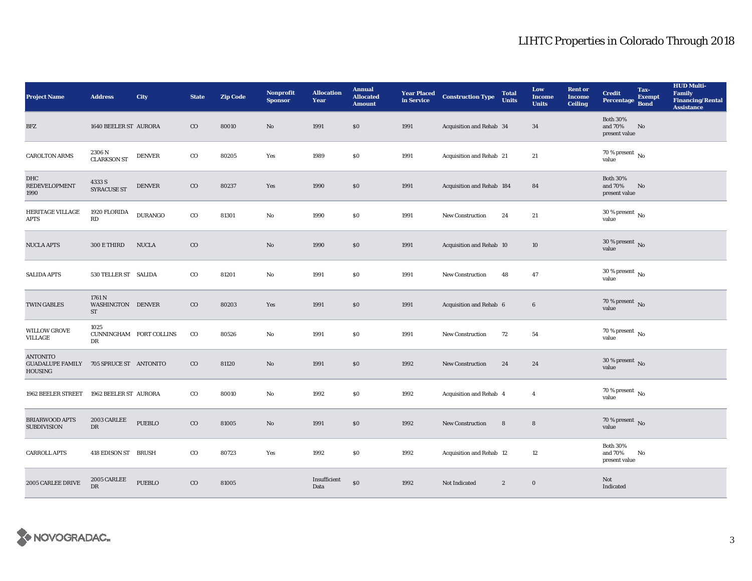# LIHTC Properties in Colorado Through 2018

| Project Name | Address | City | State | Zip Code | Nonprofit Sponsor | Allocation Year | Annual Allocated Amount | Year Placed in Service | Construction Type | Total Units | Low Income Units | Rent or Income Ceiling | Credit Percentage | Tax-Exempt Bond | HUD Multi-Family Financing/Rental Assistance |
|---|---|---|---|---|---|---|---|---|---|---|---|---|---|---|---|
| BFZ | 1640 BEELER ST | AURORA | CO | 80010 | No | 1991 | $0 | 1991 | Acquisition and Rehab | 34 | 34 | | Both 30% and 70% present value | No | |
| CAROLTON ARMS | 2306 N CLARKSON ST | DENVER | CO | 80205 | Yes | 1989 | $0 | 1991 | Acquisition and Rehab | 21 | 21 | | 70 % present value | No | |
| DHC REDEVELOPMENT 1990 | 4333 S SYRACUSE ST | DENVER | CO | 80237 | Yes | 1990 | $0 | 1991 | Acquisition and Rehab | 184 | 84 | | Both 30% and 70% present value | No | |
| HERITAGE VILLAGE APTS | 1920 FLORIDA RD | DURANGO | CO | 81301 | No | 1990 | $0 | 1991 | New Construction | 24 | 21 | | 30 % present value | No | |
| NUCLA APTS | 300 E THIRD | NUCLA | CO | | No | 1990 | $0 | 1991 | Acquisition and Rehab | 10 | 10 | | 30 % present value | No | |
| SALIDA APTS | 530 TELLER ST | SALIDA | CO | 81201 | No | 1991 | $0 | 1991 | New Construction | 48 | 47 | | 30 % present value | No | |
| TWIN GABLES | 1761 N WASHINGTON ST | DENVER | CO | 80203 | Yes | 1991 | $0 | 1991 | Acquisition and Rehab | 6 | 6 | | 70 % present value | No | |
| WILLOW GROVE VILLAGE | 1025 CUNNINGHAM DR | FORT COLLINS | CO | 80526 | No | 1991 | $0 | 1991 | New Construction | 72 | 54 | | 70 % present value | No | |
| ANTONITO GUADALUPE FAMILY HOUSING | 705 SPRUCE ST | ANTONITO | CO | 81120 | No | 1991 | $0 | 1992 | New Construction | 24 | 24 | | 30 % present value | No | |
| 1962 BEELER STREET | 1962 BEELER ST | AURORA | CO | 80010 | No | 1992 | $0 | 1992 | Acquisition and Rehab | 4 | 4 | | 70 % present value | No | |
| BRIARWOOD APTS SUBDIVISION | 2003 CARLEE DR | PUEBLO | CO | 81005 | No | 1991 | $0 | 1992 | New Construction | 8 | 8 | | 70 % present value | No | |
| CARROLL APTS | 418 EDISON ST | BRUSH | CO | 80723 | Yes | 1992 | $0 | 1992 | Acquisition and Rehab | 12 | 12 | | Both 30% and 70% present value | No | |
| 2005 CARLEE DRIVE | 2005 CARLEE DR | PUEBLO | CO | 81005 | | Insufficient Data | $0 | 1992 | Not Indicated | 2 | 0 | | Not Indicated | | |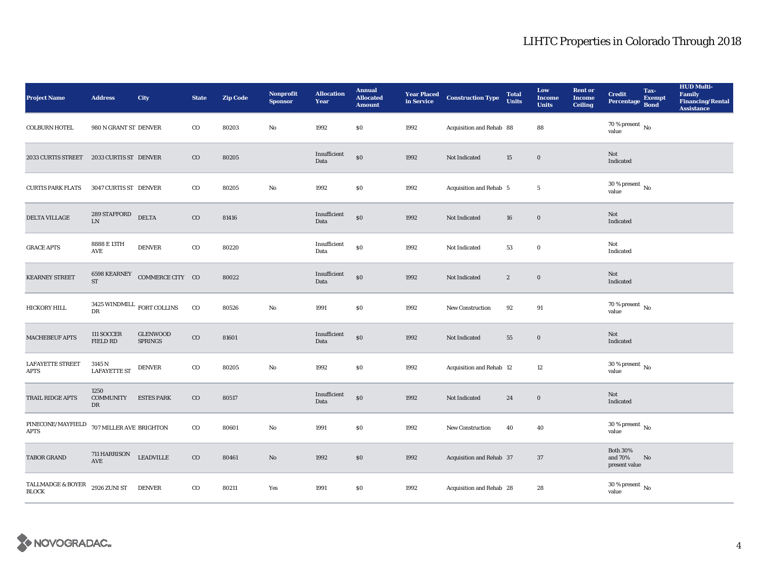# LIHTC Properties in Colorado Through 2018

| Project Name | Address | City | State | Zip Code | Nonprofit Sponsor | Allocation Year | Annual Allocated Amount | Year Placed in Service | Construction Type | Total Units | Low Income Units | Rent or Income Ceiling | Credit Percentage | Tax-Exempt Bond | HUD Multi-Family Financing/Rental Assistance |
|---|---|---|---|---|---|---|---|---|---|---|---|---|---|---|---|
| COLBURN HOTEL | 980 N GRANT ST | DENVER | CO | 80203 | No | 1992 | $0 | 1992 | Acquisition and Rehab | 88 | 88 | | 70 % present value | No | |
| 2033 CURTIS STREET | 2033 CURTIS ST | DENVER | CO | 80205 | | Insufficient Data | $0 | 1992 | Not Indicated | 15 | 0 | | Not Indicated | | |
| CURTIS PARK FLATS | 3047 CURTIS ST | DENVER | CO | 80205 | No | 1992 | $0 | 1992 | Acquisition and Rehab | 5 | 5 | | 30 % present value | No | |
| DELTA VILLAGE | 289 STAFFORD LN | DELTA | CO | 81416 | | Insufficient Data | $0 | 1992 | Not Indicated | 16 | 0 | | Not Indicated | | |
| GRACE APTS | 8888 E 13TH AVE | DENVER | CO | 80220 | | Insufficient Data | $0 | 1992 | Not Indicated | 53 | 0 | | Not Indicated | | |
| KEARNEY STREET | 6598 KEARNEY ST | COMMERCE CITY | CO | 80022 | | Insufficient Data | $0 | 1992 | Not Indicated | 2 | 0 | | Not Indicated | | |
| HICKORY HILL | 3425 WINDMILL DR | FORT COLLINS | CO | 80526 | No | 1991 | $0 | 1992 | New Construction | 92 | 91 | | 70 % present value | No | |
| MACHEBEUF APTS | 111 SOCCER FIELD RD | GLENWOOD SPRINGS | CO | 81601 | | Insufficient Data | $0 | 1992 | Not Indicated | 55 | 0 | | Not Indicated | | |
| LAFAYETTE STREET APTS | 3145 N LAFAYETTE ST | DENVER | CO | 80205 | No | 1992 | $0 | 1992 | Acquisition and Rehab | 12 | 12 | | 30 % present value | No | |
| TRAIL RIDGE APTS | 1250 COMMUNITY DR | ESTES PARK | CO | 80517 | | Insufficient Data | $0 | 1992 | Not Indicated | 24 | 0 | | Not Indicated | | |
| PINECONE/MAYFIELD APTS | 707 MILLER AVE | BRIGHTON | CO | 80601 | No | 1991 | $0 | 1992 | New Construction | 40 | 40 | | 30 % present value | No | |
| TABOR GRAND | 711 HARRISON AVE | LEADVILLE | CO | 80461 | No | 1992 | $0 | 1992 | Acquisition and Rehab | 37 | 37 | | Both 30% and 70% present value | No | |
| TALLMADGE & BOYER BLOCK | 2926 ZUNI ST | DENVER | CO | 80211 | Yes | 1991 | $0 | 1992 | Acquisition and Rehab | 28 | 28 | | 30 % present value | No | |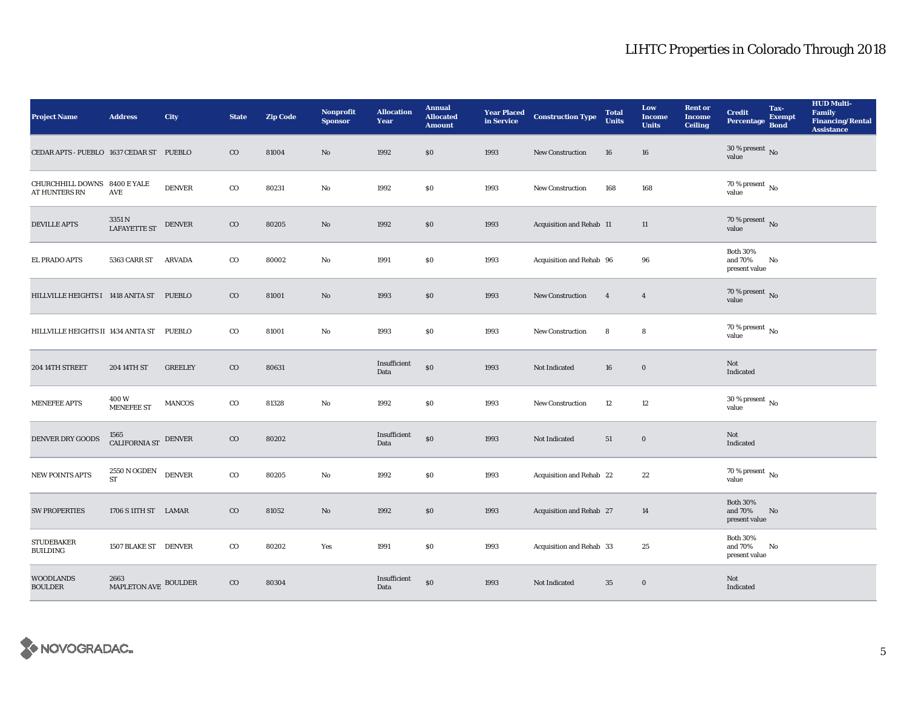# LIHTC Properties in Colorado Through 2018

| Project Name | Address | City | State | Zip Code | Nonprofit Sponsor | Allocation Year | Annual Allocated Amount | Year Placed in Service | Construction Type | Total Units | Low Income Units | Rent or Income Ceiling | Credit Percentage | Tax-Exempt Bond | HUD Multi-Family Financing/Rental Assistance |
|---|---|---|---|---|---|---|---|---|---|---|---|---|---|---|---|
| CEDAR APTS - PUEBLO | 1637 CEDAR ST | PUEBLO | CO | 81004 | No | 1992 | $0 | 1993 | New Construction | 16 | 16 | | 30 % present value | No | |
| CHURCHHILL DOWNS AT HUNTERS RN | 8400 E YALE AVE | DENVER | CO | 80231 | No | 1992 | $0 | 1993 | New Construction | 168 | 168 | | 70 % present value | No | |
| DEVILLE APTS | 3351 N LAFAYETTE ST | DENVER | CO | 80205 | No | 1992 | $0 | 1993 | Acquisition and Rehab | 11 | 11 | | 70 % present value | No | |
| EL PRADO APTS | 5363 CARR ST | ARVADA | CO | 80002 | No | 1991 | $0 | 1993 | Acquisition and Rehab | 96 | 96 | | Both 30% and 70% present value | No | |
| HILLVILLE HEIGHTS I | 1418 ANITA ST | PUEBLO | CO | 81001 | No | 1993 | $0 | 1993 | New Construction | 4 | 4 | | 70 % present value | No | |
| HILLVILLE HEIGHTS II | 1434 ANITA ST | PUEBLO | CO | 81001 | No | 1993 | $0 | 1993 | New Construction | 8 | 8 | | 70 % present value | No | |
| 204 14TH STREET | 204 14TH ST | GREELEY | CO | 80631 | | Insufficient Data | $0 | 1993 | Not Indicated | 16 | 0 | | Not Indicated | | |
| MENEFEE APTS | 400 W MENEFEE ST | MANCOS | CO | 81328 | No | 1992 | $0 | 1993 | New Construction | 12 | 12 | | 30 % present value | No | |
| DENVER DRY GOODS | 1565 CALIFORNIA ST | DENVER | CO | 80202 | | Insufficient Data | $0 | 1993 | Not Indicated | 51 | 0 | | Not Indicated | | |
| NEW POINTS APTS | 2550 N OGDEN ST | DENVER | CO | 80205 | No | 1992 | $0 | 1993 | Acquisition and Rehab | 22 | 22 | | 70 % present value | No | |
| SW PROPERTIES | 1706 S 11TH ST | LAMAR | CO | 81052 | No | 1992 | $0 | 1993 | Acquisition and Rehab | 27 | 14 | | Both 30% and 70% present value | No | |
| STUDEBAKER BUILDING | 1507 BLAKE ST | DENVER | CO | 80202 | Yes | 1991 | $0 | 1993 | Acquisition and Rehab | 33 | 25 | | Both 30% and 70% present value | No | |
| WOODLANDS BOULDER | 2663 MAPLETON AVE | BOULDER | CO | 80304 | | Insufficient Data | $0 | 1993 | Not Indicated | 35 | 0 | | Not Indicated | | |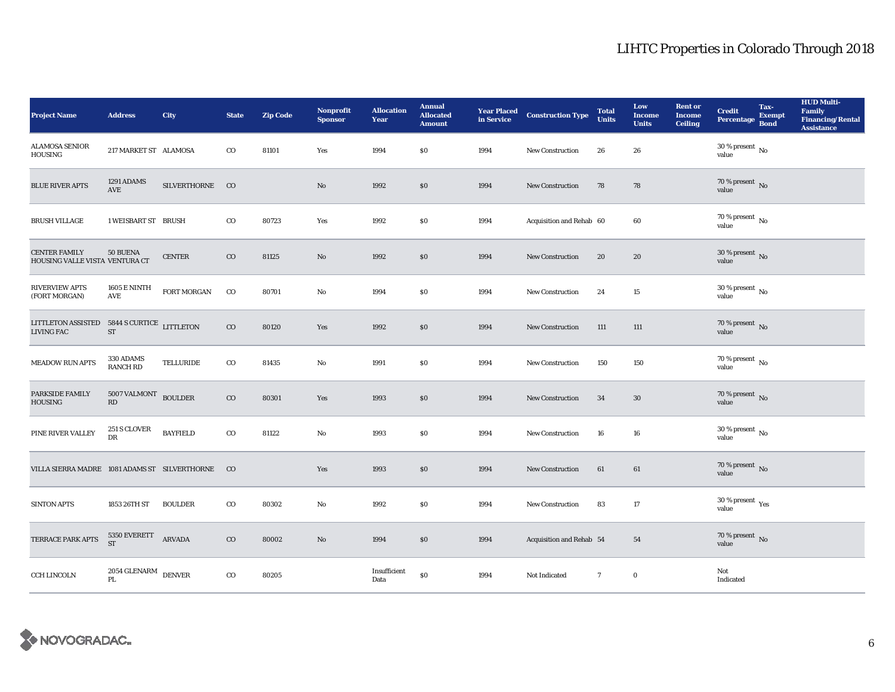# LIHTC Properties in Colorado Through 2018

| Project Name | Address | City | State | Zip Code | Nonprofit Sponsor | Allocation Year | Annual Allocated Amount | Year Placed in Service | Construction Type | Total Units | Low Income Units | Rent or Income Ceiling | Credit Percentage | Tax-Exempt Bond | HUD Multi-Family Financing/Rental Assistance |
|---|---|---|---|---|---|---|---|---|---|---|---|---|---|---|---|
| ALAMOSA SENIOR HOUSING | 217 MARKET ST | ALAMOSA | CO | 81101 | Yes | 1994 | $0 | 1994 | New Construction | 26 | 26 | | 30 % present value | No | |
| BLUE RIVER APTS | 1291 ADAMS AVE | SILVERTHORNE | CO | | No | 1992 | $0 | 1994 | New Construction | 78 | 78 | | 70 % present value | No | |
| BRUSH VILLAGE | 1 WEISBART ST | BRUSH | CO | 80723 | Yes | 1992 | $0 | 1994 | Acquisition and Rehab | 60 | 60 | | 70 % present value | No | |
| CENTER FAMILY HOUSING VALLE VISTA | 50 BUENA VENTURA CT | CENTER | CO | 81125 | No | 1992 | $0 | 1994 | New Construction | 20 | 20 | | 30 % present value | No | |
| RIVERVIEW APTS (FORT MORGAN) | 1605 E NINTH AVE | FORT MORGAN | CO | 80701 | No | 1994 | $0 | 1994 | New Construction | 24 | 15 | | 30 % present value | No | |
| LITTLETON ASSISTED LIVING FAC | 5844 S CURTICE ST | LITTLETON | CO | 80120 | Yes | 1992 | $0 | 1994 | New Construction | 111 | 111 | | 70 % present value | No | |
| MEADOW RUN APTS | 330 ADAMS RANCH RD | TELLURIDE | CO | 81435 | No | 1991 | $0 | 1994 | New Construction | 150 | 150 | | 70 % present value | No | |
| PARKSIDE FAMILY HOUSING | 5007 VALMONT RD | BOULDER | CO | 80301 | Yes | 1993 | $0 | 1994 | New Construction | 34 | 30 | | 70 % present value | No | |
| PINE RIVER VALLEY | 251 S CLOVER DR | BAYFIELD | CO | 81122 | No | 1993 | $0 | 1994 | New Construction | 16 | 16 | | 30 % present value | No | |
| VILLA SIERRA MADRE | 1081 ADAMS ST | SILVERTHORNE | CO | | Yes | 1993 | $0 | 1994 | New Construction | 61 | 61 | | 70 % present value | No | |
| SINTON APTS | 1853 26TH ST | BOULDER | CO | 80302 | No | 1992 | $0 | 1994 | New Construction | 83 | 17 | | 30 % present value | Yes | |
| TERRACE PARK APTS | 5350 EVERETT ST | ARVADA | CO | 80002 | No | 1994 | $0 | 1994 | Acquisition and Rehab | 54 | 54 | | 70 % present value | No | |
| CCH LINCOLN | 2054 GLENARM PL | DENVER | CO | 80205 | | Insufficient Data | $0 | 1994 | Not Indicated | 7 | 0 | | Not Indicated | | |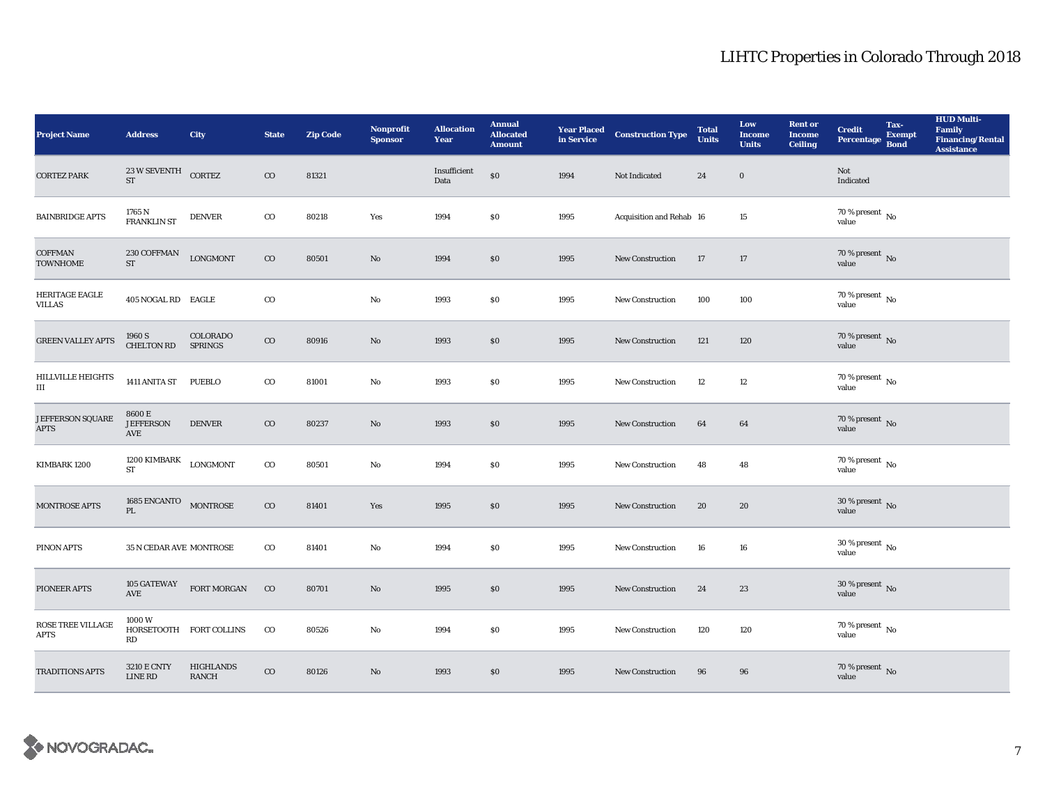# LIHTC Properties in Colorado Through 2018

| Project Name | Address | City | State | Zip Code | Nonprofit Sponsor | Allocation Year | Annual Allocated Amount | Year Placed in Service | Construction Type | Total Units | Low Income Units | Rent or Income Ceiling | Credit Percentage | Tax-Exempt Bond | HUD Multi-Family Financing/Rental Assistance |
|---|---|---|---|---|---|---|---|---|---|---|---|---|---|---|---|
| CORTEZ PARK | 23 W SEVENTH ST | CORTEZ | CO | 81321 | | Insufficient Data | $0 | 1994 | Not Indicated | 24 | 0 | | Not Indicated | | |
| BAINBRIDGE APTS | 1765 N FRANKLIN ST | DENVER | CO | 80218 | Yes | 1994 | $0 | 1995 | Acquisition and Rehab | 16 | 15 | | 70 % present value | No | |
| COFFMAN TOWNHOME | 230 COFFMAN ST | LONGMONT | CO | 80501 | No | 1994 | $0 | 1995 | New Construction | 17 | 17 | | 70 % present value | No | |
| HERITAGE EAGLE VILLAS | 405 NOGAL RD | EAGLE | CO | | No | 1993 | $0 | 1995 | New Construction | 100 | 100 | | 70 % present value | No | |
| GREEN VALLEY APTS | 1960 S CHELTON RD | COLORADO SPRINGS | CO | 80916 | No | 1993 | $0 | 1995 | New Construction | 121 | 120 | | 70 % present value | No | |
| HILLVILLE HEIGHTS III | 1411 ANITA ST | PUEBLO | CO | 81001 | No | 1993 | $0 | 1995 | New Construction | 12 | 12 | | 70 % present value | No | |
| JEFFERSON SQUARE APTS | 8600 E JEFFERSON AVE | DENVER | CO | 80237 | No | 1993 | $0 | 1995 | New Construction | 64 | 64 | | 70 % present value | No | |
| KIMBARK 1200 | 1200 KIMBARK ST | LONGMONT | CO | 80501 | No | 1994 | $0 | 1995 | New Construction | 48 | 48 | | 70 % present value | No | |
| MONTROSE APTS | 1685 ENCANTO PL | MONTROSE | CO | 81401 | Yes | 1995 | $0 | 1995 | New Construction | 20 | 20 | | 30 % present value | No | |
| PINON APTS | 35 N CEDAR AVE | MONTROSE | CO | 81401 | No | 1994 | $0 | 1995 | New Construction | 16 | 16 | | 30 % present value | No | |
| PIONEER APTS | 105 GATEWAY AVE | FORT MORGAN | CO | 80701 | No | 1995 | $0 | 1995 | New Construction | 24 | 23 | | 30 % present value | No | |
| ROSE TREE VILLAGE APTS | 1000 W HORSETOOTH RD | FORT COLLINS | CO | 80526 | No | 1994 | $0 | 1995 | New Construction | 120 | 120 | | 70 % present value | No | |
| TRADITIONS APTS | 3210 E CNTY LINE RD | HIGHLANDS RANCH | CO | 80126 | No | 1993 | $0 | 1995 | New Construction | 96 | 96 | | 70 % present value | No | |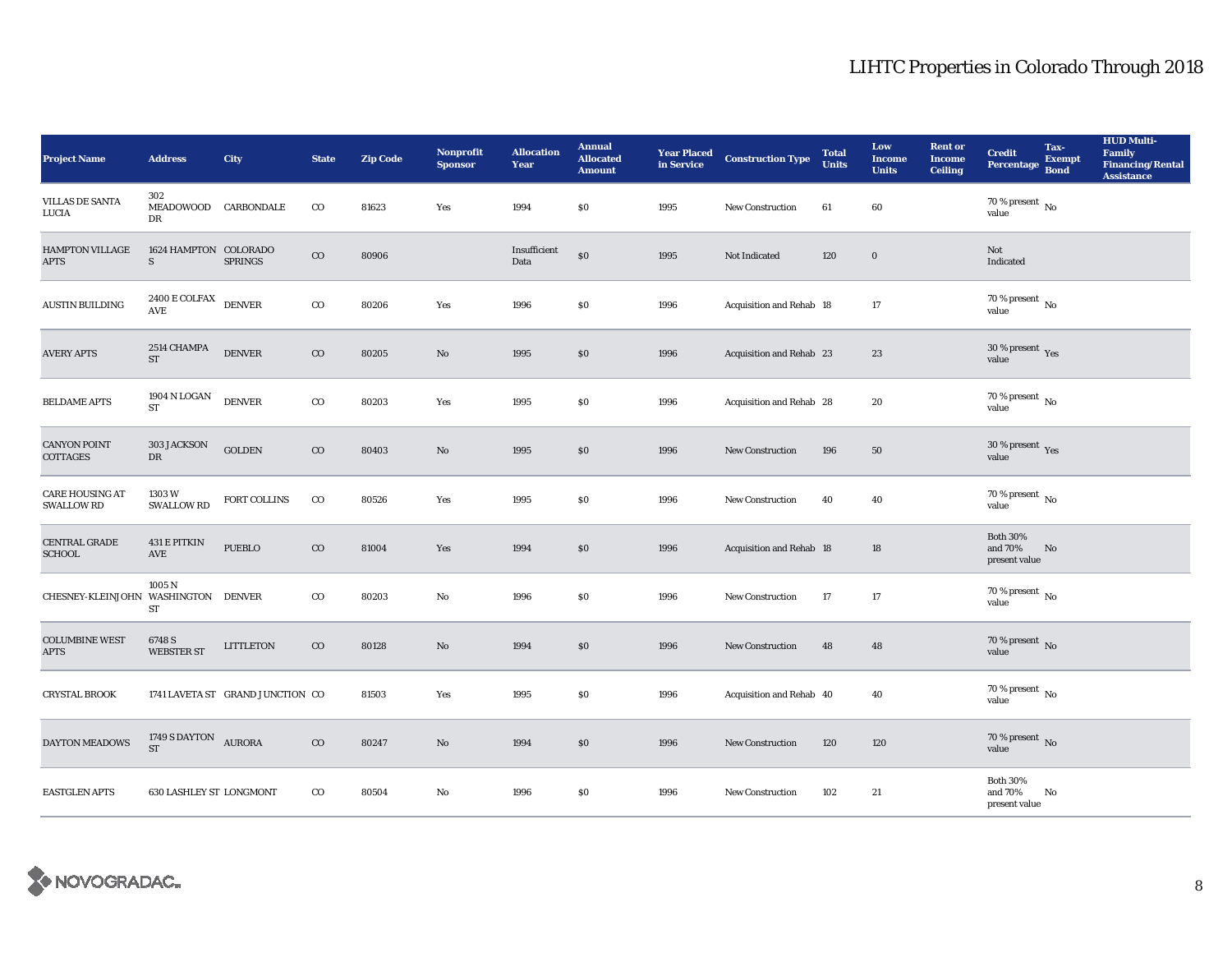# LIHTC Properties in Colorado Through 2018

| Project Name | Address | City | State | Zip Code | Nonprofit Sponsor | Allocation Year | Annual Allocated Amount | Year Placed in Service | Construction Type | Total Units | Low Income Units | Rent or Income Ceiling | Credit Percentage | Tax-Exempt Bond | HUD Multi-Family Financing/Rental Assistance |
|---|---|---|---|---|---|---|---|---|---|---|---|---|---|---|---|
| VILLAS DE SANTA LUCIA | 302 MEADOWOOD DR | CARBONDALE | CO | 81623 | Yes | 1994 | $0 | 1995 | New Construction | 61 | 60 | | 70 % present value | No | |
| HAMPTON VILLAGE APTS | 1624 HAMPTON S | COLORADO SPRINGS | CO | 80906 | | Insufficient Data | $0 | 1995 | Not Indicated | 120 | 0 | | Not Indicated | | |
| AUSTIN BUILDING | 2400 E COLFAX AVE | DENVER | CO | 80206 | Yes | 1996 | $0 | 1996 | Acquisition and Rehab | 18 | 17 | | 70 % present value | No | |
| AVERY APTS | 2514 CHAMPA ST | DENVER | CO | 80205 | No | 1995 | $0 | 1996 | Acquisition and Rehab | 23 | 23 | | 30 % present value | Yes | |
| BELDAME APTS | 1904 N LOGAN ST | DENVER | CO | 80203 | Yes | 1995 | $0 | 1996 | Acquisition and Rehab | 28 | 20 | | 70 % present value | No | |
| CANYON POINT COTTAGES | 303 JACKSON DR | GOLDEN | CO | 80403 | No | 1995 | $0 | 1996 | New Construction | 196 | 50 | | 30 % present value | Yes | |
| CARE HOUSING AT SWALLOW RD | 1303 W SWALLOW RD | FORT COLLINS | CO | 80526 | Yes | 1995 | $0 | 1996 | New Construction | 40 | 40 | | 70 % present value | No | |
| CENTRAL GRADE SCHOOL | 431 E PITKIN AVE | PUEBLO | CO | 81004 | Yes | 1994 | $0 | 1996 | Acquisition and Rehab | 18 | 18 | | Both 30% and 70% present value | No | |
| CHESNEY-KLEINJOHN | 1005 N WASHINGTON ST | DENVER | CO | 80203 | No | 1996 | $0 | 1996 | New Construction | 17 | 17 | | 70 % present value | No | |
| COLUMBINE WEST APTS | 6748 S WEBSTER ST | LITTLETON | CO | 80128 | No | 1994 | $0 | 1996 | New Construction | 48 | 48 | | 70 % present value | No | |
| CRYSTAL BROOK | 1741 LAVETA ST | GRAND JUNCTION | CO | 81503 | Yes | 1995 | $0 | 1996 | Acquisition and Rehab | 40 | 40 | | 70 % present value | No | |
| DAYTON MEADOWS | 1749 S DAYTON ST | AURORA | CO | 80247 | No | 1994 | $0 | 1996 | New Construction | 120 | 120 | | 70 % present value | No | |
| EASTGLEN APTS | 630 LASHLEY ST | LONGMONT | CO | 80504 | No | 1996 | $0 | 1996 | New Construction | 102 | 21 | | Both 30% and 70% present value | No | |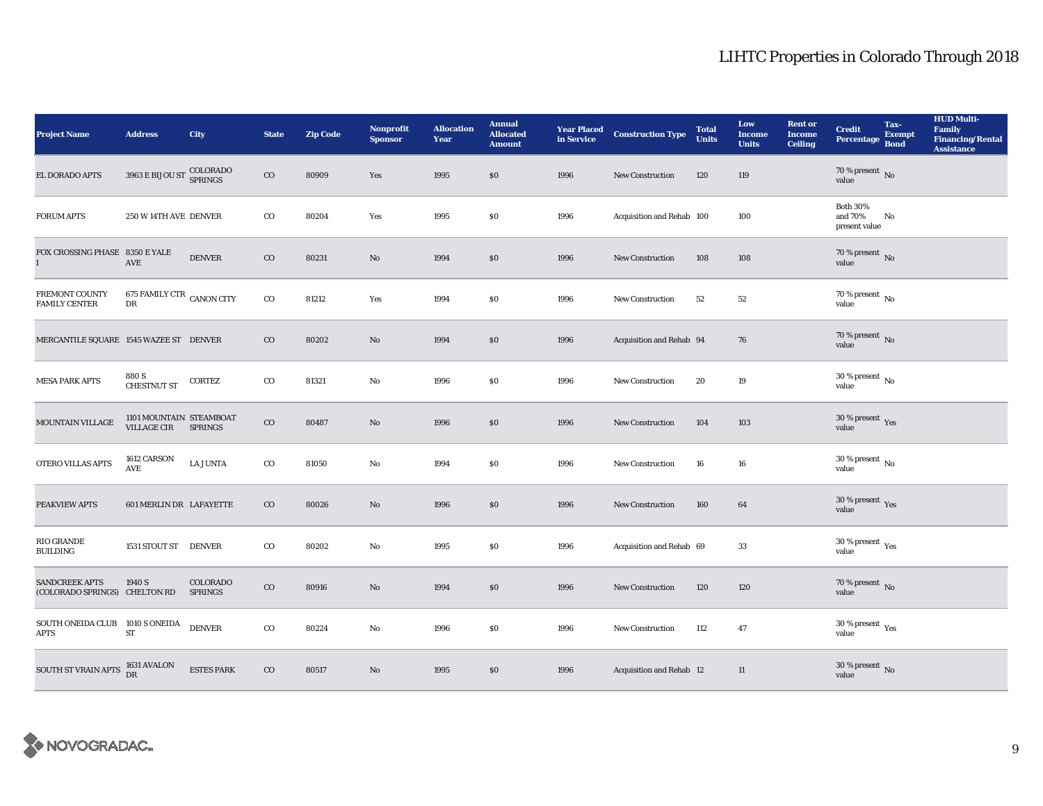# LIHTC Properties in Colorado Through 2018

| Project Name | Address | City | State | Zip Code | Nonprofit Sponsor | Allocation Year | Annual Allocated Amount | Year Placed in Service | Construction Type | Total Units | Low Income Units | Rent or Income Ceiling | Credit Percentage | Tax-Exempt Bond | HUD Multi-Family Financing/Rental Assistance |
|---|---|---|---|---|---|---|---|---|---|---|---|---|---|---|---|
| EL DORADO APTS | 3963 E BIJOU ST | COLORADO SPRINGS | CO | 80909 | Yes | 1995 | $0 | 1996 | New Construction | 120 | 119 | | 70 % present value | No | |
| FORUM APTS | 250 W 14TH AVE | DENVER | CO | 80204 | Yes | 1995 | $0 | 1996 | Acquisition and Rehab | 100 | 100 | | Both 30% and 70% present value | No | |
| FOX CROSSING PHASE I | 8350 E YALE AVE | DENVER | CO | 80231 | No | 1994 | $0 | 1996 | New Construction | 108 | 108 | | 70 % present value | No | |
| FREMONT COUNTY FAMILY CENTER | 675 FAMILY CTR DR | CANON CITY | CO | 81212 | Yes | 1994 | $0 | 1996 | New Construction | 52 | 52 | | 70 % present value | No | |
| MERCANTILE SQUARE | 1545 WAZEE ST | DENVER | CO | 80202 | No | 1994 | $0 | 1996 | Acquisition and Rehab | 94 | 76 | | 70 % present value | No | |
| MESA PARK APTS | 880 S CHESTNUT ST | CORTEZ | CO | 81321 | No | 1996 | $0 | 1996 | New Construction | 20 | 19 | | 30 % present value | No | |
| MOUNTAIN VILLAGE | 1101 MOUNTAIN VILLAGE CIR | STEAMBOAT SPRINGS | CO | 80487 | No | 1996 | $0 | 1996 | New Construction | 104 | 103 | | 30 % present value | Yes | |
| OTERO VILLAS APTS | 1612 CARSON AVE | LA JUNTA | CO | 81050 | No | 1994 | $0 | 1996 | New Construction | 16 | 16 | | 30 % present value | No | |
| PEAKVIEW APTS | 601 MERLIN DR | LAFAYETTE | CO | 80026 | No | 1996 | $0 | 1996 | New Construction | 160 | 64 | | 30 % present value | Yes | |
| RIO GRANDE BUILDING | 1531 STOUT ST | DENVER | CO | 80202 | No | 1995 | $0 | 1996 | Acquisition and Rehab | 69 | 33 | | 30 % present value | Yes | |
| SANDCREEK APTS (COLORADO SPRINGS) | 1940 S CHELTON RD | COLORADO SPRINGS | CO | 80916 | No | 1994 | $0 | 1996 | New Construction | 120 | 120 | | 70 % present value | No | |
| SOUTH ONEIDA CLUB APTS | 1010 S ONEIDA ST | DENVER | CO | 80224 | No | 1996 | $0 | 1996 | New Construction | 112 | 47 | | 30 % present value | Yes | |
| SOUTH ST VRAIN APTS | 1631 AVALON DR | ESTES PARK | CO | 80517 | No | 1995 | $0 | 1996 | Acquisition and Rehab | 12 | 11 | | 30 % present value | No | |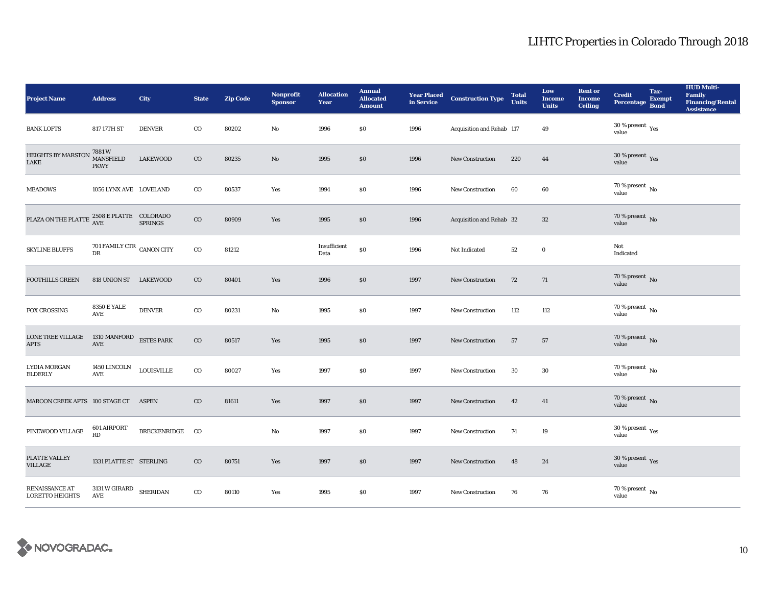# LIHTC Properties in Colorado Through 2018

| Project Name | Address | City | State | Zip Code | Nonprofit Sponsor | Allocation Year | Annual Allocated Amount | Year Placed in Service | Construction Type | Total Units | Low Income Units | Rent or Income Ceiling | Credit Percentage | Tax-Exempt Bond | HUD Multi-Family Financing/Rental Assistance |
|---|---|---|---|---|---|---|---|---|---|---|---|---|---|---|---|
| BANK LOFTS | 817 17TH ST | DENVER | CO | 80202 | No | 1996 | $0 | 1996 | Acquisition and Rehab | 117 | 49 | | 30 % present value | Yes | |
| HEIGHTS BY MARSTON LAKE | 7881 W MANSFIELD PKWY | LAKEWOOD | CO | 80235 | No | 1995 | $0 | 1996 | New Construction | 220 | 44 | | 30 % present value | Yes | |
| MEADOWS | 1056 LYNX AVE | LOVELAND | CO | 80537 | Yes | 1994 | $0 | 1996 | New Construction | 60 | 60 | | 70 % present value | No | |
| PLAZA ON THE PLATTE | 2508 E PLATTE AVE | COLORADO SPRINGS | CO | 80909 | Yes | 1995 | $0 | 1996 | Acquisition and Rehab | 32 | 32 | | 70 % present value | No | |
| SKYLINE BLUFFS | 701 FAMILY CTR DR | CANON CITY | CO | 81212 | | Insufficient Data | $0 | 1996 | Not Indicated | 52 | 0 | | Not Indicated | | |
| FOOTHILLS GREEN | 818 UNION ST | LAKEWOOD | CO | 80401 | Yes | 1996 | $0 | 1997 | New Construction | 72 | 71 | | 70 % present value | No | |
| FOX CROSSING | 8350 E YALE AVE | DENVER | CO | 80231 | No | 1995 | $0 | 1997 | New Construction | 112 | 112 | | 70 % present value | No | |
| LONE TREE VILLAGE APTS | 1310 MANFORD AVE | ESTES PARK | CO | 80517 | Yes | 1995 | $0 | 1997 | New Construction | 57 | 57 | | 70 % present value | No | |
| LYDIA MORGAN ELDERLY | 1450 LINCOLN AVE | LOUISVILLE | CO | 80027 | Yes | 1997 | $0 | 1997 | New Construction | 30 | 30 | | 70 % present value | No | |
| MAROON CREEK APTS | 100 STAGE CT | ASPEN | CO | 81611 | Yes | 1997 | $0 | 1997 | New Construction | 42 | 41 | | 70 % present value | No | |
| PINEWOOD VILLAGE | 601 AIRPORT RD | BRECKENRIDGE | CO | | No | 1997 | $0 | 1997 | New Construction | 74 | 19 | | 30 % present value | Yes | |
| PLATTE VALLEY VILLAGE | 1331 PLATTE ST | STERLING | CO | 80751 | Yes | 1997 | $0 | 1997 | New Construction | 48 | 24 | | 30 % present value | Yes | |
| RENAISSANCE AT LORETTO HEIGHTS | 3131 W GIRARD AVE | SHERIDAN | CO | 80110 | Yes | 1995 | $0 | 1997 | New Construction | 76 | 76 | | 70 % present value | No | |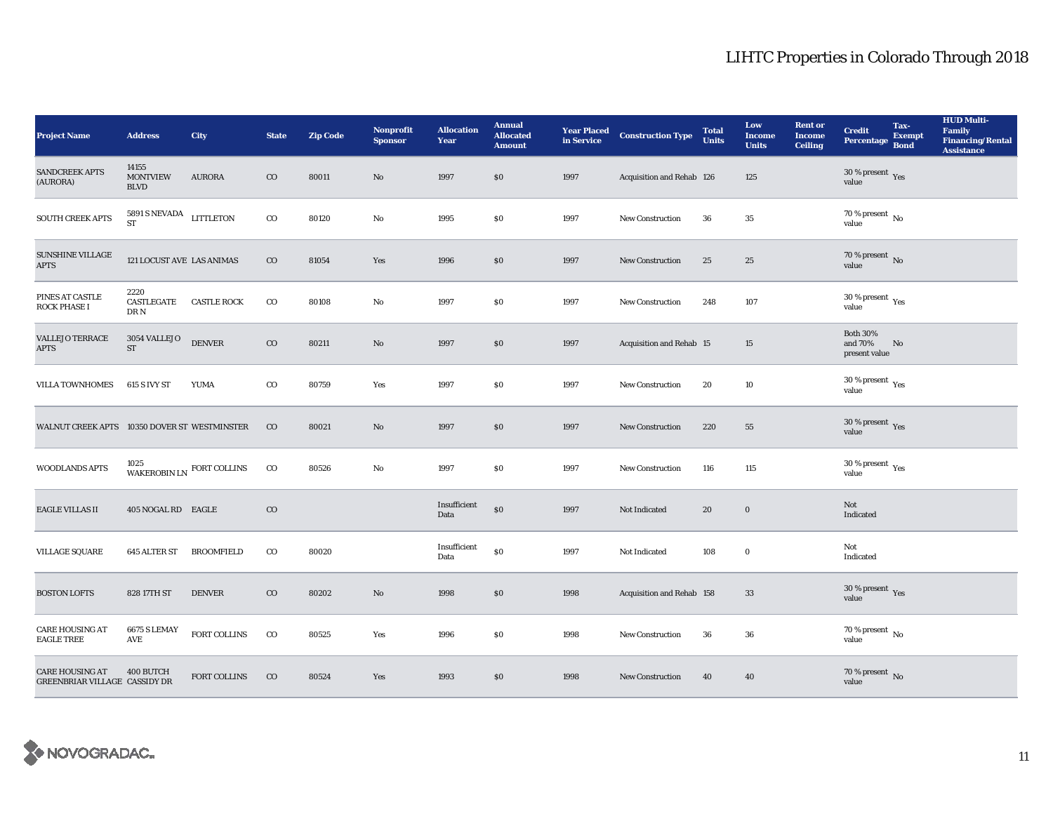# LIHTC Properties in Colorado Through 2018

| Project Name | Address | City | State | Zip Code | Nonprofit Sponsor | Allocation Year | Annual Allocated Amount | Year Placed in Service | Construction Type | Total Units | Low Income Units | Rent or Income Ceiling | Credit Percentage | Tax-Exempt Bond | HUD Multi-Family Financing/Rental Assistance |
|---|---|---|---|---|---|---|---|---|---|---|---|---|---|---|---|
| SANDCREEK APTS (AURORA) | 14155 MONTVIEW BLVD | AURORA | CO | 80011 | No | 1997 | $0 | 1997 | Acquisition and Rehab | 126 | 125 | | 30 % present value | Yes | |
| SOUTH CREEK APTS | 5891 S NEVADA ST | LITTLETON | CO | 80120 | No | 1995 | $0 | 1997 | New Construction | 36 | 35 | | 70 % present value | No | |
| SUNSHINE VILLAGE APTS | 121 LOCUST AVE | LAS ANIMAS | CO | 81054 | Yes | 1996 | $0 | 1997 | New Construction | 25 | 25 | | 70 % present value | No | |
| PINES AT CASTLE ROCK PHASE I | 2220 CASTLEGATE DR N | CASTLE ROCK | CO | 80108 | No | 1997 | $0 | 1997 | New Construction | 248 | 107 | | 30 % present value | Yes | |
| VALLEJO TERRACE APTS | 3054 VALLEJO ST | DENVER | CO | 80211 | No | 1997 | $0 | 1997 | Acquisition and Rehab | 15 | 15 | | Both 30% and 70% present value | No | |
| VILLA TOWNHOMES | 615 S IVY ST | YUMA | CO | 80759 | Yes | 1997 | $0 | 1997 | New Construction | 20 | 10 | | 30 % present value | Yes | |
| WALNUT CREEK APTS | 10350 DOVER ST | WESTMINSTER | CO | 80021 | No | 1997 | $0 | 1997 | New Construction | 220 | 55 | | 30 % present value | Yes | |
| WOODLANDS APTS | 1025 WAKEROBIN LN | FORT COLLINS | CO | 80526 | No | 1997 | $0 | 1997 | New Construction | 116 | 115 | | 30 % present value | Yes | |
| EAGLE VILLAS II | 405 NOGAL RD | EAGLE | CO | | | Insufficient Data | $0 | 1997 | Not Indicated | 20 | 0 | | Not Indicated | | |
| VILLAGE SQUARE | 645 ALTER ST | BROOMFIELD | CO | 80020 | | Insufficient Data | $0 | 1997 | Not Indicated | 108 | 0 | | Not Indicated | | |
| BOSTON LOFTS | 828 17TH ST | DENVER | CO | 80202 | No | 1998 | $0 | 1998 | Acquisition and Rehab | 158 | 33 | | 30 % present value | Yes | |
| CARE HOUSING AT EAGLE TREE | 6675 S LEMAY AVE | FORT COLLINS | CO | 80525 | Yes | 1996 | $0 | 1998 | New Construction | 36 | 36 | | 70 % present value | No | |
| CARE HOUSING AT GREENBRIAR VILLAGE | 400 BUTCH CASSIDY DR | FORT COLLINS | CO | 80524 | Yes | 1993 | $0 | 1998 | New Construction | 40 | 40 | | 70 % present value | No | |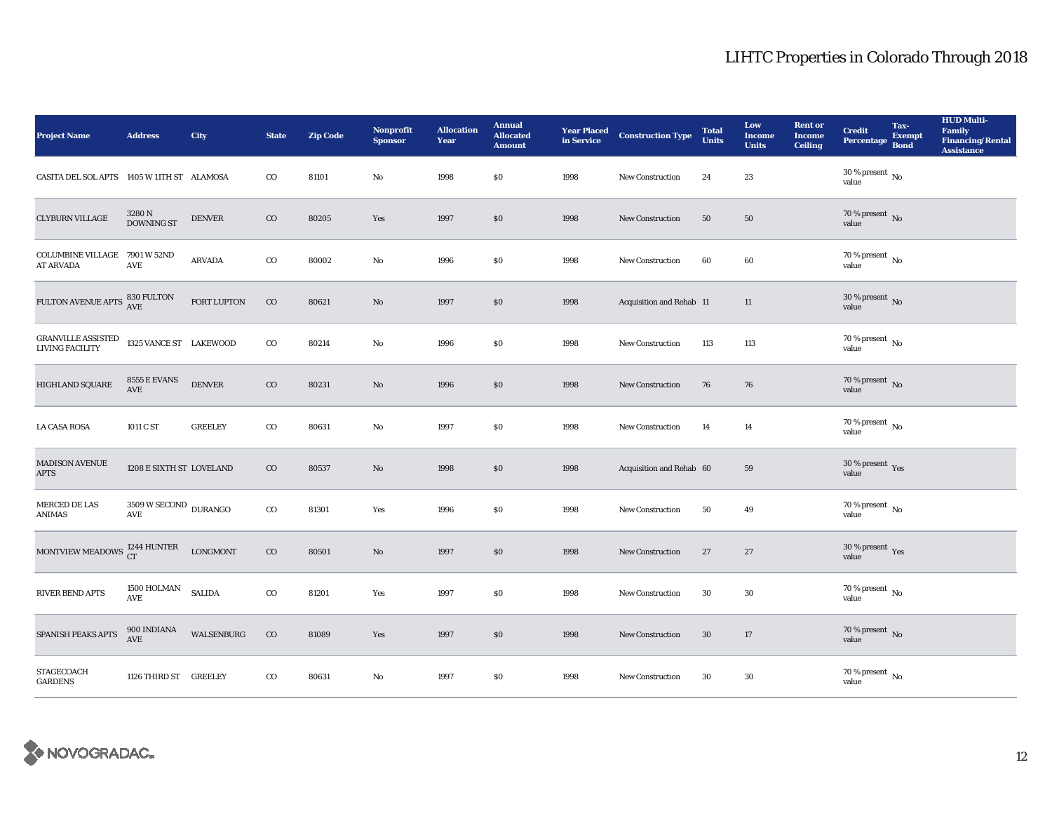# LIHTC Properties in Colorado Through 2018

| Project Name | Address | City | State | Zip Code | Nonprofit Sponsor | Allocation Year | Annual Allocated Amount | Year Placed in Service | Construction Type | Total Units | Low Income Units | Rent or Income Ceiling | Credit Percentage | Tax-Exempt Bond | HUD Multi-Family Financing/Rental Assistance |
|---|---|---|---|---|---|---|---|---|---|---|---|---|---|---|---|
| CASITA DEL SOL APTS | 1405 W 11TH ST | ALAMOSA | CO | 81101 | No | 1998 | $0 | 1998 | New Construction | 24 | 23 | | 30 % present value | No | |
| CLYBURN VILLAGE | 3280 N DOWNING ST | DENVER | CO | 80205 | Yes | 1997 | $0 | 1998 | New Construction | 50 | 50 | | 70 % present value | No | |
| COLUMBINE VILLAGE AT ARVADA | 7901 W 52ND AVE | ARVADA | CO | 80002 | No | 1996 | $0 | 1998 | New Construction | 60 | 60 | | 70 % present value | No | |
| FULTON AVENUE APTS | 830 FULTON AVE | FORT LUPTON | CO | 80621 | No | 1997 | $0 | 1998 | Acquisition and Rehab | 11 | 11 | | 30 % present value | No | |
| GRANVILLE ASSISTED LIVING FACILITY | 1325 VANCE ST | LAKEWOOD | CO | 80214 | No | 1996 | $0 | 1998 | New Construction | 113 | 113 | | 70 % present value | No | |
| HIGHLAND SQUARE | 8555 E EVANS AVE | DENVER | CO | 80231 | No | 1996 | $0 | 1998 | New Construction | 76 | 76 | | 70 % present value | No | |
| LA CASA ROSA | 1011 C ST | GREELEY | CO | 80631 | No | 1997 | $0 | 1998 | New Construction | 14 | 14 | | 70 % present value | No | |
| MADISON AVENUE APTS | 1208 E SIXTH ST | LOVELAND | CO | 80537 | No | 1998 | $0 | 1998 | Acquisition and Rehab | 60 | 59 | | 30 % present value | Yes | |
| MERCED DE LAS ANIMAS | 3509 W SECOND AVE | DURANGO | CO | 81301 | Yes | 1996 | $0 | 1998 | New Construction | 50 | 49 | | 70 % present value | No | |
| MONTVIEW MEADOWS | 1244 HUNTER CT | LONGMONT | CO | 80501 | No | 1997 | $0 | 1998 | New Construction | 27 | 27 | | 30 % present value | Yes | |
| RIVER BEND APTS | 1500 HOLMAN AVE | SALIDA | CO | 81201 | Yes | 1997 | $0 | 1998 | New Construction | 30 | 30 | | 70 % present value | No | |
| SPANISH PEAKS APTS | 900 INDIANA AVE | WALSENBURG | CO | 81089 | Yes | 1997 | $0 | 1998 | New Construction | 30 | 17 | | 70 % present value | No | |
| STAGECOACH GARDENS | 1126 THIRD ST | GREELEY | CO | 80631 | No | 1997 | $0 | 1998 | New Construction | 30 | 30 | | 70 % present value | No | |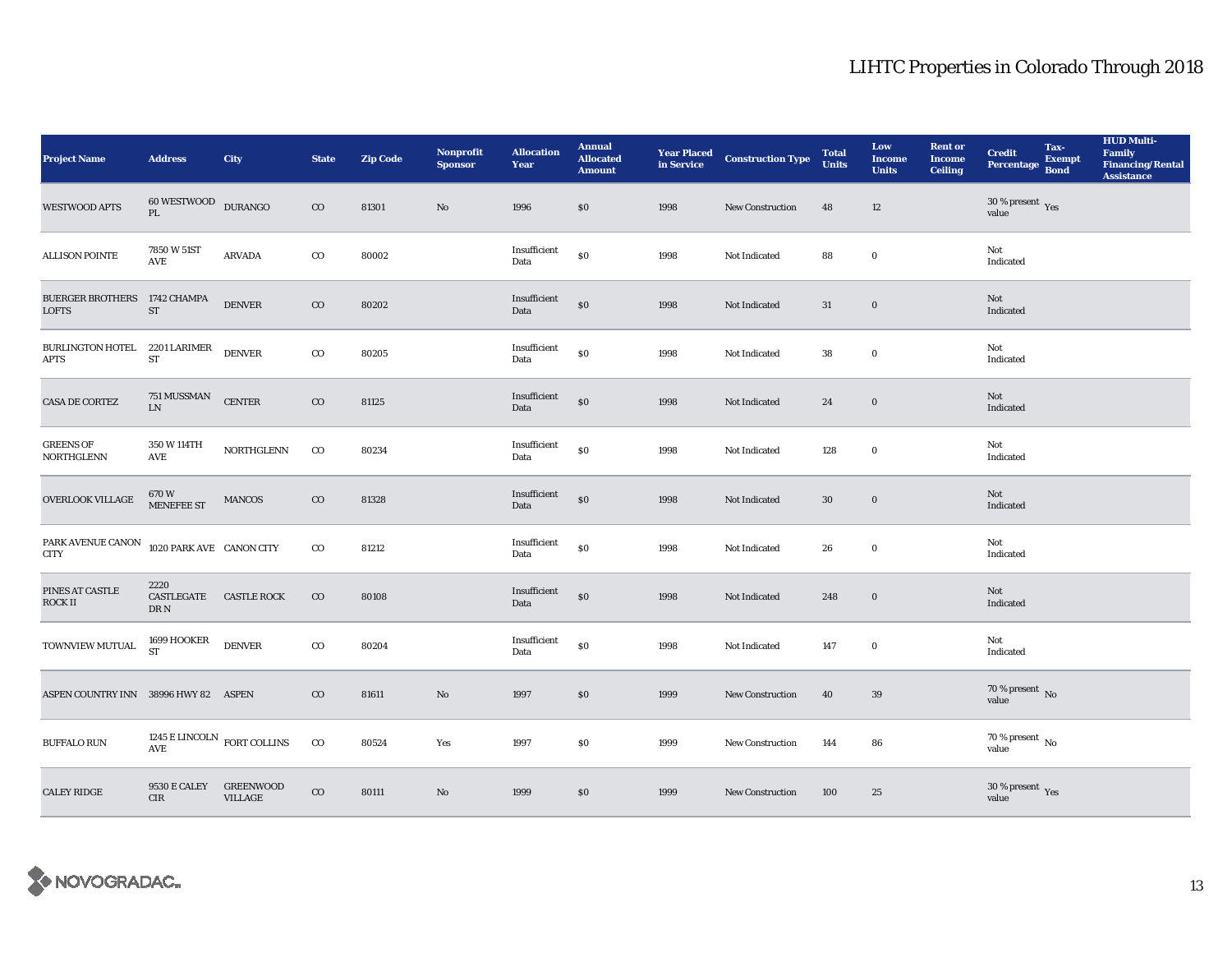# LIHTC Properties in Colorado Through 2018

| Project Name | Address | City | State | Zip Code | Nonprofit Sponsor | Allocation Year | Annual Allocated Amount | Year Placed in Service | Construction Type | Total Units | Low Income Units | Rent or Income Ceiling | Credit Percentage | Tax-Exempt Bond | HUD Multi-Family Financing/Rental Assistance |
|---|---|---|---|---|---|---|---|---|---|---|---|---|---|---|---|
| WESTWOOD APTS | 60 WESTWOOD PL | DURANGO | CO | 81301 | No | 1996 | $0 | 1998 | New Construction | 48 | 12 | | 30 % present value | Yes | |
| ALLISON POINTE | 7850 W 51ST AVE | ARVADA | CO | 80002 | | Insufficient Data | $0 | 1998 | Not Indicated | 88 | 0 | | Not Indicated | | |
| BUERGER BROTHERS LOFTS | 1742 CHAMPA ST | DENVER | CO | 80202 | | Insufficient Data | $0 | 1998 | Not Indicated | 31 | 0 | | Not Indicated | | |
| BURLINGTON HOTEL APTS | 2201 LARIMER ST | DENVER | CO | 80205 | | Insufficient Data | $0 | 1998 | Not Indicated | 38 | 0 | | Not Indicated | | |
| CASA DE CORTEZ | 751 MUSSMAN LN | CENTER | CO | 81125 | | Insufficient Data | $0 | 1998 | Not Indicated | 24 | 0 | | Not Indicated | | |
| GREENS OF NORTHGLENN | 350 W 114TH AVE | NORTHGLENN | CO | 80234 | | Insufficient Data | $0 | 1998 | Not Indicated | 128 | 0 | | Not Indicated | | |
| OVERLOOK VILLAGE | 670 W MENEFEE ST | MANCOS | CO | 81328 | | Insufficient Data | $0 | 1998 | Not Indicated | 30 | 0 | | Not Indicated | | |
| PARK AVENUE CANON CITY | 1020 PARK AVE | CANON CITY | CO | 81212 | | Insufficient Data | $0 | 1998 | Not Indicated | 26 | 0 | | Not Indicated | | |
| PINES AT CASTLE ROCK II | 2220 CASTLEGATE DR N | CASTLE ROCK | CO | 80108 | | Insufficient Data | $0 | 1998 | Not Indicated | 248 | 0 | | Not Indicated | | |
| TOWNVIEW MUTUAL | 1699 HOOKER ST | DENVER | CO | 80204 | | Insufficient Data | $0 | 1998 | Not Indicated | 147 | 0 | | Not Indicated | | |
| ASPEN COUNTRY INN | 38996 HWY 82 | ASPEN | CO | 81611 | No | 1997 | $0 | 1999 | New Construction | 40 | 39 | | 70 % present value | No | |
| BUFFALO RUN | 1245 E LINCOLN AVE | FORT COLLINS | CO | 80524 | Yes | 1997 | $0 | 1999 | New Construction | 144 | 86 | | 70 % present value | No | |
| CALEY RIDGE | 9530 E CALEY CIR | GREENWOOD VILLAGE | CO | 80111 | No | 1999 | $0 | 1999 | New Construction | 100 | 25 | | 30 % present value | Yes | |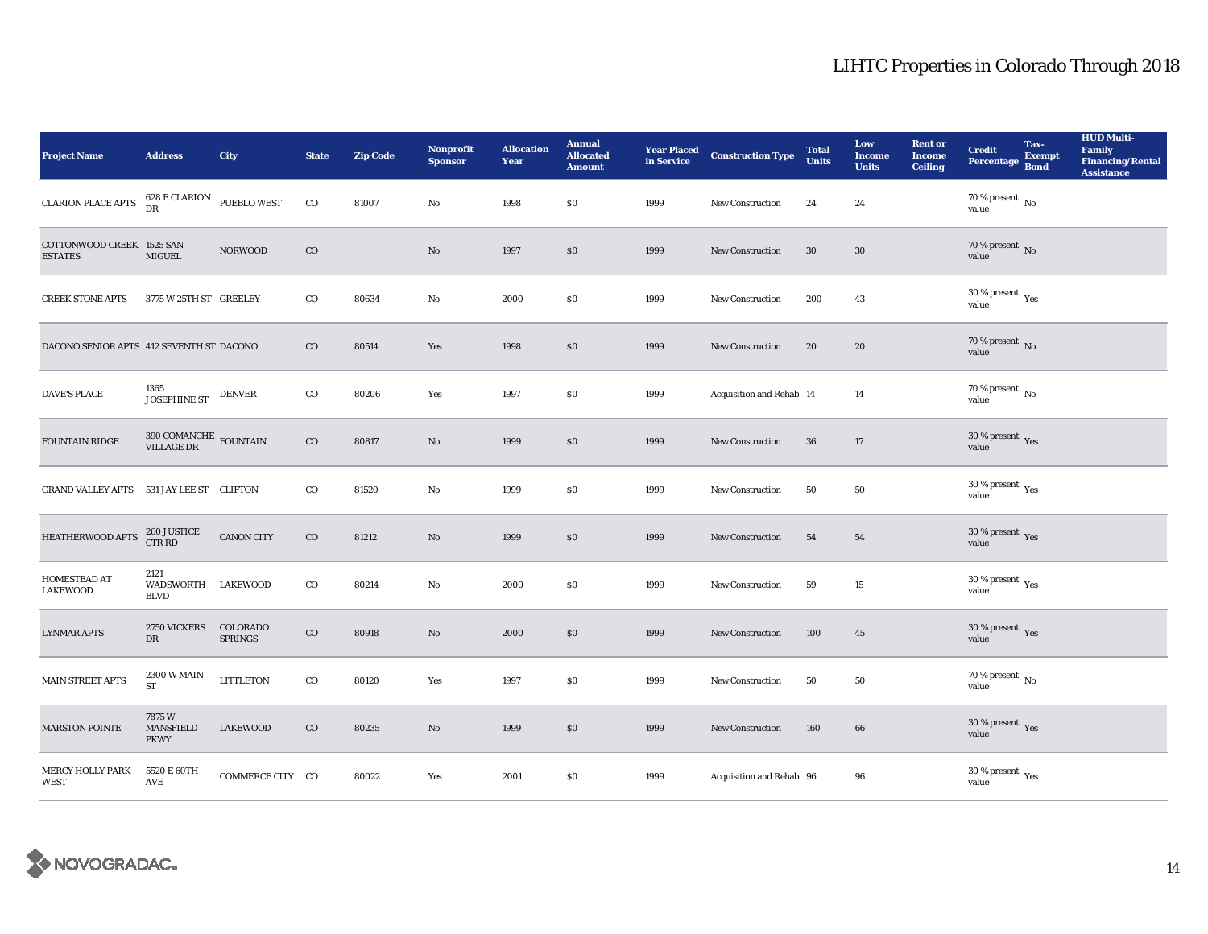# LIHTC Properties in Colorado Through 2018

| Project Name | Address | City | State | Zip Code | Nonprofit Sponsor | Allocation Year | Annual Allocated Amount | Year Placed in Service | Construction Type | Total Units | Low Income Units | Rent or Income Ceiling | Credit Percentage | Tax-Exempt Bond | HUD Multi-Family Financing/Rental Assistance |
|---|---|---|---|---|---|---|---|---|---|---|---|---|---|---|---|
| CLARION PLACE APTS | 628 E CLARION DR | PUEBLO WEST | CO | 81007 | No | 1998 | $0 | 1999 | New Construction | 24 | 24 | | 70 % present value | No | |
| COTTONWOOD CREEK ESTATES | 1525 SAN MIGUEL | NORWOOD | CO | | No | 1997 | $0 | 1999 | New Construction | 30 | 30 | | 70 % present value | No | |
| CREEK STONE APTS | 3775 W 25TH ST | GREELEY | CO | 80634 | No | 2000 | $0 | 1999 | New Construction | 200 | 43 | | 30 % present value | Yes | |
| DACONO SENIOR APTS | 412 SEVENTH ST | DACONO | CO | 80514 | Yes | 1998 | $0 | 1999 | New Construction | 20 | 20 | | 70 % present value | No | |
| DAVE'S PLACE | 1365 JOSEPHINE ST | DENVER | CO | 80206 | Yes | 1997 | $0 | 1999 | Acquisition and Rehab | 14 | 14 | | 70 % present value | No | |
| FOUNTAIN RIDGE | 390 COMANCHE VILLAGE DR | FOUNTAIN | CO | 80817 | No | 1999 | $0 | 1999 | New Construction | 36 | 17 | | 30 % present value | Yes | |
| GRAND VALLEY APTS | 531 JAY LEE ST | CLIFTON | CO | 81520 | No | 1999 | $0 | 1999 | New Construction | 50 | 50 | | 30 % present value | Yes | |
| HEATHERWOOD APTS | 260 JUSTICE CTR RD | CANON CITY | CO | 81212 | No | 1999 | $0 | 1999 | New Construction | 54 | 54 | | 30 % present value | Yes | |
| HOMESTEAD AT LAKEWOOD | 2121 WADSWORTH BLVD | LAKEWOOD | CO | 80214 | No | 2000 | $0 | 1999 | New Construction | 59 | 15 | | 30 % present value | Yes | |
| LYNMAR APTS | 2750 VICKERS DR | COLORADO SPRINGS | CO | 80918 | No | 2000 | $0 | 1999 | New Construction | 100 | 45 | | 30 % present value | Yes | |
| MAIN STREET APTS | 2300 W MAIN ST | LITTLETON | CO | 80120 | Yes | 1997 | $0 | 1999 | New Construction | 50 | 50 | | 70 % present value | No | |
| MARSTON POINTE | 7875 W MANSFIELD PKWY | LAKEWOOD | CO | 80235 | No | 1999 | $0 | 1999 | New Construction | 160 | 66 | | 30 % present value | Yes | |
| MERCY HOLLY PARK WEST | 5520 E 60TH AVE | COMMERCE CITY | CO | 80022 | Yes | 2001 | $0 | 1999 | Acquisition and Rehab | 96 | 96 | | 30 % present value | Yes | |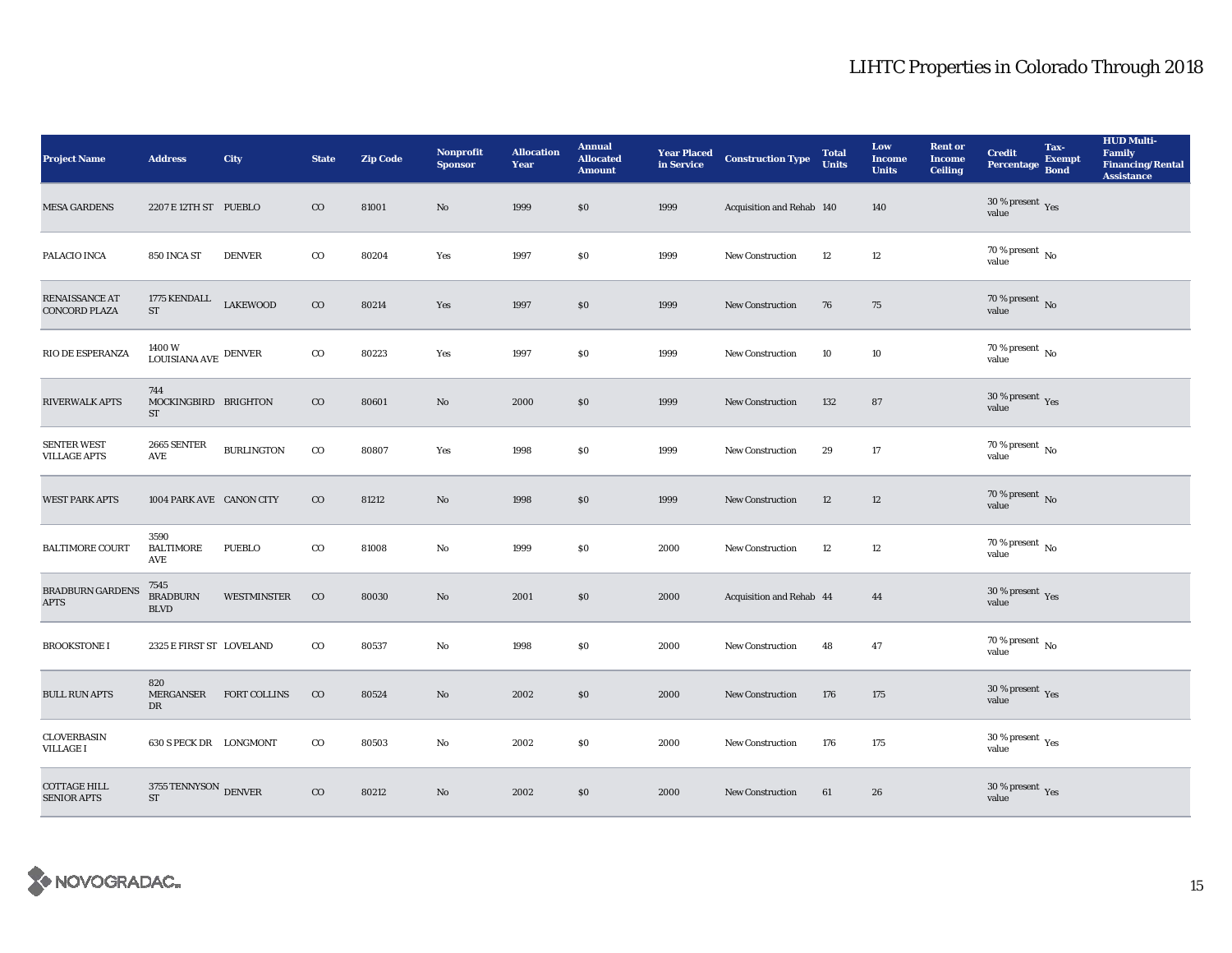# LIHTC Properties in Colorado Through 2018

| Project Name | Address | City | State | Zip Code | Nonprofit Sponsor | Allocation Year | Annual Allocated Amount | Year Placed in Service | Construction Type | Total Units | Low Income Units | Rent or Income Ceiling | Credit Percentage | Tax-Exempt Bond | HUD Multi-Family Financing/Rental Assistance |
|---|---|---|---|---|---|---|---|---|---|---|---|---|---|---|---|
| MESA GARDENS | 2207 E 12TH ST | PUEBLO | CO | 81001 | No | 1999 | $0 | 1999 | Acquisition and Rehab | 140 | 140 | | 30 % present value | Yes | |
| PALACIO INCA | 850 INCA ST | DENVER | CO | 80204 | Yes | 1997 | $0 | 1999 | New Construction | 12 | 12 | | 70 % present value | No | |
| RENAISSANCE AT CONCORD PLAZA | 1775 KENDALL ST | LAKEWOOD | CO | 80214 | Yes | 1997 | $0 | 1999 | New Construction | 76 | 75 | | 70 % present value | No | |
| RIO DE ESPERANZA | 1400 W LOUISIANA AVE | DENVER | CO | 80223 | Yes | 1997 | $0 | 1999 | New Construction | 10 | 10 | | 70 % present value | No | |
| RIVERWALK APTS | 744 MOCKINGBIRD ST | BRIGHTON | CO | 80601 | No | 2000 | $0 | 1999 | New Construction | 132 | 87 | | 30 % present value | Yes | |
| SENTER WEST VILLAGE APTS | 2665 SENTER AVE | BURLINGTON | CO | 80807 | Yes | 1998 | $0 | 1999 | New Construction | 29 | 17 | | 70 % present value | No | |
| WEST PARK APTS | 1004 PARK AVE | CANON CITY | CO | 81212 | No | 1998 | $0 | 1999 | New Construction | 12 | 12 | | 70 % present value | No | |
| BALTIMORE COURT | 3590 BALTIMORE AVE | PUEBLO | CO | 81008 | No | 1999 | $0 | 2000 | New Construction | 12 | 12 | | 70 % present value | No | |
| BRADBURN GARDENS APTS | 7545 BRADBURN BLVD | WESTMINSTER | CO | 80030 | No | 2001 | $0 | 2000 | Acquisition and Rehab | 44 | 44 | | 30 % present value | Yes | |
| BROOKSTONE I | 2325 E FIRST ST | LOVELAND | CO | 80537 | No | 1998 | $0 | 2000 | New Construction | 48 | 47 | | 70 % present value | No | |
| BULL RUN APTS | 820 MERGANSER DR | FORT COLLINS | CO | 80524 | No | 2002 | $0 | 2000 | New Construction | 176 | 175 | | 30 % present value | Yes | |
| CLOVERBASIN VILLAGE I | 630 S PECK DR | LONGMONT | CO | 80503 | No | 2002 | $0 | 2000 | New Construction | 176 | 175 | | 30 % present value | Yes | |
| COTTAGE HILL SENIOR APTS | 3755 TENNYSON ST | DENVER | CO | 80212 | No | 2002 | $0 | 2000 | New Construction | 61 | 26 | | 30 % present value | Yes | |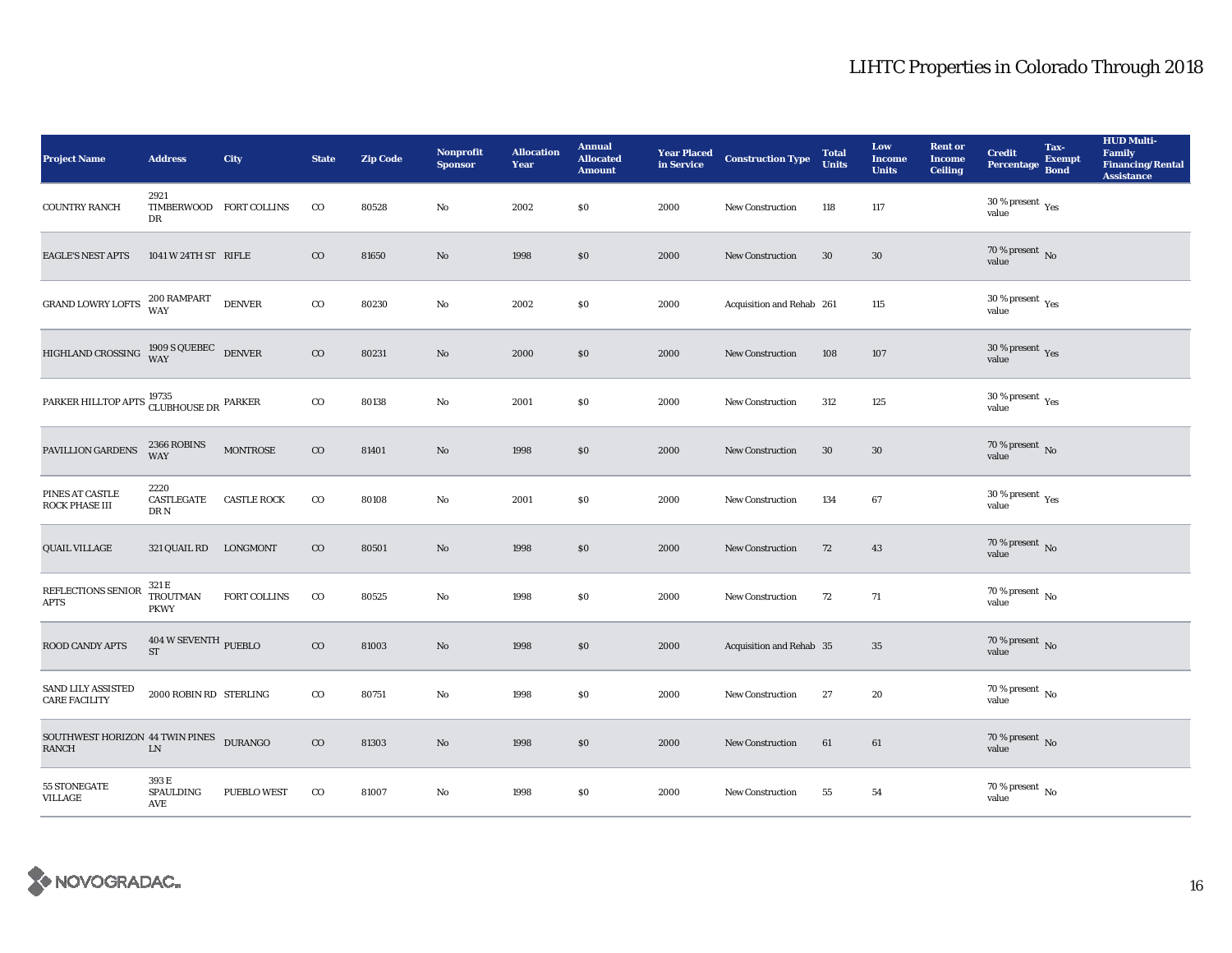# LIHTC Properties in Colorado Through 2018

| Project Name | Address | City | State | Zip Code | Nonprofit Sponsor | Allocation Year | Annual Allocated Amount | Year Placed in Service | Construction Type | Total Units | Low Income Units | Rent or Income Ceiling | Credit Percentage | Tax-Exempt Bond | HUD Multi-Family Financing/Rental Assistance |
|---|---|---|---|---|---|---|---|---|---|---|---|---|---|---|---|
| COUNTRY RANCH | 2921 TIMBERWOOD DR | FORT COLLINS | CO | 80528 | No | 2002 | $0 | 2000 | New Construction | 118 | 117 | | 30 % present value | Yes | |
| EAGLE'S NEST APTS | 1041 W 24TH ST | RIFLE | CO | 81650 | No | 1998 | $0 | 2000 | New Construction | 30 | 30 | | 70 % present value | No | |
| GRAND LOWRY LOFTS | 200 RAMPART WAY | DENVER | CO | 80230 | No | 2002 | $0 | 2000 | Acquisition and Rehab | 261 | 115 | | 30 % present value | Yes | |
| HIGHLAND CROSSING | 1909 S QUEBEC WAY | DENVER | CO | 80231 | No | 2000 | $0 | 2000 | New Construction | 108 | 107 | | 30 % present value | Yes | |
| PARKER HILLTOP APTS | 19735 CLUBHOUSE DR | PARKER | CO | 80138 | No | 2001 | $0 | 2000 | New Construction | 312 | 125 | | 30 % present value | Yes | |
| PAVILLION GARDENS | 2366 ROBINS WAY | MONTROSE | CO | 81401 | No | 1998 | $0 | 2000 | New Construction | 30 | 30 | | 70 % present value | No | |
| PINES AT CASTLE ROCK PHASE III | 2220 CASTLEGATE DR N | CASTLE ROCK | CO | 80108 | No | 2001 | $0 | 2000 | New Construction | 134 | 67 | | 30 % present value | Yes | |
| QUAIL VILLAGE | 321 QUAIL RD | LONGMONT | CO | 80501 | No | 1998 | $0 | 2000 | New Construction | 72 | 43 | | 70 % present value | No | |
| REFLECTIONS SENIOR APTS | 321 E TROUTMAN PKWY | FORT COLLINS | CO | 80525 | No | 1998 | $0 | 2000 | New Construction | 72 | 71 | | 70 % present value | No | |
| ROOD CANDY APTS | 404 W SEVENTH ST | PUEBLO | CO | 81003 | No | 1998 | $0 | 2000 | Acquisition and Rehab | 35 | 35 | | 70 % present value | No | |
| SAND LILY ASSISTED CARE FACILITY | 2000 ROBIN RD | STERLING | CO | 80751 | No | 1998 | $0 | 2000 | New Construction | 27 | 20 | | 70 % present value | No | |
| SOUTHWEST HORIZON RANCH | 44 TWIN PINES LN | DURANGO | CO | 81303 | No | 1998 | $0 | 2000 | New Construction | 61 | 61 | | 70 % present value | No | |
| 55 STONEGATE VILLAGE | 393 E SPAULDING AVE | PUEBLO WEST | CO | 81007 | No | 1998 | $0 | 2000 | New Construction | 55 | 54 | | 70 % present value | No | |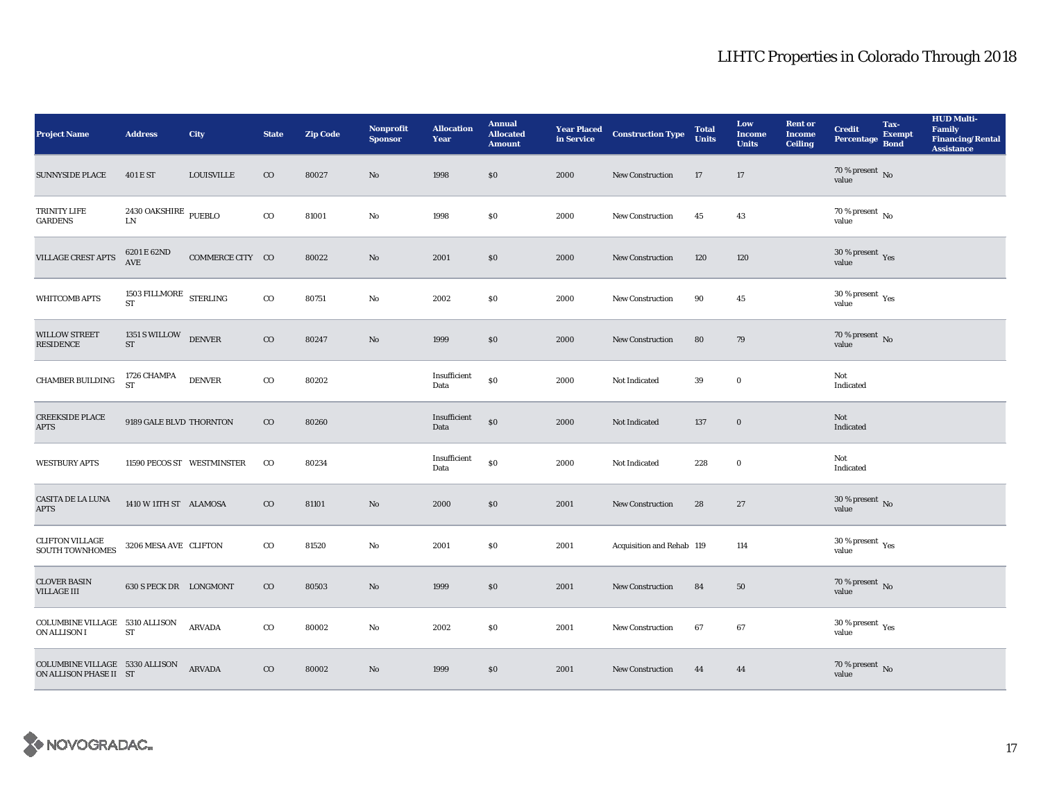# LIHTC Properties in Colorado Through 2018

| Project Name | Address | City | State | Zip Code | Nonprofit Sponsor | Allocation Year | Annual Allocated Amount | Year Placed in Service | Construction Type | Total Units | Low Income Units | Rent or Income Ceiling | Credit Percentage | Tax-Exempt Bond | HUD Multi-Family Financing/Rental Assistance |
|---|---|---|---|---|---|---|---|---|---|---|---|---|---|---|---|
| SUNNYSIDE PLACE | 401 E ST | LOUISVILLE | CO | 80027 | No | 1998 | $0 | 2000 | New Construction | 17 | 17 | | 70 % present value | No | |
| TRINITY LIFE GARDENS | 2430 OAKSHIRE LN | PUEBLO | CO | 81001 | No | 1998 | $0 | 2000 | New Construction | 45 | 43 | | 70 % present value | No | |
| VILLAGE CREST APTS | 6201 E 62ND AVE | COMMERCE CITY | CO | 80022 | No | 2001 | $0 | 2000 | New Construction | 120 | 120 | | 30 % present value | Yes | |
| WHITCOMB APTS | 1503 FILLMORE ST | STERLING | CO | 80751 | No | 2002 | $0 | 2000 | New Construction | 90 | 45 | | 30 % present value | Yes | |
| WILLOW STREET RESIDENCE | 1351 S WILLOW ST | DENVER | CO | 80247 | No | 1999 | $0 | 2000 | New Construction | 80 | 79 | | 70 % present value | No | |
| CHAMBER BUILDING | 1726 CHAMPA ST | DENVER | CO | 80202 | | Insufficient Data | $0 | 2000 | Not Indicated | 39 | 0 | | Not Indicated | | |
| CREEKSIDE PLACE APTS | 9189 GALE BLVD | THORNTON | CO | 80260 | | Insufficient Data | $0 | 2000 | Not Indicated | 137 | 0 | | Not Indicated | | |
| WESTBURY APTS | 11590 PECOS ST | WESTMINSTER | CO | 80234 | | Insufficient Data | $0 | 2000 | Not Indicated | 228 | 0 | | Not Indicated | | |
| CASITA DE LA LUNA APTS | 1410 W 11TH ST | ALAMOSA | CO | 81101 | No | 2000 | $0 | 2001 | New Construction | 28 | 27 | | 30 % present value | No | |
| CLIFTON VILLAGE SOUTH TOWNHOMES | 3206 MESA AVE | CLIFTON | CO | 81520 | No | 2001 | $0 | 2001 | Acquisition and Rehab | 119 | 114 | | 30 % present value | Yes | |
| CLOVER BASIN VILLAGE III | 630 S PECK DR | LONGMONT | CO | 80503 | No | 1999 | $0 | 2001 | New Construction | 84 | 50 | | 70 % present value | No | |
| COLUMBINE VILLAGE ON ALLISON I | 5310 ALLISON ST | ARVADA | CO | 80002 | No | 2002 | $0 | 2001 | New Construction | 67 | 67 | | 30 % present value | Yes | |
| COLUMBINE VILLAGE ON ALLISON PHASE II | 5330 ALLISON ST | ARVADA | CO | 80002 | No | 1999 | $0 | 2001 | New Construction | 44 | 44 | | 70 % present value | No | |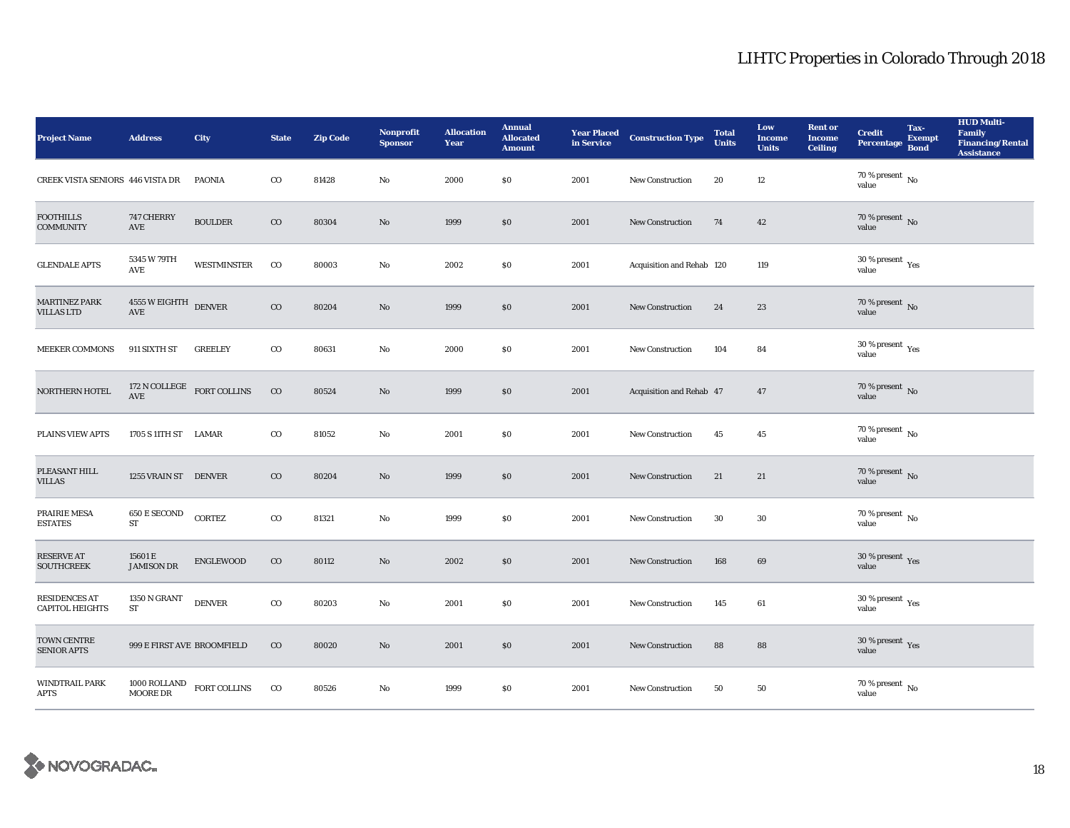# LIHTC Properties in Colorado Through 2018

| Project Name | Address | City | State | Zip Code | Nonprofit Sponsor | Allocation Year | Annual Allocated Amount | Year Placed in Service | Construction Type | Total Units | Low Income Units | Rent or Income Ceiling | Credit Percentage | Tax-Exempt Bond | HUD Multi-Family Financing/Rental Assistance |
|---|---|---|---|---|---|---|---|---|---|---|---|---|---|---|---|
| CREEK VISTA SENIORS | 446 VISTA DR | PAONIA | CO | 81428 | No | 2000 | $0 | 2001 | New Construction | 20 | 12 | | 70 % present value | No | |
| FOOTHILLS COMMUNITY | 747 CHERRY AVE | BOULDER | CO | 80304 | No | 1999 | $0 | 2001 | New Construction | 74 | 42 | | 70 % present value | No | |
| GLENDALE APTS | 5345 W 79TH AVE | WESTMINSTER | CO | 80003 | No | 2002 | $0 | 2001 | Acquisition and Rehab | 120 | 119 | | 30 % present value | Yes | |
| MARTINEZ PARK VILLAS LTD | 4555 W EIGHTH AVE | DENVER | CO | 80204 | No | 1999 | $0 | 2001 | New Construction | 24 | 23 | | 70 % present value | No | |
| MEEKER COMMONS | 911 SIXTH ST | GREELEY | CO | 80631 | No | 2000 | $0 | 2001 | New Construction | 104 | 84 | | 30 % present value | Yes | |
| NORTHERN HOTEL | 172 N COLLEGE AVE | FORT COLLINS | CO | 80524 | No | 1999 | $0 | 2001 | Acquisition and Rehab | 47 | 47 | | 70 % present value | No | |
| PLAINS VIEW APTS | 1705 S 11TH ST | LAMAR | CO | 81052 | No | 2001 | $0 | 2001 | New Construction | 45 | 45 | | 70 % present value | No | |
| PLEASANT HILL VILLAS | 1255 VRAIN ST | DENVER | CO | 80204 | No | 1999 | $0 | 2001 | New Construction | 21 | 21 | | 70 % present value | No | |
| PRAIRIE MESA ESTATES | 650 E SECOND ST | CORTEZ | CO | 81321 | No | 1999 | $0 | 2001 | New Construction | 30 | 30 | | 70 % present value | No | |
| RESERVE AT SOUTHCREEK | 15601 E JAMISON DR | ENGLEWOOD | CO | 80112 | No | 2002 | $0 | 2001 | New Construction | 168 | 69 | | 30 % present value | Yes | |
| RESIDENCES AT CAPITOL HEIGHTS | 1350 N GRANT ST | DENVER | CO | 80203 | No | 2001 | $0 | 2001 | New Construction | 145 | 61 | | 30 % present value | Yes | |
| TOWN CENTRE SENIOR APTS | 999 E FIRST AVE | BROOMFIELD | CO | 80020 | No | 2001 | $0 | 2001 | New Construction | 88 | 88 | | 30 % present value | Yes | |
| WINDTRAIL PARK APTS | 1000 ROLLAND MOORE DR | FORT COLLINS | CO | 80526 | No | 1999 | $0 | 2001 | New Construction | 50 | 50 | | 70 % present value | No | |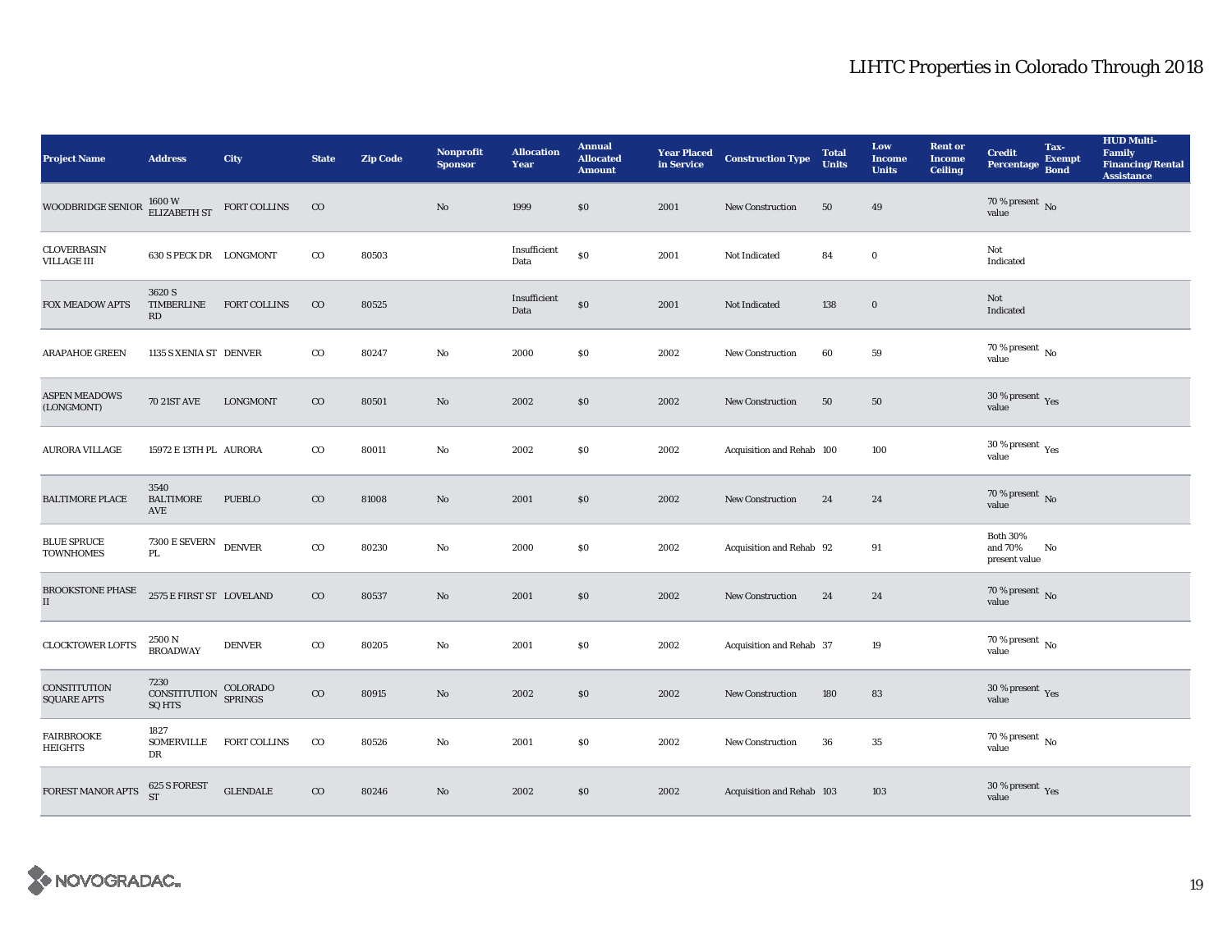# LIHTC Properties in Colorado Through 2018

| Project Name | Address | City | State | Zip Code | Nonprofit Sponsor | Allocation Year | Annual Allocated Amount | Year Placed in Service | Construction Type | Total Units | Low Income Units | Rent or Income Ceiling | Credit Percentage | Tax-Exempt Bond | HUD Multi-Family Financing/Rental Assistance |
|---|---|---|---|---|---|---|---|---|---|---|---|---|---|---|---|
| WOODBRIDGE SENIOR | 1600 W ELIZABETH ST | FORT COLLINS | CO | | No | 1999 | $0 | 2001 | New Construction | 50 | 49 | | 70 % present value | No | |
| CLOVERBASIN VILLAGE III | 630 S PECK DR | LONGMONT | CO | 80503 | | Insufficient Data | $0 | 2001 | Not Indicated | 84 | 0 | | Not Indicated | | |
| FOX MEADOW APTS | 3620 S TIMBERLINE RD | FORT COLLINS | CO | 80525 | | Insufficient Data | $0 | 2001 | Not Indicated | 138 | 0 | | Not Indicated | | |
| ARAPAHOE GREEN | 1135 S XENIA ST | DENVER | CO | 80247 | No | 2000 | $0 | 2002 | New Construction | 60 | 59 | | 70 % present value | No | |
| ASPEN MEADOWS (LONGMONT) | 70 21ST AVE | LONGMONT | CO | 80501 | No | 2002 | $0 | 2002 | New Construction | 50 | 50 | | 30 % present value | Yes | |
| AURORA VILLAGE | 15972 E 13TH PL | AURORA | CO | 80011 | No | 2002 | $0 | 2002 | Acquisition and Rehab | 100 | 100 | | 30 % present value | Yes | |
| BALTIMORE PLACE | 3540 BALTIMORE AVE | PUEBLO | CO | 81008 | No | 2001 | $0 | 2002 | New Construction | 24 | 24 | | 70 % present value | No | |
| BLUE SPRUCE TOWNHOMES | 7300 E SEVERN PL | DENVER | CO | 80230 | No | 2000 | $0 | 2002 | Acquisition and Rehab | 92 | 91 | | Both 30% and 70% present value | No | |
| BROOKSTONE PHASE II | 2575 E FIRST ST | LOVELAND | CO | 80537 | No | 2001 | $0 | 2002 | New Construction | 24 | 24 | | 70 % present value | No | |
| CLOCKTOWER LOFTS | 2500 N BROADWAY | DENVER | CO | 80205 | No | 2001 | $0 | 2002 | Acquisition and Rehab | 37 | 19 | | 70 % present value | No | |
| CONSTITUTION SQUARE APTS | 7230 CONSTITUTION SQ HTS | COLORADO SPRINGS | CO | 80915 | No | 2002 | $0 | 2002 | New Construction | 180 | 83 | | 30 % present value | Yes | |
| FAIRBROOKE HEIGHTS | 1827 SOMERVILLE DR | FORT COLLINS | CO | 80526 | No | 2001 | $0 | 2002 | New Construction | 36 | 35 | | 70 % present value | No | |
| FOREST MANOR APTS | 625 S FOREST ST | GLENDALE | CO | 80246 | No | 2002 | $0 | 2002 | Acquisition and Rehab | 103 | 103 | | 30 % present value | Yes | |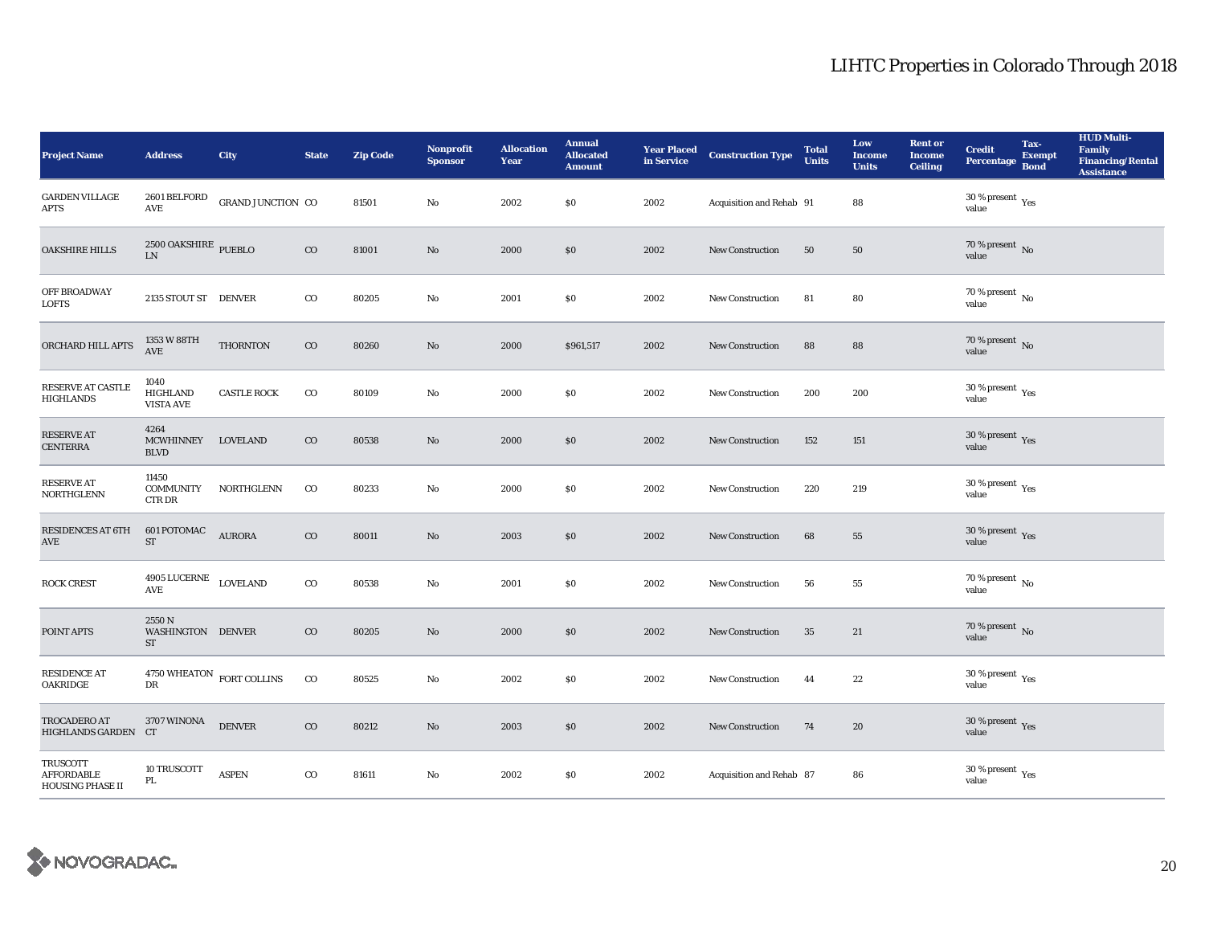# LIHTC Properties in Colorado Through 2018

| Project Name | Address | City | State | Zip Code | Nonprofit Sponsor | Allocation Year | Annual Allocated Amount | Year Placed in Service | Construction Type | Total Units | Low Income Units | Rent or Income Ceiling | Credit Percentage | Tax-Exempt Bond | HUD Multi-Family Financing/Rental Assistance |
|---|---|---|---|---|---|---|---|---|---|---|---|---|---|---|---|
| GARDEN VILLAGE APTS | 2601 BELFORD AVE | GRAND JUNCTION | CO | 81501 | No | 2002 | $0 | 2002 | Acquisition and Rehab | 91 | 88 | | 30 % present value | Yes | |
| OAKSHIRE HILLS | 2500 OAKSHIRE LN | PUEBLO | CO | 81001 | No | 2000 | $0 | 2002 | New Construction | 50 | 50 | | 70 % present value | No | |
| OFF BROADWAY LOFTS | 2135 STOUT ST | DENVER | CO | 80205 | No | 2001 | $0 | 2002 | New Construction | 81 | 80 | | 70 % present value | No | |
| ORCHARD HILL APTS | 1353 W 88TH AVE | THORNTON | CO | 80260 | No | 2000 | $961,517 | 2002 | New Construction | 88 | 88 | | 70 % present value | No | |
| RESERVE AT CASTLE HIGHLANDS | 1040 HIGHLAND VISTA AVE | CASTLE ROCK | CO | 80109 | No | 2000 | $0 | 2002 | New Construction | 200 | 200 | | 30 % present value | Yes | |
| RESERVE AT CENTERRA | 4264 MCWHINNEY BLVD | LOVELAND | CO | 80538 | No | 2000 | $0 | 2002 | New Construction | 152 | 151 | | 30 % present value | Yes | |
| RESERVE AT NORTHGLENN | 11450 COMMUNITY CTR DR | NORTHGLENN | CO | 80233 | No | 2000 | $0 | 2002 | New Construction | 220 | 219 | | 30 % present value | Yes | |
| RESIDENCES AT 6TH AVE | 601 POTOMAC ST | AURORA | CO | 80011 | No | 2003 | $0 | 2002 | New Construction | 68 | 55 | | 30 % present value | Yes | |
| ROCK CREST | 4905 LUCERNE AVE | LOVELAND | CO | 80538 | No | 2001 | $0 | 2002 | New Construction | 56 | 55 | | 70 % present value | No | |
| POINT APTS | 2550 N WASHINGTON ST | DENVER | CO | 80205 | No | 2000 | $0 | 2002 | New Construction | 35 | 21 | | 70 % present value | No | |
| RESIDENCE AT OAKRIDGE | 4750 WHEATON DR | FORT COLLINS | CO | 80525 | No | 2002 | $0 | 2002 | New Construction | 44 | 22 | | 30 % present value | Yes | |
| TROCADERO AT HIGHLANDS GARDEN | 3707 WINONA CT | DENVER | CO | 80212 | No | 2003 | $0 | 2002 | New Construction | 74 | 20 | | 30 % present value | Yes | |
| TRUSCOTT AFFORDABLE HOUSING PHASE II | 10 TRUSCOTT PL | ASPEN | CO | 81611 | No | 2002 | $0 | 2002 | Acquisition and Rehab | 87 | 86 | | 30 % present value | Yes | |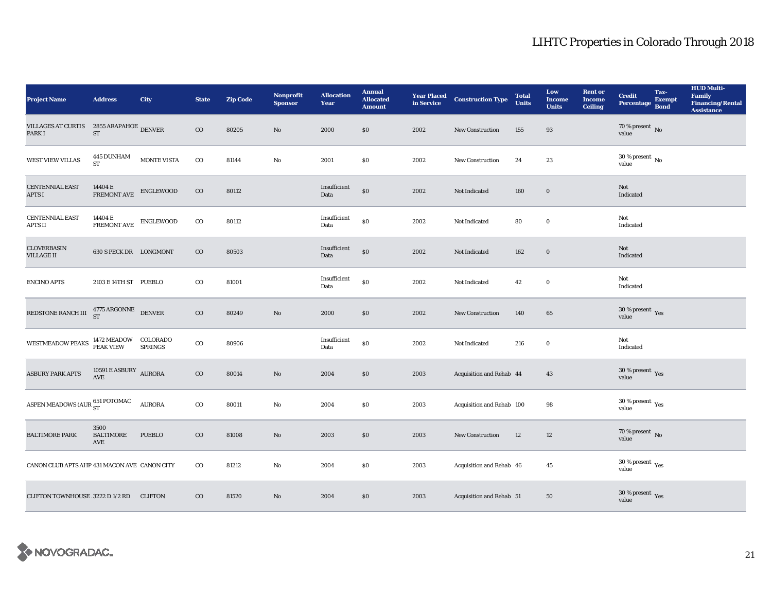# LIHTC Properties in Colorado Through 2018

| Project Name | Address | City | State | Zip Code | Nonprofit Sponsor | Allocation Year | Annual Allocated Amount | Year Placed in Service | Construction Type | Total Units | Low Income Units | Rent or Income Ceiling | Credit Percentage | Tax-Exempt Bond | HUD Multi-Family Financing/Rental Assistance |
|---|---|---|---|---|---|---|---|---|---|---|---|---|---|---|---|
| VILLAGES AT CURTIS PARK I | 2855 ARAPAHOE ST | DENVER | CO | 80205 | No | 2000 | $0 | 2002 | New Construction | 155 | 93 | | 70 % present value | No | |
| WEST VIEW VILLAS | 445 DUNHAM ST | MONTE VISTA | CO | 81144 | No | 2001 | $0 | 2002 | New Construction | 24 | 23 | | 30 % present value | No | |
| CENTENNIAL EAST APTS I | 14404 E FREMONT AVE | ENGLEWOOD | CO | 80112 | | Insufficient Data | $0 | 2002 | Not Indicated | 160 | 0 | | Not Indicated | | |
| CENTENNIAL EAST APTS II | 14404 E FREMONT AVE | ENGLEWOOD | CO | 80112 | | Insufficient Data | $0 | 2002 | Not Indicated | 80 | 0 | | Not Indicated | | |
| CLOVERBASIN VILLAGE II | 630 S PECK DR | LONGMONT | CO | 80503 | | Insufficient Data | $0 | 2002 | Not Indicated | 162 | 0 | | Not Indicated | | |
| ENCINO APTS | 2103 E 14TH ST | PUEBLO | CO | 81001 | | Insufficient Data | $0 | 2002 | Not Indicated | 42 | 0 | | Not Indicated | | |
| REDSTONE RANCH III | 4775 ARGONNE ST | DENVER | CO | 80249 | No | 2000 | $0 | 2002 | New Construction | 140 | 65 | | 30 % present value | Yes | |
| WESTMEADOW PEAKS | 1472 MEADOW PEAK VIEW | COLORADO SPRINGS | CO | 80906 | | Insufficient Data | $0 | 2002 | Not Indicated | 216 | 0 | | Not Indicated | | |
| ASBURY PARK APTS | 10591 E ASBURY AVE | AURORA | CO | 80014 | No | 2004 | $0 | 2003 | Acquisition and Rehab | 44 | 43 | | 30 % present value | Yes | |
| ASPEN MEADOWS (AUR | 651 POTOMAC ST | AURORA | CO | 80011 | No | 2004 | $0 | 2003 | Acquisition and Rehab | 100 | 98 | | 30 % present value | Yes | |
| BALTIMORE PARK | 3500 BALTIMORE AVE | PUEBLO | CO | 81008 | No | 2003 | $0 | 2003 | New Construction | 12 | 12 | | 70 % present value | No | |
| CANON CLUB APTS AHP | 431 MACON AVE | CANON CITY | CO | 81212 | No | 2004 | $0 | 2003 | Acquisition and Rehab | 46 | 45 | | 30 % present value | Yes | |
| CLIFTON TOWNHOUSE . | 3222 D 1/2 RD | CLIFTON | CO | 81520 | No | 2004 | $0 | 2003 | Acquisition and Rehab | 51 | 50 | | 30 % present value | Yes | |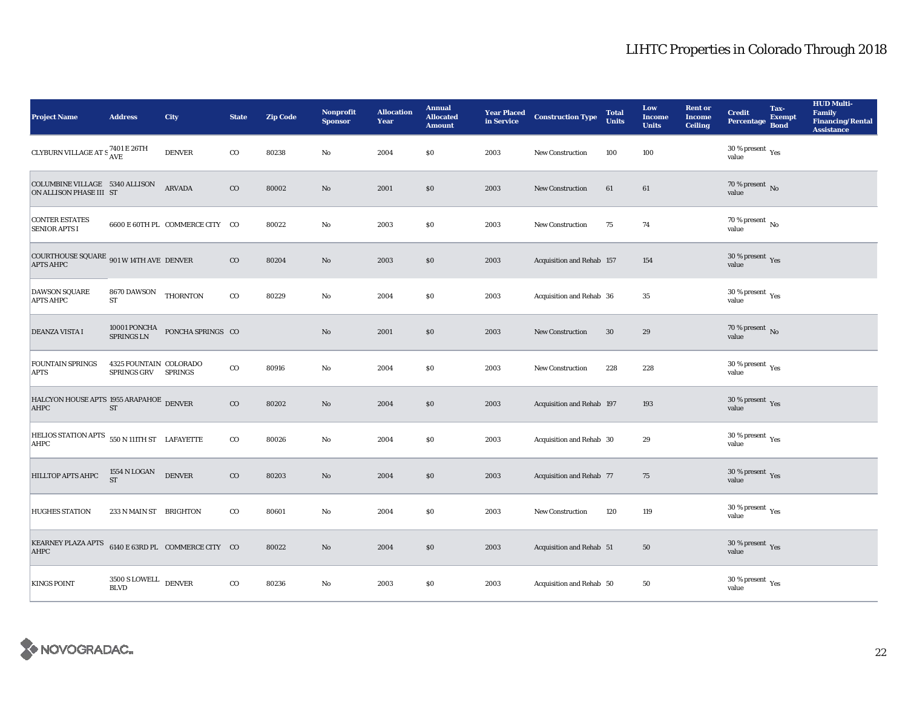## LIHTC Properties in Colorado Through 2018

| Project Name | Address | City | State | Zip Code | Nonprofit Sponsor | Allocation Year | Annual Allocated Amount | Year Placed in Service | Construction Type | Total Units | Low Income Units | Rent or Income Ceiling | Credit Percentage | Tax-Exempt Bond | HUD Multi-Family Financing/Rental Assistance |
|---|---|---|---|---|---|---|---|---|---|---|---|---|---|---|---|
| CLYBURN VILLAGE AT S | 7401 E 26TH AVE | DENVER | CO | 80238 | No | 2004 | $0 | 2003 | New Construction | 100 | 100 | | 30 % present value | Yes | |
| COLUMBINE VILLAGE ON ALLISON PHASE III | 5340 ALLISON ST | ARVADA | CO | 80002 | No | 2001 | $0 | 2003 | New Construction | 61 | 61 | | 70 % present value | No | |
| CONTER ESTATES SENIOR APTS I | 6600 E 60TH PL | COMMERCE CITY | CO | 80022 | No | 2003 | $0 | 2003 | New Construction | 75 | 74 | | 70 % present value | No | |
| COURTHOUSE SQUARE APTS AHPC | 901 W 14TH AVE | DENVER | CO | 80204 | No | 2003 | $0 | 2003 | Acquisition and Rehab | 157 | 154 | | 30 % present value | Yes | |
| DAWSON SQUARE APTS AHPC | 8670 DAWSON ST | THORNTON | CO | 80229 | No | 2004 | $0 | 2003 | Acquisition and Rehab | 36 | 35 | | 30 % present value | Yes | |
| DEANZA VISTA I | 10001 PONCHA SPRINGS LN | PONCHA SPRINGS | CO | | No | 2001 | $0 | 2003 | New Construction | 30 | 29 | | 70 % present value | No | |
| FOUNTAIN SPRINGS APTS | 4325 FOUNTAIN SPRINGS GRV | COLORADO SPRINGS | CO | 80916 | No | 2004 | $0 | 2003 | New Construction | 228 | 228 | | 30 % present value | Yes | |
| HALCYON HOUSE APTS AHPC | 1955 ARAPAHOE ST | DENVER | CO | 80202 | No | 2004 | $0 | 2003 | Acquisition and Rehab | 197 | 193 | | 30 % present value | Yes | |
| HELIOS STATION APTS AHPC | 550 N 111TH ST | LAFAYETTE | CO | 80026 | No | 2004 | $0 | 2003 | Acquisition and Rehab | 30 | 29 | | 30 % present value | Yes | |
| HILLTOP APTS AHPC | 1554 N LOGAN ST | DENVER | CO | 80203 | No | 2004 | $0 | 2003 | Acquisition and Rehab | 77 | 75 | | 30 % present value | Yes | |
| HUGHES STATION | 233 N MAIN ST | BRIGHTON | CO | 80601 | No | 2004 | $0 | 2003 | New Construction | 120 | 119 | | 30 % present value | Yes | |
| KEARNEY PLAZA APTS AHPC | 6140 E 63RD PL | COMMERCE CITY | CO | 80022 | No | 2004 | $0 | 2003 | Acquisition and Rehab | 51 | 50 | | 30 % present value | Yes | |
| KINGS POINT | 3500 S LOWELL BLVD | DENVER | CO | 80236 | No | 2003 | $0 | 2003 | Acquisition and Rehab | 50 | 50 | | 30 % present value | Yes | |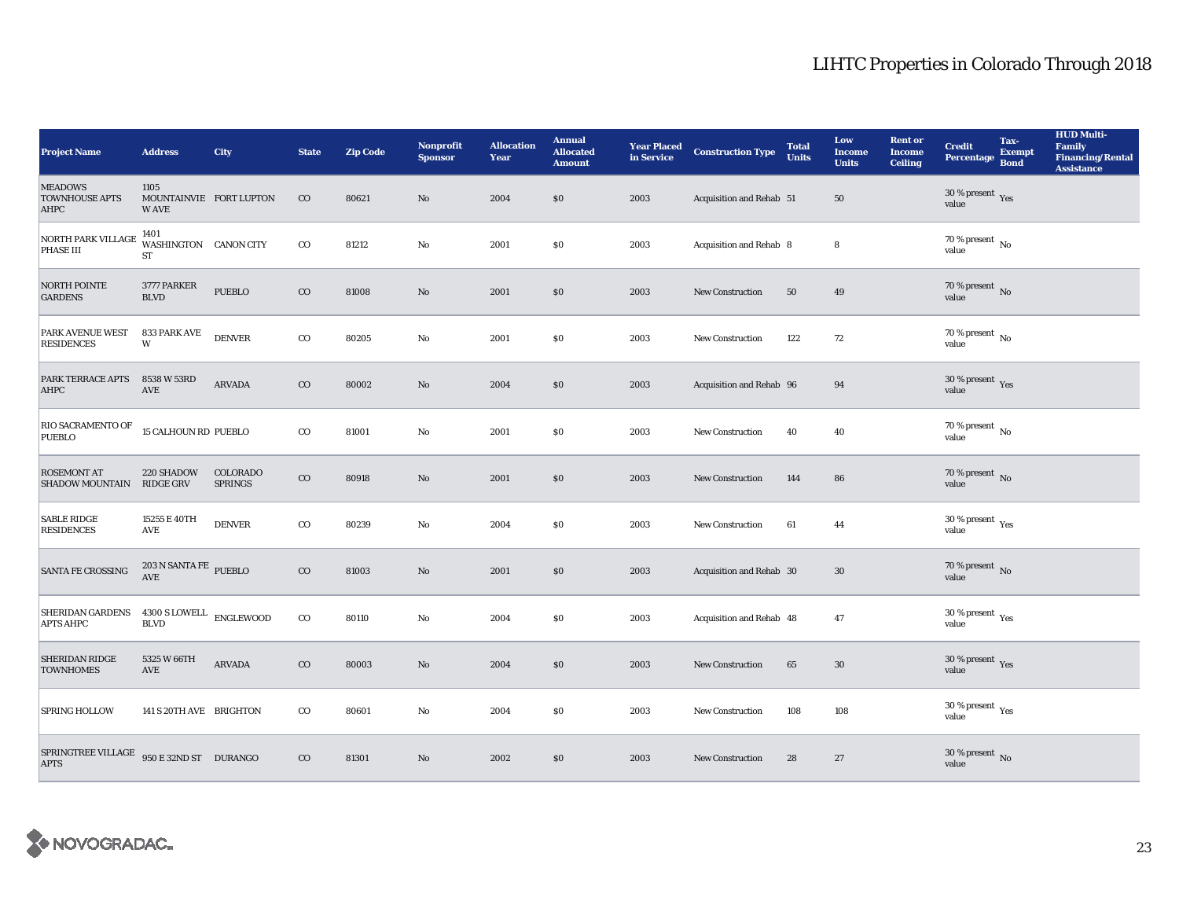# LIHTC Properties in Colorado Through 2018

| Project Name | Address | City | State | Zip Code | Nonprofit Sponsor | Allocation Year | Annual Allocated Amount | Year Placed in Service | Construction Type | Total Units | Low Income Units | Rent or Income Ceiling | Credit Percentage | Tax-Exempt Bond | HUD Multi-Family Financing/Rental Assistance |
|---|---|---|---|---|---|---|---|---|---|---|---|---|---|---|---|
| MEADOWS TOWNHOUSE APTS AHPC | 1105 MOUNTAINVIEW AVE | FORT LUPTON | CO | 80621 | No | 2004 | $0 | 2003 | Acquisition and Rehab | 51 | 50 | | 30 % present value | Yes | |
| NORTH PARK VILLAGE PHASE III | 1401 WASHINGTON ST | CANON CITY | CO | 81212 | No | 2001 | $0 | 2003 | Acquisition and Rehab | 8 | 8 | | 70 % present value | No | |
| NORTH POINTE GARDENS | 3777 PARKER BLVD | PUEBLO | CO | 81008 | No | 2001 | $0 | 2003 | New Construction | 50 | 49 | | 70 % present value | No | |
| PARK AVENUE WEST RESIDENCES | 833 PARK AVE W | DENVER | CO | 80205 | No | 2001 | $0 | 2003 | New Construction | 122 | 72 | | 70 % present value | No | |
| PARK TERRACE APTS AHPC | 8538 W 53RD AVE | ARVADA | CO | 80002 | No | 2004 | $0 | 2003 | Acquisition and Rehab | 96 | 94 | | 30 % present value | Yes | |
| RIO SACRAMENTO OF PUEBLO | 15 CALHOUN RD | PUEBLO | CO | 81001 | No | 2001 | $0 | 2003 | New Construction | 40 | 40 | | 70 % present value | No | |
| ROSEMONT AT SHADOW MOUNTAIN | 220 SHADOW RIDGE GRV | COLORADO SPRINGS | CO | 80918 | No | 2001 | $0 | 2003 | New Construction | 144 | 86 | | 70 % present value | No | |
| SABLE RIDGE RESIDENCES | 15255 E 40TH AVE | DENVER | CO | 80239 | No | 2004 | $0 | 2003 | New Construction | 61 | 44 | | 30 % present value | Yes | |
| SANTA FE CROSSING | 203 N SANTA FE AVE | PUEBLO | CO | 81003 | No | 2001 | $0 | 2003 | Acquisition and Rehab | 30 | 30 | | 70 % present value | No | |
| SHERIDAN GARDENS APTS AHPC | 4300 S LOWELL BLVD | ENGLEWOOD | CO | 80110 | No | 2004 | $0 | 2003 | Acquisition and Rehab | 48 | 47 | | 30 % present value | Yes | |
| SHERIDAN RIDGE TOWNHOMES | 5325 W 66TH AVE | ARVADA | CO | 80003 | No | 2004 | $0 | 2003 | New Construction | 65 | 30 | | 30 % present value | Yes | |
| SPRING HOLLOW | 141 S 20TH AVE | BRIGHTON | CO | 80601 | No | 2004 | $0 | 2003 | New Construction | 108 | 108 | | 30 % present value | Yes | |
| SPRINGTREE VILLAGE APTS | 950 E 32ND ST | DURANGO | CO | 81301 | No | 2002 | $0 | 2003 | New Construction | 28 | 27 | | 30 % present value | No | |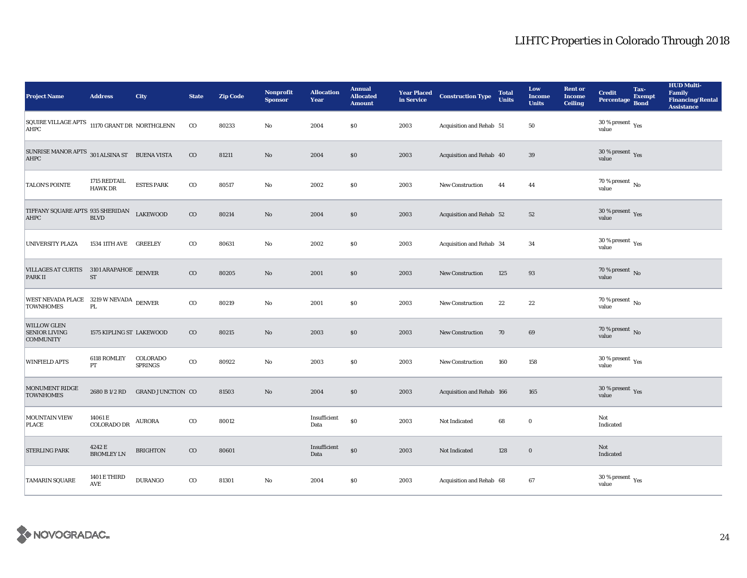| Project Name | Address | City | State | Zip Code | Nonprofit Sponsor | Allocation Year | Annual Allocated Amount | Year Placed in Service | Construction Type | Total Units | Low Income Units | Rent or Income Ceiling | Credit Percentage | Tax-Exempt Bond | HUD Multi-Family Financing/Rental Assistance |
|---|---|---|---|---|---|---|---|---|---|---|---|---|---|---|---|
| SQUIRE VILLAGE APTS AHPC | 11170 GRANT DR | NORTHGLENN | CO | 80233 | No | 2004 | $0 | 2003 | Acquisition and Rehab | 51 | 50 | | 30 % present value | Yes | |
| SUNRISE MANOR APTS AHPC | 301 ALSINA ST | BUENA VISTA | CO | 81211 | No | 2004 | $0 | 2003 | Acquisition and Rehab | 40 | 39 | | 30 % present value | Yes | |
| TALON'S POINTE | 1715 REDTAIL HAWK DR | ESTES PARK | CO | 80517 | No | 2002 | $0 | 2003 | New Construction | 44 | 44 | | 70 % present value | No | |
| TIFFANY SQUARE APTS AHPC | 935 SHERIDAN BLVD | LAKEWOOD | CO | 80214 | No | 2004 | $0 | 2003 | Acquisition and Rehab | 52 | 52 | | 30 % present value | Yes | |
| UNIVERSITY PLAZA | 1534 11TH AVE | GREELEY | CO | 80631 | No | 2002 | $0 | 2003 | Acquisition and Rehab | 34 | 34 | | 30 % present value | Yes | |
| VILLAGES AT CURTIS PARK II | 3101 ARAPAHOE ST | DENVER | CO | 80205 | No | 2001 | $0 | 2003 | New Construction | 125 | 93 | | 70 % present value | No | |
| WEST NEVADA PLACE TOWNHOMES | 3219 W NEVADA PL | DENVER | CO | 80219 | No | 2001 | $0 | 2003 | New Construction | 22 | 22 | | 70 % present value | No | |
| WILLOW GLEN SENIOR LIVING COMMUNITY | 1575 KIPLING ST | LAKEWOOD | CO | 80215 | No | 2003 | $0 | 2003 | New Construction | 70 | 69 | | 70 % present value | No | |
| WINFIELD APTS | 6118 ROMLEY PT | COLORADO SPRINGS | CO | 80922 | No | 2003 | $0 | 2003 | New Construction | 160 | 158 | | 30 % present value | Yes | |
| MONUMENT RIDGE TOWNHOMES | 2680 B 1/2 RD | GRAND JUNCTION | CO | 81503 | No | 2004 | $0 | 2003 | Acquisition and Rehab | 166 | 165 | | 30 % present value | Yes | |
| MOUNTAIN VIEW PLACE | 14061 E COLORADO DR | AURORA | CO | 80012 | | Insufficient Data | $0 | 2003 | Not Indicated | 68 | 0 | | Not Indicated | | |
| STERLING PARK | 4242 E BROMLEY LN | BRIGHTON | CO | 80601 | | Insufficient Data | $0 | 2003 | Not Indicated | 128 | 0 | | Not Indicated | | |
| TAMARIN SQUARE | 1401 E THIRD AVE | DURANGO | CO | 81301 | No | 2004 | $0 | 2003 | Acquisition and Rehab | 68 | 67 | | 30 % present value | Yes | |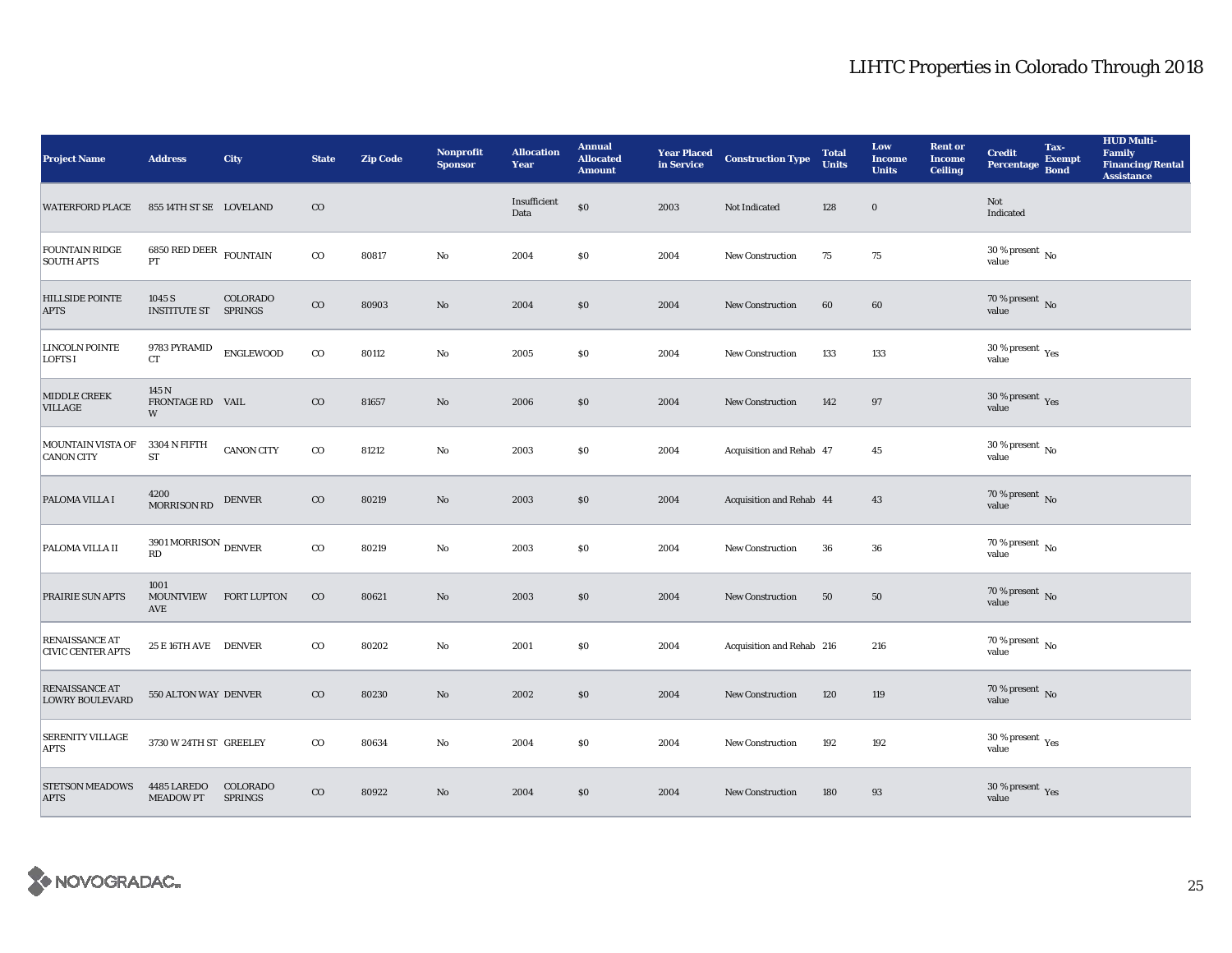# LIHTC Properties in Colorado Through 2018

| Project Name | Address | City | State | Zip Code | Nonprofit Sponsor | Allocation Year | Annual Allocated Amount | Year Placed in Service | Construction Type | Total Units | Low Income Units | Rent or Income Ceiling | Credit Percentage | Tax-Exempt Bond | HUD Multi-Family Financing/Rental Assistance |
|---|---|---|---|---|---|---|---|---|---|---|---|---|---|---|---|
| WATERFORD PLACE | 855 14TH ST SE | LOVELAND | CO | | | Insufficient Data | $0 | 2003 | Not Indicated | 128 | 0 | | Not Indicated | | |
| FOUNTAIN RIDGE SOUTH APTS | 6850 RED DEER PT | FOUNTAIN | CO | 80817 | No | 2004 | $0 | 2004 | New Construction | 75 | 75 | | 30 % present value | No | |
| HILLSIDE POINTE APTS | 1045 S INSTITUTE ST | COLORADO SPRINGS | CO | 80903 | No | 2004 | $0 | 2004 | New Construction | 60 | 60 | | 70 % present value | No | |
| LINCOLN POINTE LOFTS I | 9783 PYRAMID CT | ENGLEWOOD | CO | 80112 | No | 2005 | $0 | 2004 | New Construction | 133 | 133 | | 30 % present value | Yes | |
| MIDDLE CREEK VILLAGE | 145 N FRONTAGE RD W | VAIL | CO | 81657 | No | 2006 | $0 | 2004 | New Construction | 142 | 97 | | 30 % present value | Yes | |
| MOUNTAIN VISTA OF CANON CITY | 3304 N FIFTH ST | CANON CITY | CO | 81212 | No | 2003 | $0 | 2004 | Acquisition and Rehab | 47 | 45 | | 30 % present value | No | |
| PALOMA VILLA I | 4200 MORRISON RD | DENVER | CO | 80219 | No | 2003 | $0 | 2004 | Acquisition and Rehab | 44 | 43 | | 70 % present value | No | |
| PALOMA VILLA II | 3901 MORRISON RD | DENVER | CO | 80219 | No | 2003 | $0 | 2004 | New Construction | 36 | 36 | | 70 % present value | No | |
| PRAIRIE SUN APTS | 1001 MOUNTVIEW AVE | FORT LUPTON | CO | 80621 | No | 2003 | $0 | 2004 | New Construction | 50 | 50 | | 70 % present value | No | |
| RENAISSANCE AT CIVIC CENTER APTS | 25 E 16TH AVE | DENVER | CO | 80202 | No | 2001 | $0 | 2004 | Acquisition and Rehab | 216 | 216 | | 70 % present value | No | |
| RENAISSANCE AT LOWRY BOULEVARD | 550 ALTON WAY | DENVER | CO | 80230 | No | 2002 | $0 | 2004 | New Construction | 120 | 119 | | 70 % present value | No | |
| SERENITY VILLAGE APTS | 3730 W 24TH ST | GREELEY | CO | 80634 | No | 2004 | $0 | 2004 | New Construction | 192 | 192 | | 30 % present value | Yes | |
| STETSON MEADOWS APTS | 4485 LAREDO MEADOW PT | COLORADO SPRINGS | CO | 80922 | No | 2004 | $0 | 2004 | New Construction | 180 | 93 | | 30 % present value | Yes | |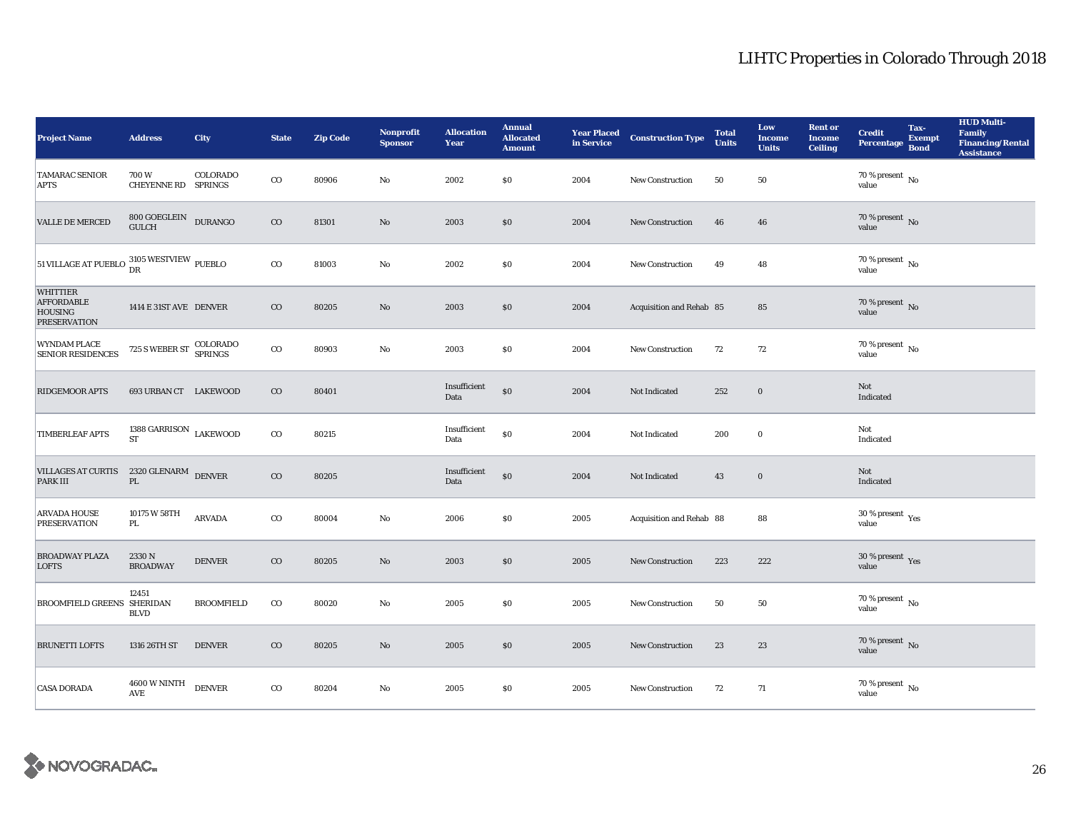# LIHTC Properties in Colorado Through 2018

| Project Name | Address | City | State | Zip Code | Nonprofit Sponsor | Allocation Year | Annual Allocated Amount | Year Placed in Service | Construction Type | Total Units | Low Income Units | Rent or Income Ceiling | Credit Percentage | Tax-Exempt Bond | HUD Multi-Family Financing/Rental Assistance |
|---|---|---|---|---|---|---|---|---|---|---|---|---|---|---|---|
| TAMARAC SENIOR APTS | 700 W CHEYENNE RD | COLORADO SPRINGS | CO | 80906 | No | 2002 | $0 | 2004 | New Construction | 50 | 50 | | 70 % present value | No | |
| VALLE DE MERCED | 800 GOEGLEIN GULCH | DURANGO | CO | 81301 | No | 2003 | $0 | 2004 | New Construction | 46 | 46 | | 70 % present value | No | |
| 51 VILLAGE AT PUEBLO | 3105 WESTVIEW DR | PUEBLO | CO | 81003 | No | 2002 | $0 | 2004 | New Construction | 49 | 48 | | 70 % present value | No | |
| WHITTIER AFFORDABLE HOUSING PRESERVATION | 1414 E 31ST AVE | DENVER | CO | 80205 | No | 2003 | $0 | 2004 | Acquisition and Rehab | 85 | 85 | | 70 % present value | No | |
| WYNDAM PLACE SENIOR RESIDENCES | 725 S WEBER ST | COLORADO SPRINGS | CO | 80903 | No | 2003 | $0 | 2004 | New Construction | 72 | 72 | | 70 % present value | No | |
| RIDGEMOOR APTS | 693 URBAN CT | LAKEWOOD | CO | 80401 | | Insufficient Data | $0 | 2004 | Not Indicated | 252 | 0 | | Not Indicated | | |
| TIMBERLEAF APTS | 1388 GARRISON ST | LAKEWOOD | CO | 80215 | | Insufficient Data | $0 | 2004 | Not Indicated | 200 | 0 | | Not Indicated | | |
| VILLAGES AT CURTIS PARK III | 2320 GLENARM PL | DENVER | CO | 80205 | | Insufficient Data | $0 | 2004 | Not Indicated | 43 | 0 | | Not Indicated | | |
| ARVADA HOUSE PRESERVATION | 10175 W 58TH PL | ARVADA | CO | 80004 | No | 2006 | $0 | 2005 | Acquisition and Rehab | 88 | 88 | | 30 % present value | Yes | |
| BROADWAY PLAZA LOFTS | 2330 N BROADWAY | DENVER | CO | 80205 | No | 2003 | $0 | 2005 | New Construction | 223 | 222 | | 30 % present value | Yes | |
| BROOMFIELD GREENS | 12451 SHERIDAN BLVD | BROOMFIELD | CO | 80020 | No | 2005 | $0 | 2005 | New Construction | 50 | 50 | | 70 % present value | No | |
| BRUNETTI LOFTS | 1316 26TH ST | DENVER | CO | 80205 | No | 2005 | $0 | 2005 | New Construction | 23 | 23 | | 70 % present value | No | |
| CASA DORADA | 4600 W NINTH AVE | DENVER | CO | 80204 | No | 2005 | $0 | 2005 | New Construction | 72 | 71 | | 70 % present value | No | |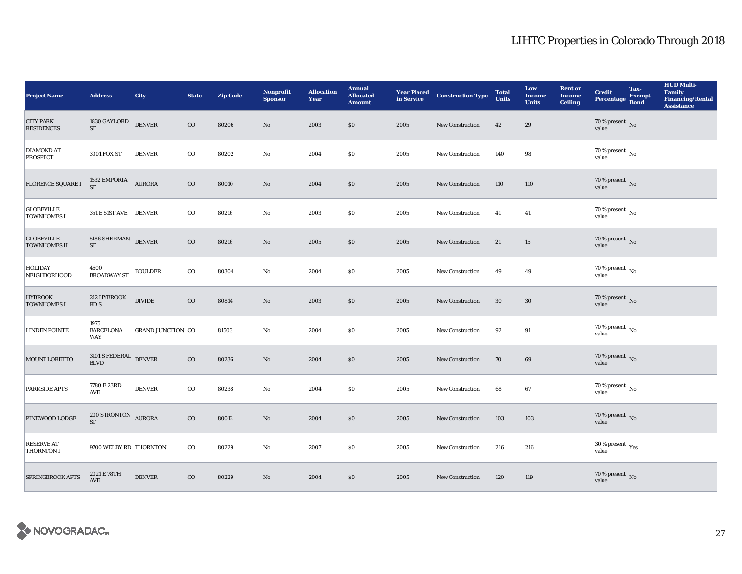# LIHTC Properties in Colorado Through 2018

| Project Name | Address | City | State | Zip Code | Nonprofit Sponsor | Allocation Year | Annual Allocated Amount | Year Placed in Service | Construction Type | Total Units | Low Income Units | Rent or Income Ceiling | Credit Percentage | Tax-Exempt Bond | HUD Multi-Family Financing/Rental Assistance |
|---|---|---|---|---|---|---|---|---|---|---|---|---|---|---|---|
| CITY PARK RESIDENCES | 1830 GAYLORD ST | DENVER | CO | 80206 | No | 2003 | $0 | 2005 | New Construction | 42 | 29 | | 70 % present value | No | |
| DIAMOND AT PROSPECT | 3001 FOX ST | DENVER | CO | 80202 | No | 2004 | $0 | 2005 | New Construction | 140 | 98 | | 70 % present value | No | |
| FLORENCE SQUARE I | 1532 EMPORIA ST | AURORA | CO | 80010 | No | 2004 | $0 | 2005 | New Construction | 110 | 110 | | 70 % present value | No | |
| GLOBEVILLE TOWNHOMES I | 351 E 51ST AVE | DENVER | CO | 80216 | No | 2003 | $0 | 2005 | New Construction | 41 | 41 | | 70 % present value | No | |
| GLOBEVILLE TOWNHOMES II | 5186 SHERMAN ST | DENVER | CO | 80216 | No | 2005 | $0 | 2005 | New Construction | 21 | 15 | | 70 % present value | No | |
| HOLIDAY NEIGHBORHOOD | 4600 BROADWAY ST | BOULDER | CO | 80304 | No | 2004 | $0 | 2005 | New Construction | 49 | 49 | | 70 % present value | No | |
| HYBROOK TOWNHOMES I | 212 HYBROOK RD S | DIVIDE | CO | 80814 | No | 2003 | $0 | 2005 | New Construction | 30 | 30 | | 70 % present value | No | |
| LINDEN POINTE | 1975 BARCELONA WAY | GRAND JUNCTION | CO | 81503 | No | 2004 | $0 | 2005 | New Construction | 92 | 91 | | 70 % present value | No | |
| MOUNT LORETTO | 3101 S FEDERAL BLVD | DENVER | CO | 80236 | No | 2004 | $0 | 2005 | New Construction | 70 | 69 | | 70 % present value | No | |
| PARKSIDE APTS | 7780 E 23RD AVE | DENVER | CO | 80238 | No | 2004 | $0 | 2005 | New Construction | 68 | 67 | | 70 % present value | No | |
| PINEWOOD LODGE | 200 S IRONTON ST | AURORA | CO | 80012 | No | 2004 | $0 | 2005 | New Construction | 103 | 103 | | 70 % present value | No | |
| RESERVE AT THORNTON I | 9700 WELBY RD | THORNTON | CO | 80229 | No | 2007 | $0 | 2005 | New Construction | 216 | 216 | | 30 % present value | Yes | |
| SPRINGBROOK APTS | 2021 E 78TH AVE | DENVER | CO | 80229 | No | 2004 | $0 | 2005 | New Construction | 120 | 119 | | 70 % present value | No | |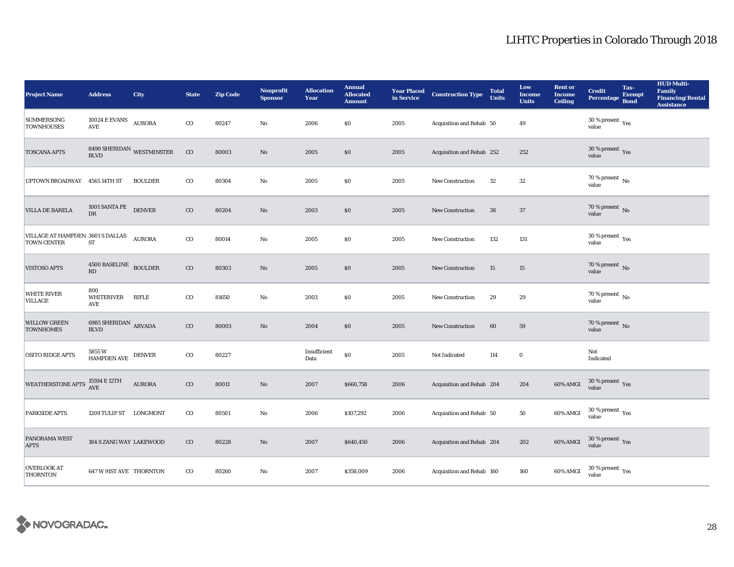# LIHTC Properties in Colorado Through 2018

| Project Name | Address | City | State | Zip Code | Nonprofit Sponsor | Allocation Year | Annual Allocated Amount | Year Placed in Service | Construction Type | Total Units | Low Income Units | Rent or Income Ceiling | Credit Percentage | Tax-Exempt Bond | HUD Multi-Family Financing/Rental Assistance |
|---|---|---|---|---|---|---|---|---|---|---|---|---|---|---|---|
| SUMMERSONG TOWNHOUSES | 10024 E EVANS AVE | AURORA | CO | 80247 | No | 2006 | $0 | 2005 | Acquisition and Rehab | 50 | 49 | | 30 % present value | Yes | |
| TOSCANA APTS | 8490 SHERIDAN BLVD | WESTMINSTER | CO | 80003 | No | 2005 | $0 | 2005 | Acquisition and Rehab | 252 | 252 | | 30 % present value | Yes | |
| UPTOWN BROADWAY | 4565 14TH ST | BOULDER | CO | 80304 | No | 2005 | $0 | 2005 | New Construction | 32 | 32 | | 70 % present value | No | |
| VILLA DE BARELA | 1001 SANTA FE DR | DENVER | CO | 80204 | No | 2003 | $0 | 2005 | New Construction | 38 | 37 | | 70 % present value | No | |
| VILLAGE AT HAMPDEN TOWN CENTER | 3601 S DALLAS ST | AURORA | CO | 80014 | No | 2005 | $0 | 2005 | New Construction | 132 | 131 | | 30 % present value | Yes | |
| VISTOSO APTS | 4500 BASELINE RD | BOULDER | CO | 80303 | No | 2005 | $0 | 2005 | New Construction | 15 | 15 | | 70 % present value | No | |
| WHITE RIVER VILLAGE | 800 WHITERIVER AVE | RIFLE | CO | 81650 | No | 2003 | $0 | 2005 | New Construction | 29 | 29 | | 70 % present value | No | |
| WILLOW GREEN TOWNHOMES | 6985 SHERIDAN BLVD | ARVADA | CO | 80003 | No | 2004 | $0 | 2005 | New Construction | 60 | 59 | | 70 % present value | No | |
| OSITO RIDGE APTS | 5855 W HAMPDEN AVE | DENVER | CO | 80227 | | Insufficient Data | $0 | 2005 | Not Indicated | 114 | 0 | | Not Indicated | | |
| WEATHERSTONE APTS | 15594 E 12TH AVE | AURORA | CO | 80011 | No | 2007 | $660,758 | 2006 | Acquisition and Rehab | 204 | 204 | 60% AMGI | 30 % present value | Yes | |
| PARKSIDE APTS | 1209 TULIP ST | LONGMONT | CO | 80501 | No | 2006 | $107,292 | 2006 | Acquisition and Rehab | 50 | 50 | 60% AMGI | 30 % present value | Yes | |
| PANORAMA WEST APTS | 184 S ZANG WAY | LAKEWOOD | CO | 80228 | No | 2007 | $640,450 | 2006 | Acquisition and Rehab | 204 | 202 | 60% AMGI | 30 % present value | Yes | |
| OVERLOOK AT THORNTON | 647 W 91ST AVE | THORNTON | CO | 80260 | No | 2007 | $358,009 | 2006 | Acquisition and Rehab | 160 | 160 | 60% AMGI | 30 % present value | Yes | |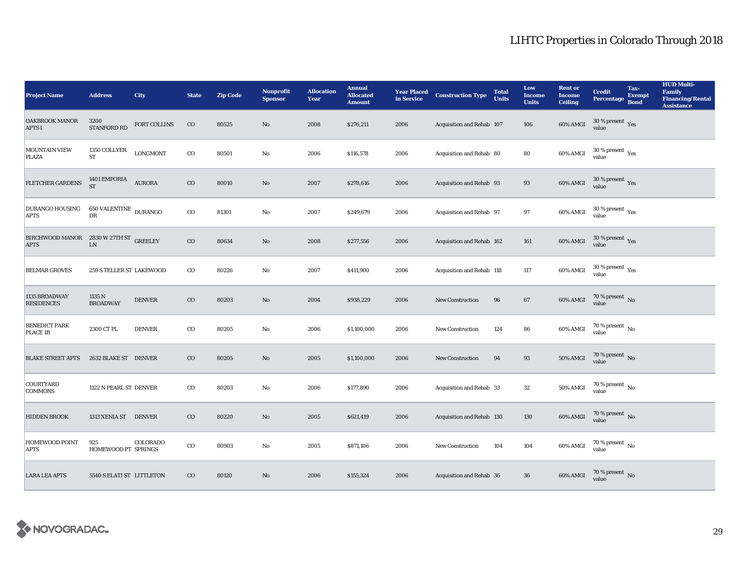# LIHTC Properties in Colorado Through 2018

| Project Name | Address | City | State | Zip Code | Nonprofit Sponsor | Allocation Year | Annual Allocated Amount | Year Placed in Service | Construction Type | Total Units | Low Income Units | Rent or Income Ceiling | Credit Percentage | Tax-Exempt Bond | HUD Multi-Family Financing/Rental Assistance |
|---|---|---|---|---|---|---|---|---|---|---|---|---|---|---|---|
| OAKBROOK MANOR APTS I | 3200 STANFORD RD | FORT COLLINS | CO | 80525 | No | 2008 | $276,211 | 2006 | Acquisition and Rehab | 107 | 106 | 60% AMGI | 30 % present value | Yes | |
| MOUNTAIN VIEW PLAZA | 1350 COLLYER ST | LONGMONT | CO | 80501 | No | 2006 | $116,578 | 2006 | Acquisition and Rehab | 80 | 80 | 60% AMGI | 30 % present value | Yes | |
| FLETCHER GARDENS | 1401 EMPORIA ST | AURORA | CO | 80010 | No | 2007 | $278,616 | 2006 | Acquisition and Rehab | 93 | 93 | 60% AMGI | 30 % present value | Yes | |
| DURANGO HOUSING APTS | 650 VALENTINE DR | DURANGO | CO | 81301 | No | 2007 | $249,679 | 2006 | Acquisition and Rehab | 97 | 97 | 60% AMGI | 30 % present value | Yes | |
| BIRCHWOOD MANOR APTS | 2830 W 27TH ST LN | GREELEY | CO | 80634 | No | 2008 | $277,556 | 2006 | Acquisition and Rehab | 162 | 161 | 60% AMGI | 30 % present value | Yes | |
| BELMAR GROVES | 259 S TELLER ST | LAKEWOOD | CO | 80226 | No | 2007 | $411,900 | 2006 | Acquisition and Rehab | 118 | 117 | 60% AMGI | 30 % present value | Yes | |
| 1135 BROADWAY RESIDENCES | 1135 N BROADWAY | DENVER | CO | 80203 | No | 2004 | $938,229 | 2006 | New Construction | 96 | 67 | 60% AMGI | 70 % present value | No | |
| BENEDICT PARK PLACE 1B | 2300 CT PL | DENVER | CO | 80205 | No | 2006 | $1,100,000 | 2006 | New Construction | 124 | 86 | 60% AMGI | 70 % present value | No | |
| BLAKE STREET APTS | 2632 BLAKE ST | DENVER | CO | 80205 | No | 2005 | $1,100,000 | 2006 | New Construction | 94 | 93 | 50% AMGI | 70 % present value | No | |
| COURTYARD COMMONS | 1122 N PEARL ST | DENVER | CO | 80203 | No | 2006 | $177,890 | 2006 | Acquisition and Rehab | 33 | 32 | 50% AMGI | 70 % present value | No | |
| HIDDEN BROOK | 1313 XENIA ST | DENVER | CO | 80220 | No | 2005 | $621,419 | 2006 | Acquisition and Rehab | 130 | 130 | 60% AMGI | 70 % present value | No | |
| HOMEWOOD POINT APTS | 925 HOMEWOOD PT | COLORADO SPRINGS | CO | 80903 | No | 2005 | $871,106 | 2006 | New Construction | 104 | 104 | 60% AMGI | 70 % present value | No | |
| LARA LEA APTS | 5540 S ELATI ST | LITTLETON | CO | 80120 | No | 2006 | $155,324 | 2006 | Acquisition and Rehab | 36 | 36 | 60% AMGI | 70 % present value | No | |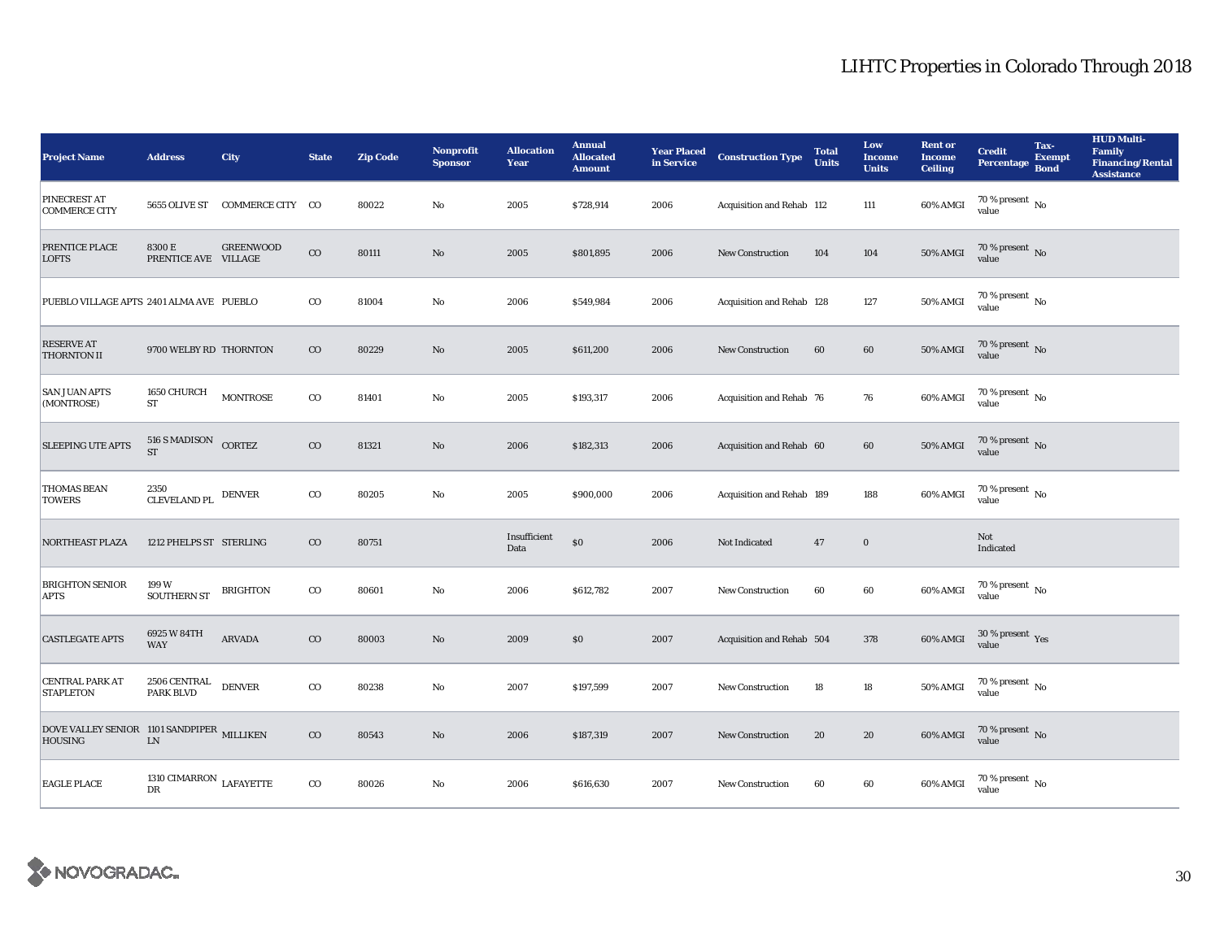# LIHTC Properties in Colorado Through 2018

| Project Name | Address | City | State | Zip Code | Nonprofit Sponsor | Allocation Year | Annual Allocated Amount | Year Placed in Service | Construction Type | Total Units | Low Income Units | Rent or Income Ceiling | Credit Percentage | Tax-Exempt Bond | HUD Multi-Family Financing/Rental Assistance |
|---|---|---|---|---|---|---|---|---|---|---|---|---|---|---|---|
| PINECREST AT COMMERCE CITY | 5655 OLIVE ST | COMMERCE CITY | CO | 80022 | No | 2005 | $728,914 | 2006 | Acquisition and Rehab | 112 | 111 | 60% AMGI | 70 % present value | No | |
| PRENTICE PLACE LOFTS | 8300 E PRENTICE AVE | GREENWOOD VILLAGE | CO | 80111 | No | 2005 | $801,895 | 2006 | New Construction | 104 | 104 | 50% AMGI | 70 % present value | No | |
| PUEBLO VILLAGE APTS | 2401 ALMA AVE | PUEBLO | CO | 81004 | No | 2006 | $549,984 | 2006 | Acquisition and Rehab | 128 | 127 | 50% AMGI | 70 % present value | No | |
| RESERVE AT THORNTON II | 9700 WELBY RD | THORNTON | CO | 80229 | No | 2005 | $611,200 | 2006 | New Construction | 60 | 60 | 50% AMGI | 70 % present value | No | |
| SAN JUAN APTS (MONTROSE) | 1650 CHURCH ST | MONTROSE | CO | 81401 | No | 2005 | $193,317 | 2006 | Acquisition and Rehab | 76 | 76 | 60% AMGI | 70 % present value | No | |
| SLEEPING UTE APTS | 516 S MADISON ST | CORTEZ | CO | 81321 | No | 2006 | $182,313 | 2006 | Acquisition and Rehab | 60 | 60 | 50% AMGI | 70 % present value | No | |
| THOMAS BEAN TOWERS | 2350 CLEVELAND PL | DENVER | CO | 80205 | No | 2005 | $900,000 | 2006 | Acquisition and Rehab | 189 | 188 | 60% AMGI | 70 % present value | No | |
| NORTHEAST PLAZA | 1212 PHELPS ST | STERLING | CO | 80751 | | Insufficient Data | $0 | 2006 | Not Indicated | 47 | 0 | | Not Indicated | | |
| BRIGHTON SENIOR APTS | 199 W SOUTHERN ST | BRIGHTON | CO | 80601 | No | 2006 | $612,782 | 2007 | New Construction | 60 | 60 | 60% AMGI | 70 % present value | No | |
| CASTLEGATE APTS | 6925 W 84TH WAY | ARVADA | CO | 80003 | No | 2009 | $0 | 2007 | Acquisition and Rehab | 504 | 378 | 60% AMGI | 30 % present value | Yes | |
| CENTRAL PARK AT STAPLETON | 2506 CENTRAL PARK BLVD | DENVER | CO | 80238 | No | 2007 | $197,599 | 2007 | New Construction | 18 | 18 | 50% AMGI | 70 % present value | No | |
| DOVE VALLEY SENIOR HOUSING | 1101 SANDPIPER LN | MILLIKEN | CO | 80543 | No | 2006 | $187,319 | 2007 | New Construction | 20 | 20 | 60% AMGI | 70 % present value | No | |
| EAGLE PLACE | 1310 CIMARRON DR | LAFAYETTE | CO | 80026 | No | 2006 | $616,630 | 2007 | New Construction | 60 | 60 | 60% AMGI | 70 % present value | No | |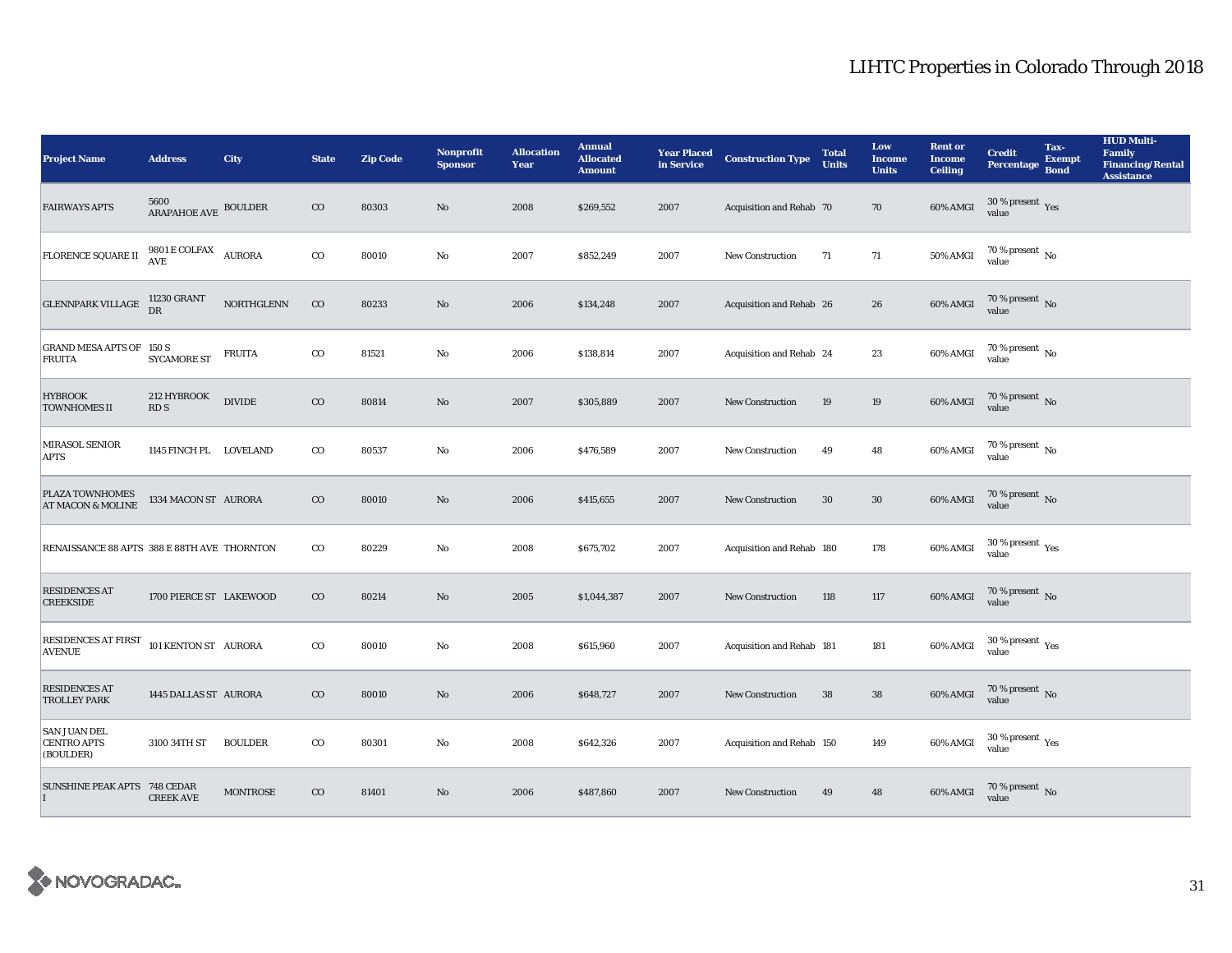# LIHTC Properties in Colorado Through 2018

| Project Name | Address | City | State | Zip Code | Nonprofit Sponsor | Allocation Year | Annual Allocated Amount | Year Placed in Service | Construction Type | Total Units | Low Income Units | Rent or Income Ceiling | Credit Percentage | Tax-Exempt Bond | HUD Multi-Family Financing/Rental Assistance |
|---|---|---|---|---|---|---|---|---|---|---|---|---|---|---|---|
| FAIRWAYS APTS | 5600 ARAPAHOE AVE | BOULDER | CO | 80303 | No | 2008 | $269,552 | 2007 | Acquisition and Rehab | 70 | 70 | 60% AMGI | 30 % present value | Yes | |
| FLORENCE SQUARE II | 9801 E COLFAX AVE | AURORA | CO | 80010 | No | 2007 | $852,249 | 2007 | New Construction | 71 | 71 | 50% AMGI | 70 % present value | No | |
| GLENNPARK VILLAGE | 11230 GRANT DR | NORTHGLENN | CO | 80233 | No | 2006 | $134,248 | 2007 | Acquisition and Rehab | 26 | 26 | 60% AMGI | 70 % present value | No | |
| GRAND MESA APTS OF FRUITA | 150 S SYCAMORE ST | FRUITA | CO | 81521 | No | 2006 | $138,814 | 2007 | Acquisition and Rehab | 24 | 23 | 60% AMGI | 70 % present value | No | |
| HYBROOK TOWNHOMES II | 212 HYBROOK RD S | DIVIDE | CO | 80814 | No | 2007 | $305,889 | 2007 | New Construction | 19 | 19 | 60% AMGI | 70 % present value | No | |
| MIRASOL SENIOR APTS | 1145 FINCH PL | LOVELAND | CO | 80537 | No | 2006 | $476,589 | 2007 | New Construction | 49 | 48 | 60% AMGI | 70 % present value | No | |
| PLAZA TOWNHOMES AT MACON & MOLINE | 1334 MACON ST | AURORA | CO | 80010 | No | 2006 | $415,655 | 2007 | New Construction | 30 | 30 | 60% AMGI | 70 % present value | No | |
| RENAISSANCE 88 APTS | 388 E 88TH AVE | THORNTON | CO | 80229 | No | 2008 | $675,702 | 2007 | Acquisition and Rehab | 180 | 178 | 60% AMGI | 30 % present value | Yes | |
| RESIDENCES AT CREEKSIDE | 1700 PIERCE ST | LAKEWOOD | CO | 80214 | No | 2005 | $1,044,387 | 2007 | New Construction | 118 | 117 | 60% AMGI | 70 % present value | No | |
| RESIDENCES AT FIRST AVENUE | 101 KENTON ST | AURORA | CO | 80010 | No | 2008 | $615,960 | 2007 | Acquisition and Rehab | 181 | 181 | 60% AMGI | 30 % present value | Yes | |
| RESIDENCES AT TROLLEY PARK | 1445 DALLAS ST | AURORA | CO | 80010 | No | 2006 | $648,727 | 2007 | New Construction | 38 | 38 | 60% AMGI | 70 % present value | No | |
| SAN JUAN DEL CENTRO APTS (BOULDER) | 3100 34TH ST | BOULDER | CO | 80301 | No | 2008 | $642,326 | 2007 | Acquisition and Rehab | 150 | 149 | 60% AMGI | 30 % present value | Yes | |
| SUNSHINE PEAK APTS I | 748 CEDAR CREEK AVE | MONTROSE | CO | 81401 | No | 2006 | $487,860 | 2007 | New Construction | 49 | 48 | 60% AMGI | 70 % present value | No | |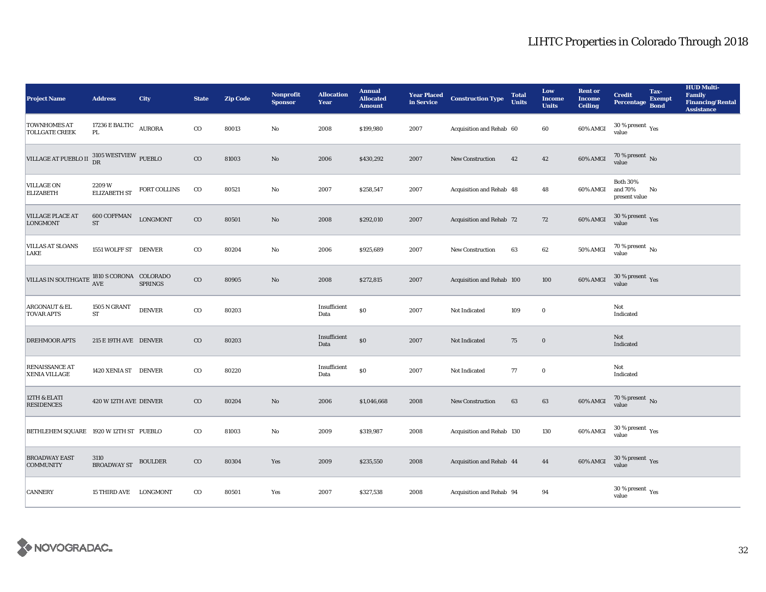# LIHTC Properties in Colorado Through 2018

| Project Name | Address | City | State | Zip Code | Nonprofit Sponsor | Allocation Year | Annual Allocated Amount | Year Placed in Service | Construction Type | Total Units | Low Income Units | Rent or Income Ceiling | Credit Percentage | Tax-Exempt Bond | HUD Multi-Family Financing/Rental Assistance |
|---|---|---|---|---|---|---|---|---|---|---|---|---|---|---|---|
| TOWNHOMES AT TOLLGATE CREEK | 17236 E BALTIC PL | AURORA | CO | 80013 | No | 2008 | $199,980 | 2007 | Acquisition and Rehab | 60 | 60 | 60% AMGI | 30 % present value | Yes | |
| VILLAGE AT PUEBLO II | 3105 WESTVIEW DR | PUEBLO | CO | 81003 | No | 2006 | $430,292 | 2007 | New Construction | 42 | 42 | 60% AMGI | 70 % present value | No | |
| VILLAGE ON ELIZABETH | 2209 W ELIZABETH ST | FORT COLLINS | CO | 80521 | No | 2007 | $258,547 | 2007 | Acquisition and Rehab | 48 | 48 | 60% AMGI | Both 30% and 70% present value | No | |
| VILLAGE PLACE AT LONGMONT | 600 COFFMAN ST | LONGMONT | CO | 80501 | No | 2008 | $292,010 | 2007 | Acquisition and Rehab | 72 | 72 | 60% AMGI | 30 % present value | Yes | |
| VILLAS AT SLOANS LAKE | 1551 WOLFF ST | DENVER | CO | 80204 | No | 2006 | $925,689 | 2007 | New Construction | 63 | 62 | 50% AMGI | 70 % present value | No | |
| VILLAS IN SOUTHGATE | 1810 S CORONA AVE | COLORADO SPRINGS | CO | 80905 | No | 2008 | $272,815 | 2007 | Acquisition and Rehab | 100 | 100 | 60% AMGI | 30 % present value | Yes | |
| ARGONAUT & EL TOVAR APTS | 1505 N GRANT ST | DENVER | CO | 80203 | | Insufficient Data | $0 | 2007 | Not Indicated | 109 | 0 | | Not Indicated | | |
| DREHMOOR APTS | 215 E 19TH AVE | DENVER | CO | 80203 | | Insufficient Data | $0 | 2007 | Not Indicated | 75 | 0 | | Not Indicated | | |
| RENAISSANCE AT XENIA VILLAGE | 1420 XENIA ST | DENVER | CO | 80220 | | Insufficient Data | $0 | 2007 | Not Indicated | 77 | 0 | | Not Indicated | | |
| 12TH & ELATI RESIDENCES | 420 W 12TH AVE | DENVER | CO | 80204 | No | 2006 | $1,046,668 | 2008 | New Construction | 63 | 63 | 60% AMGI | 70 % present value | No | |
| BETHLEHEM SQUARE | 1920 W 12TH ST | PUEBLO | CO | 81003 | No | 2009 | $319,987 | 2008 | Acquisition and Rehab | 130 | 130 | 60% AMGI | 30 % present value | Yes | |
| BROADWAY EAST COMMUNITY | 3110 BROADWAY ST | BOULDER | CO | 80304 | Yes | 2009 | $235,550 | 2008 | Acquisition and Rehab | 44 | 44 | 60% AMGI | 30 % present value | Yes | |
| CANNERY | 15 THIRD AVE | LONGMONT | CO | 80501 | Yes | 2007 | $327,538 | 2008 | Acquisition and Rehab | 94 | 94 | | 30 % present value | Yes | |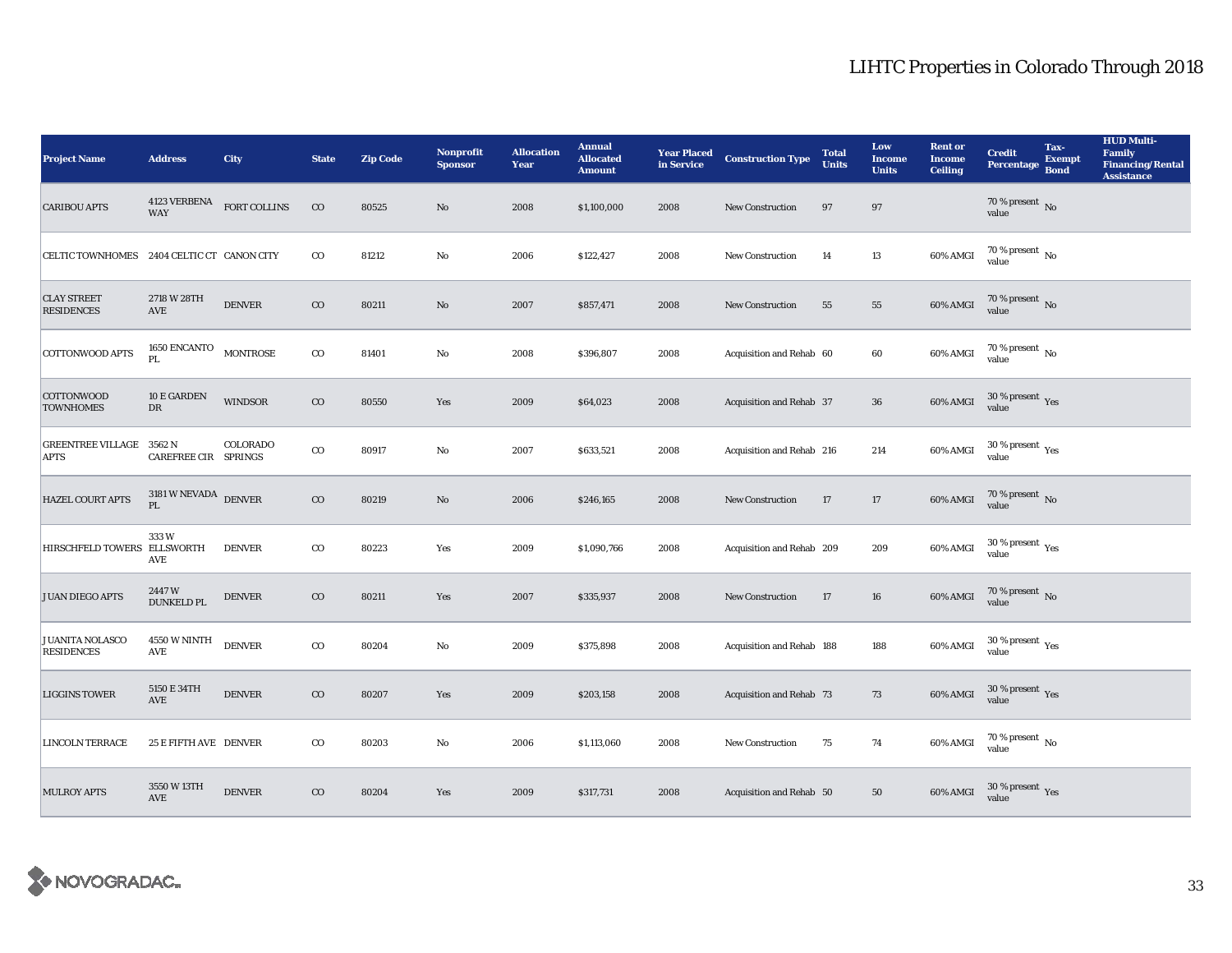# LIHTC Properties in Colorado Through 2018

| Project Name | Address | City | State | Zip Code | Nonprofit Sponsor | Allocation Year | Annual Allocated Amount | Year Placed in Service | Construction Type | Total Units | Low Income Units | Rent or Income Ceiling | Credit Percentage | Tax-Exempt Bond | HUD Multi-Family Financing/Rental Assistance |
|---|---|---|---|---|---|---|---|---|---|---|---|---|---|---|---|
| CARIBOU APTS | 4123 VERBENA WAY | FORT COLLINS | CO | 80525 | No | 2008 | $1,100,000 | 2008 | New Construction | 97 | 97 | | 70 % present value | No | |
| CELTIC TOWNHOMES | 2404 CELTIC CT | CANON CITY | CO | 81212 | No | 2006 | $122,427 | 2008 | New Construction | 14 | 13 | 60% AMGI | 70 % present value | No | |
| CLAY STREET RESIDENCES | 2718 W 28TH AVE | DENVER | CO | 80211 | No | 2007 | $857,471 | 2008 | New Construction | 55 | 55 | 60% AMGI | 70 % present value | No | |
| COTTONWOOD APTS | 1650 ENCANTO PL | MONTROSE | CO | 81401 | No | 2008 | $396,807 | 2008 | Acquisition and Rehab | 60 | 60 | 60% AMGI | 70 % present value | No | |
| COTTONWOOD TOWNHOMES | 10 E GARDEN DR | WINDSOR | CO | 80550 | Yes | 2009 | $64,023 | 2008 | Acquisition and Rehab | 37 | 36 | 60% AMGI | 30 % present value | Yes | |
| GREENTREE VILLAGE APTS | 3562 N CAREFREE CIR | COLORADO SPRINGS | CO | 80917 | No | 2007 | $633,521 | 2008 | Acquisition and Rehab | 216 | 214 | 60% AMGI | 30 % present value | Yes | |
| HAZEL COURT APTS | 3181 W NEVADA PL | DENVER | CO | 80219 | No | 2006 | $246,165 | 2008 | New Construction | 17 | 17 | 60% AMGI | 70 % present value | No | |
| HIRSCHFELD TOWERS | 333 W ELLSWORTH AVE | DENVER | CO | 80223 | Yes | 2009 | $1,090,766 | 2008 | Acquisition and Rehab | 209 | 209 | 60% AMGI | 30 % present value | Yes | |
| JUAN DIEGO APTS | 2447 W DUNKELD PL | DENVER | CO | 80211 | Yes | 2007 | $335,937 | 2008 | New Construction | 17 | 16 | 60% AMGI | 70 % present value | No | |
| JUANITA NOLASCO RESIDENCES | 4550 W NINTH AVE | DENVER | CO | 80204 | No | 2009 | $375,898 | 2008 | Acquisition and Rehab | 188 | 188 | 60% AMGI | 30 % present value | Yes | |
| LIGGINS TOWER | 5150 E 34TH AVE | DENVER | CO | 80207 | Yes | 2009 | $203,158 | 2008 | Acquisition and Rehab | 73 | 73 | 60% AMGI | 30 % present value | Yes | |
| LINCOLN TERRACE | 25 E FIFTH AVE | DENVER | CO | 80203 | No | 2006 | $1,113,060 | 2008 | New Construction | 75 | 74 | 60% AMGI | 70 % present value | No | |
| MULROY APTS | 3550 W 13TH AVE | DENVER | CO | 80204 | Yes | 2009 | $317,731 | 2008 | Acquisition and Rehab | 50 | 50 | 60% AMGI | 30 % present value | Yes | |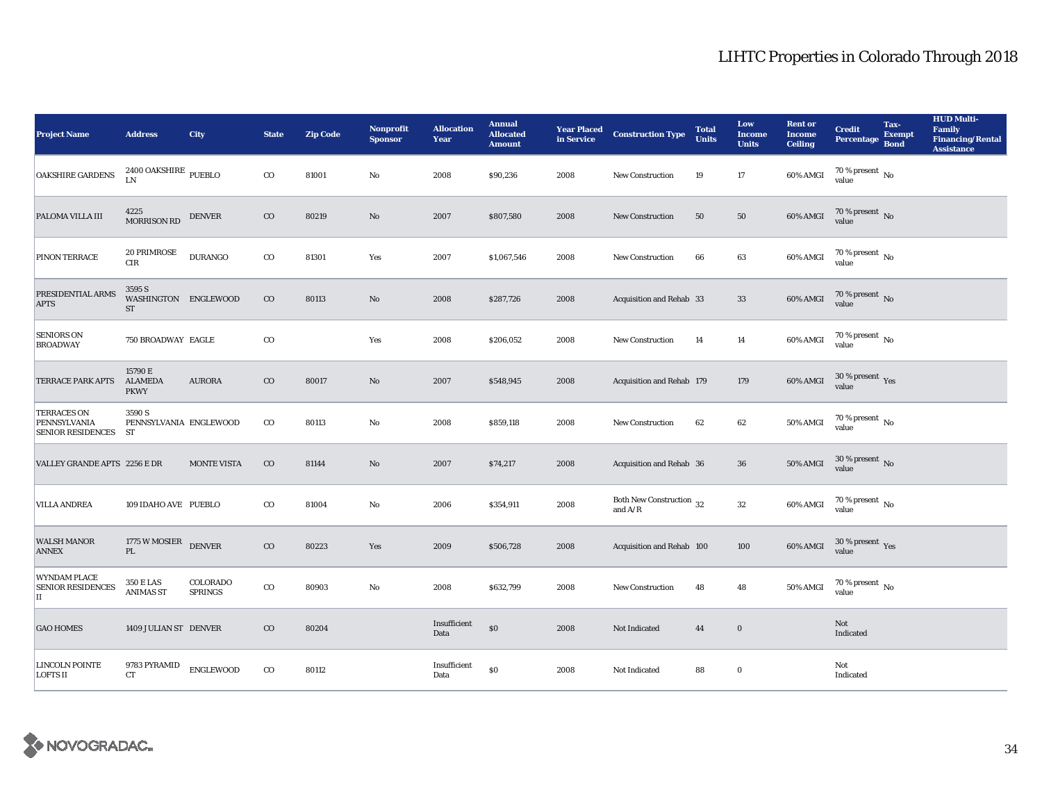# LIHTC Properties in Colorado Through 2018

| Project Name | Address | City | State | Zip Code | Nonprofit Sponsor | Allocation Year | Annual Allocated Amount | Year Placed in Service | Construction Type | Total Units | Low Income Units | Rent or Income Ceiling | Credit Percentage | Tax-Exempt Bond | HUD Multi-Family Financing/Rental Assistance |
|---|---|---|---|---|---|---|---|---|---|---|---|---|---|---|---|
| OAKSHIRE GARDENS | 2400 OAKSHIRE LN | PUEBLO | CO | 81001 | No | 2008 | $90,236 | 2008 | New Construction | 19 | 17 | 60% AMGI | 70 % present value | No | |
| PALOMA VILLA III | 4225 MORRISON RD | DENVER | CO | 80219 | No | 2007 | $807,580 | 2008 | New Construction | 50 | 50 | 60% AMGI | 70 % present value | No | |
| PINON TERRACE | 20 PRIMROSE CIR | DURANGO | CO | 81301 | Yes | 2007 | $1,067,546 | 2008 | New Construction | 66 | 63 | 60% AMGI | 70 % present value | No | |
| PRESIDENTIAL ARMS APTS | 3595 S WASHINGTON ST | ENGLEWOOD | CO | 80113 | No | 2008 | $287,726 | 2008 | Acquisition and Rehab | 33 | 33 | 60% AMGI | 70 % present value | No | |
| SENIORS ON BROADWAY | 750 BROADWAY | EAGLE | CO | | Yes | 2008 | $206,052 | 2008 | New Construction | 14 | 14 | 60% AMGI | 70 % present value | No | |
| TERRACE PARK APTS | 15790 E ALAMEDA PKWY | AURORA | CO | 80017 | No | 2007 | $548,945 | 2008 | Acquisition and Rehab | 179 | 179 | 60% AMGI | 30 % present value | Yes | |
| TERRACES ON PENNSYLVANIA SENIOR RESIDENCES | 3590 S PENNSYLVANIA ST | ENGLEWOOD | CO | 80113 | No | 2008 | $859,118 | 2008 | New Construction | 62 | 62 | 50% AMGI | 70 % present value | No | |
| VALLEY GRANDE APTS | 2256 E DR | MONTE VISTA | CO | 81144 | No | 2007 | $74,217 | 2008 | Acquisition and Rehab | 36 | 36 | 50% AMGI | 30 % present value | No | |
| VILLA ANDREA | 109 IDAHO AVE | PUEBLO | CO | 81004 | No | 2006 | $354,911 | 2008 | Both New Construction and A/R | 32 | 32 | 60% AMGI | 70 % present value | No | |
| WALSH MANOR ANNEX | 1775 W MOSIER PL | DENVER | CO | 80223 | Yes | 2009 | $506,728 | 2008 | Acquisition and Rehab | 100 | 100 | 60% AMGI | 30 % present value | Yes | |
| WYNDAM PLACE SENIOR RESIDENCES II | 350 E LAS ANIMAS ST | COLORADO SPRINGS | CO | 80903 | No | 2008 | $632,799 | 2008 | New Construction | 48 | 48 | 50% AMGI | 70 % present value | No | |
| GAO HOMES | 1409 JULIAN ST | DENVER | CO | 80204 | | Insufficient Data | $0 | 2008 | Not Indicated | 44 | 0 | | Not Indicated | | |
| LINCOLN POINTE LOFTS II | 9783 PYRAMID CT | ENGLEWOOD | CO | 80112 | | Insufficient Data | $0 | 2008 | Not Indicated | 88 | 0 | | Not Indicated | | |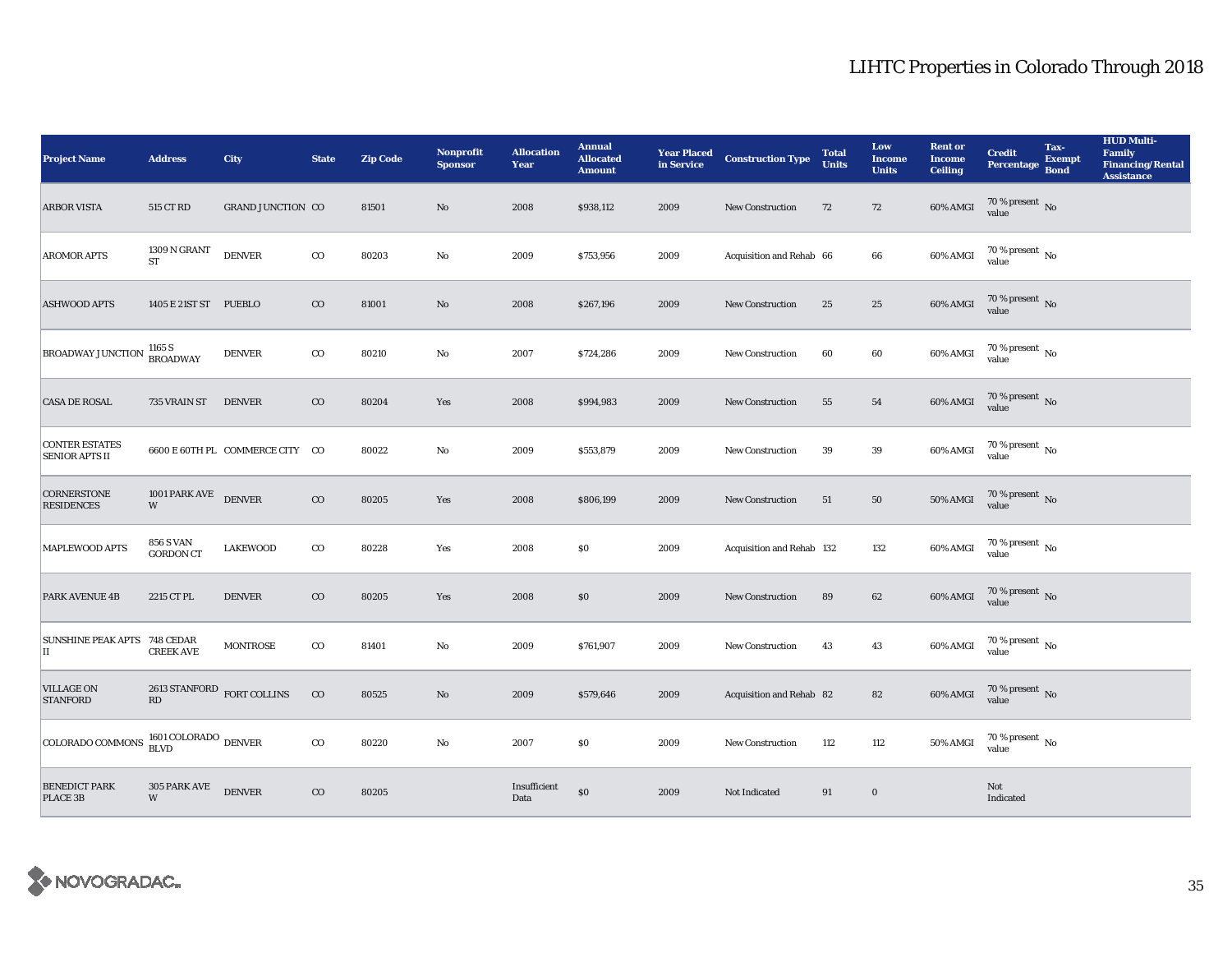# LIHTC Properties in Colorado Through 2018

| Project Name | Address | City | State | Zip Code | Nonprofit Sponsor | Allocation Year | Annual Allocated Amount | Year Placed in Service | Construction Type | Total Units | Low Income Units | Rent or Income Ceiling | Credit Percentage | Tax-Exempt Bond | HUD Multi-Family Financing/Rental Assistance |
|---|---|---|---|---|---|---|---|---|---|---|---|---|---|---|---|
| ARBOR VISTA | 515 CT RD | GRAND JUNCTION | CO | 81501 | No | 2008 | $938,112 | 2009 | New Construction | 72 | 72 | 60% AMGI | 70 % present value | No | |
| AROMOR APTS | 1309 N GRANT ST | DENVER | CO | 80203 | No | 2009 | $753,956 | 2009 | Acquisition and Rehab | 66 | 66 | 60% AMGI | 70 % present value | No | |
| ASHWOOD APTS | 1405 E 21ST ST | PUEBLO | CO | 81001 | No | 2008 | $267,196 | 2009 | New Construction | 25 | 25 | 60% AMGI | 70 % present value | No | |
| BROADWAY JUNCTION | 1165 S BROADWAY | DENVER | CO | 80210 | No | 2007 | $724,286 | 2009 | New Construction | 60 | 60 | 60% AMGI | 70 % present value | No | |
| CASA DE ROSAL | 735 VRAIN ST | DENVER | CO | 80204 | Yes | 2008 | $994,983 | 2009 | New Construction | 55 | 54 | 60% AMGI | 70 % present value | No | |
| CONTER ESTATES SENIOR APTS II | 6600 E 60TH PL | COMMERCE CITY | CO | 80022 | No | 2009 | $553,879 | 2009 | New Construction | 39 | 39 | 60% AMGI | 70 % present value | No | |
| CORNERSTONE RESIDENCES | 1001 PARK AVE W | DENVER | CO | 80205 | Yes | 2008 | $806,199 | 2009 | New Construction | 51 | 50 | 50% AMGI | 70 % present value | No | |
| MAPLEWOOD APTS | 856 S VAN GORDON CT | LAKEWOOD | CO | 80228 | Yes | 2008 | $0 | 2009 | Acquisition and Rehab | 132 | 132 | 60% AMGI | 70 % present value | No | |
| PARK AVENUE 4B | 2215 CT PL | DENVER | CO | 80205 | Yes | 2008 | $0 | 2009 | New Construction | 89 | 62 | 60% AMGI | 70 % present value | No | |
| SUNSHINE PEAK APTS II | 748 CEDAR CREEK AVE | MONTROSE | CO | 81401 | No | 2009 | $761,907 | 2009 | New Construction | 43 | 43 | 60% AMGI | 70 % present value | No | |
| VILLAGE ON STANFORD | 2613 STANFORD RD | FORT COLLINS | CO | 80525 | No | 2009 | $579,646 | 2009 | Acquisition and Rehab | 82 | 82 | 60% AMGI | 70 % present value | No | |
| COLORADO COMMONS | 1601 COLORADO BLVD | DENVER | CO | 80220 | No | 2007 | $0 | 2009 | New Construction | 112 | 112 | 50% AMGI | 70 % present value | No | |
| BENEDICT PARK PLACE 3B | 305 PARK AVE W | DENVER | CO | 80205 | | Insufficient Data | $0 | 2009 | Not Indicated | 91 | 0 | | Not Indicated | | |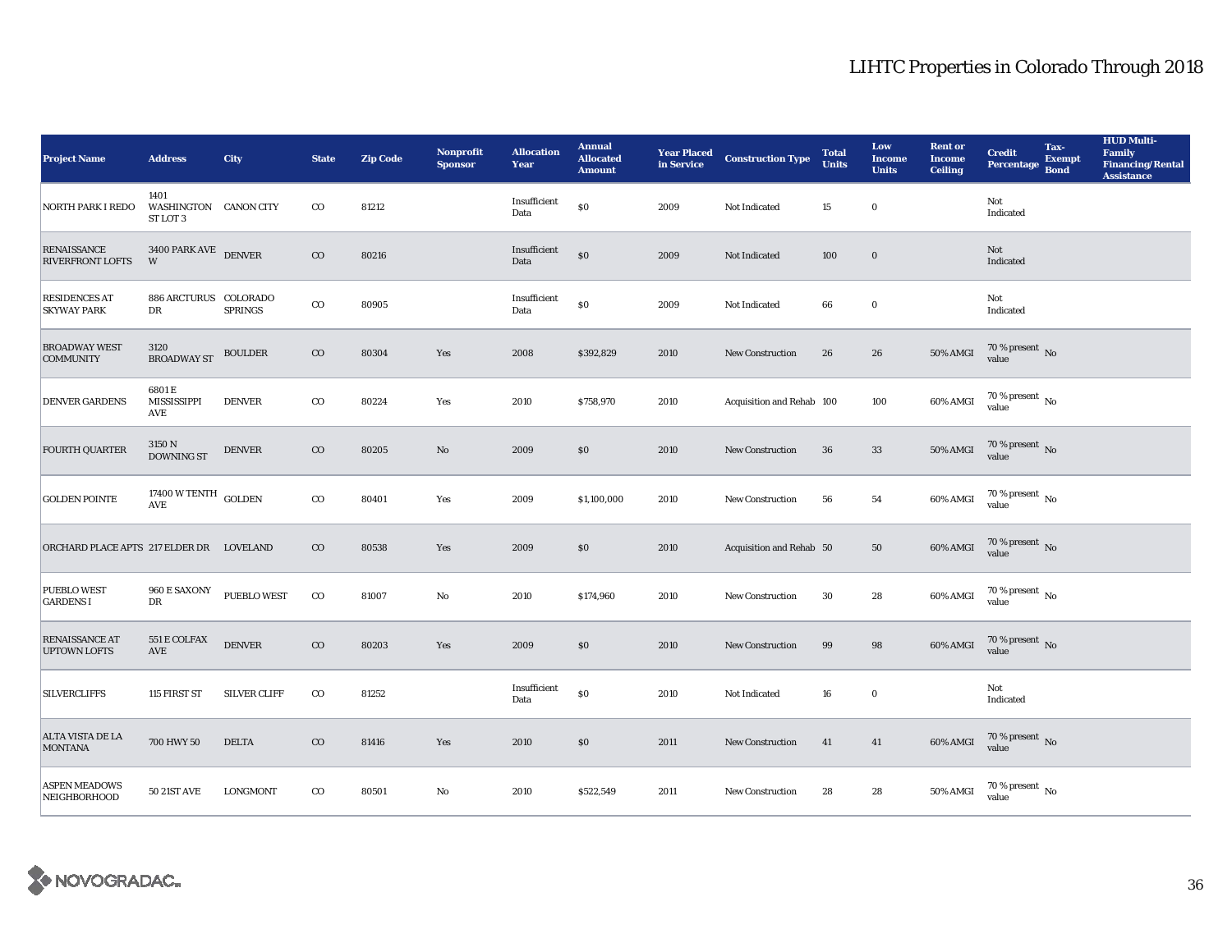# LIHTC Properties in Colorado Through 2018

| Project Name | Address | City | State | Zip Code | Nonprofit Sponsor | Allocation Year | Annual Allocated Amount | Year Placed in Service | Construction Type | Total Units | Low Income Units | Rent or Income Ceiling | Credit Percentage | Tax-Exempt Bond | HUD Multi-Family Financing/Rental Assistance |
|---|---|---|---|---|---|---|---|---|---|---|---|---|---|---|---|
| NORTH PARK I REDO | 1401 WASHINGTON ST LOT 3 | CANON CITY | CO | 81212 | | Insufficient Data | $0 | 2009 | Not Indicated | 15 | 0 | | Not Indicated | | |
| RENAISSANCE RIVERFRONT LOFTS | 3400 PARK AVE W | DENVER | CO | 80216 | | Insufficient Data | $0 | 2009 | Not Indicated | 100 | 0 | | Not Indicated | | |
| RESIDENCES AT SKYWAY PARK | 886 ARCTURUS DR | COLORADO SPRINGS | CO | 80905 | | Insufficient Data | $0 | 2009 | Not Indicated | 66 | 0 | | Not Indicated | | |
| BROADWAY WEST COMMUNITY | 3120 BROADWAY ST | BOULDER | CO | 80304 | Yes | 2008 | $392,829 | 2010 | New Construction | 26 | 26 | 50% AMGI | 70 % present value | No | |
| DENVER GARDENS | 6801 E MISSISSIPPI AVE | DENVER | CO | 80224 | Yes | 2010 | $758,970 | 2010 | Acquisition and Rehab | 100 | 100 | 60% AMGI | 70 % present value | No | |
| FOURTH QUARTER | 3150 N DOWNING ST | DENVER | CO | 80205 | No | 2009 | $0 | 2010 | New Construction | 36 | 33 | 50% AMGI | 70 % present value | No | |
| GOLDEN POINTE | 17400 W TENTH AVE | GOLDEN | CO | 80401 | Yes | 2009 | $1,100,000 | 2010 | New Construction | 56 | 54 | 60% AMGI | 70 % present value | No | |
| ORCHARD PLACE APTS | 217 ELDER DR | LOVELAND | CO | 80538 | Yes | 2009 | $0 | 2010 | Acquisition and Rehab | 50 | 50 | 60% AMGI | 70 % present value | No | |
| PUEBLO WEST GARDENS I | 960 E SAXONY DR | PUEBLO WEST | CO | 81007 | No | 2010 | $174,960 | 2010 | New Construction | 30 | 28 | 60% AMGI | 70 % present value | No | |
| RENAISSANCE AT UPTOWN LOFTS | 551 E COLFAX AVE | DENVER | CO | 80203 | Yes | 2009 | $0 | 2010 | New Construction | 99 | 98 | 60% AMGI | 70 % present value | No | |
| SILVERCLIFFS | 115 FIRST ST | SILVER CLIFF | CO | 81252 | | Insufficient Data | $0 | 2010 | Not Indicated | 16 | 0 | | Not Indicated | | |
| ALTA VISTA DE LA MONTANA | 700 HWY 50 | DELTA | CO | 81416 | Yes | 2010 | $0 | 2011 | New Construction | 41 | 41 | 60% AMGI | 70 % present value | No | |
| ASPEN MEADOWS NEIGHBORHOOD | 50 21ST AVE | LONGMONT | CO | 80501 | No | 2010 | $522,549 | 2011 | New Construction | 28 | 28 | 50% AMGI | 70 % present value | No | |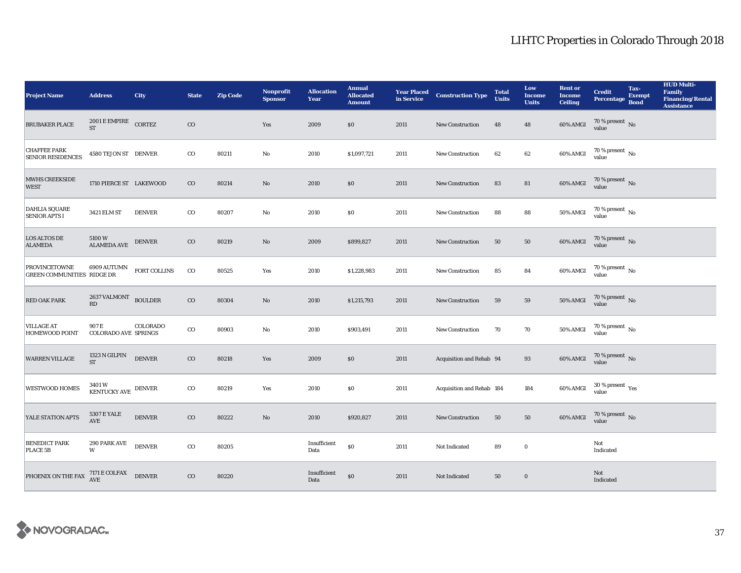# LIHTC Properties in Colorado Through 2018

| Project Name | Address | City | State | Zip Code | Nonprofit Sponsor | Allocation Year | Annual Allocated Amount | Year Placed in Service | Construction Type | Total Units | Low Income Units | Rent or Income Ceiling | Credit Percentage | Tax-Exempt Bond | HUD Multi-Family Financing/Rental Assistance |
|---|---|---|---|---|---|---|---|---|---|---|---|---|---|---|---|
| BRUBAKER PLACE | 2001 E EMPIRE ST | CORTEZ | CO | | Yes | 2009 | $0 | 2011 | New Construction | 48 | 48 | 60% AMGI | 70 % present value | No | |
| CHAFFEE PARK SENIOR RESIDENCES | 4580 TEJON ST | DENVER | CO | 80211 | No | 2010 | $1,097,721 | 2011 | New Construction | 62 | 62 | 60% AMGI | 70 % present value | No | |
| MWHS CREEKSIDE WEST | 1710 PIERCE ST | LAKEWOOD | CO | 80214 | No | 2010 | $0 | 2011 | New Construction | 83 | 81 | 60% AMGI | 70 % present value | No | |
| DAHLIA SQUARE SENIOR APTS I | 3421 ELM ST | DENVER | CO | 80207 | No | 2010 | $0 | 2011 | New Construction | 88 | 88 | 50% AMGI | 70 % present value | No | |
| LOS ALTOS DE ALAMEDA | 5100 W ALAMEDA AVE | DENVER | CO | 80219 | No | 2009 | $899,827 | 2011 | New Construction | 50 | 50 | 60% AMGI | 70 % present value | No | |
| PROVINCETOWNE GREEN COMMUNITIES | 6909 AUTUMN RIDGE DR | FORT COLLINS | CO | 80525 | Yes | 2010 | $1,228,983 | 2011 | New Construction | 85 | 84 | 60% AMGI | 70 % present value | No | |
| RED OAK PARK | 2637 VALMONT RD | BOULDER | CO | 80304 | No | 2010 | $1,215,793 | 2011 | New Construction | 59 | 59 | 50% AMGI | 70 % present value | No | |
| VILLAGE AT HOMEWOOD POINT | 907 E COLORADO AVE | COLORADO SPRINGS | CO | 80903 | No | 2010 | $903,491 | 2011 | New Construction | 70 | 70 | 50% AMGI | 70 % present value | No | |
| WARREN VILLAGE | 1323 N GILPIN ST | DENVER | CO | 80218 | Yes | 2009 | $0 | 2011 | Acquisition and Rehab | 94 | 93 | 60% AMGI | 70 % present value | No | |
| WESTWOOD HOMES | 3401 W KENTUCKY AVE | DENVER | CO | 80219 | Yes | 2010 | $0 | 2011 | Acquisition and Rehab | 184 | 184 | 60% AMGI | 30 % present value | Yes | |
| YALE STATION APTS | 5307 E YALE AVE | DENVER | CO | 80222 | No | 2010 | $920,827 | 2011 | New Construction | 50 | 50 | 60% AMGI | 70 % present value | No | |
| BENEDICT PARK PLACE 5B | 290 PARK AVE W | DENVER | CO | 80205 | | Insufficient Data | $0 | 2011 | Not Indicated | 89 | 0 | | Not Indicated | | |
| PHOENIX ON THE FAX | 7171 E COLFAX AVE | DENVER | CO | 80220 | | Insufficient Data | $0 | 2011 | Not Indicated | 50 | 0 | | Not Indicated | | |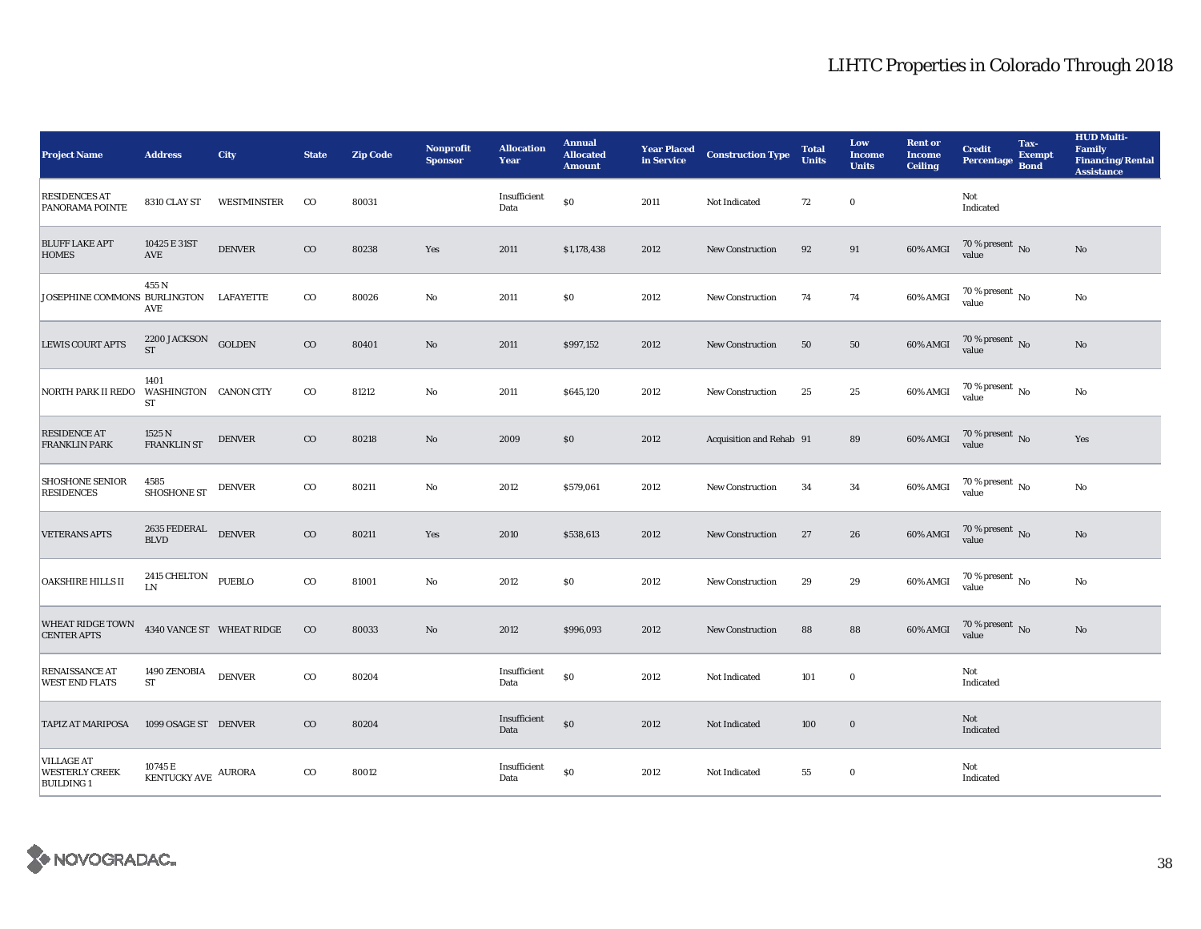# LIHTC Properties in Colorado Through 2018

| Project Name | Address | City | State | Zip Code | Nonprofit Sponsor | Allocation Year | Annual Allocated Amount | Year Placed in Service | Construction Type | Total Units | Low Income Units | Rent or Income Ceiling | Credit Percentage | Tax-Exempt Bond | HUD Multi-Family Financing/Rental Assistance |
|---|---|---|---|---|---|---|---|---|---|---|---|---|---|---|---|
| RESIDENCES AT PANORAMA POINTE | 8310 CLAY ST | WESTMINSTER | CO | 80031 | | Insufficient Data | $0 | 2011 | Not Indicated | 72 | 0 | | Not Indicated | | |
| BLUFF LAKE APT HOMES | 10425 E 31ST AVE | DENVER | CO | 80238 | Yes | 2011 | $1,178,438 | 2012 | New Construction | 92 | 91 | 60% AMGI | 70 % present value | No | No |
| JOSEPHINE COMMONS | 455 N BURLINGTON AVE | LAFAYETTE | CO | 80026 | No | 2011 | $0 | 2012 | New Construction | 74 | 74 | 60% AMGI | 70 % present value | No | No |
| LEWIS COURT APTS | 2200 JACKSON ST | GOLDEN | CO | 80401 | No | 2011 | $997,152 | 2012 | New Construction | 50 | 50 | 60% AMGI | 70 % present value | No | No |
| NORTH PARK II REDO | 1401 WASHINGTON ST | CANON CITY | CO | 81212 | No | 2011 | $645,120 | 2012 | New Construction | 25 | 25 | 60% AMGI | 70 % present value | No | No |
| RESIDENCE AT FRANKLIN PARK | 1525 N FRANKLIN ST | DENVER | CO | 80218 | No | 2009 | $0 | 2012 | Acquisition and Rehab | 91 | 89 | 60% AMGI | 70 % present value | No | Yes |
| SHOSHONE SENIOR RESIDENCES | 4585 SHOSHONE ST | DENVER | CO | 80211 | No | 2012 | $579,061 | 2012 | New Construction | 34 | 34 | 60% AMGI | 70 % present value | No | No |
| VETERANS APTS | 2635 FEDERAL BLVD | DENVER | CO | 80211 | Yes | 2010 | $538,613 | 2012 | New Construction | 27 | 26 | 60% AMGI | 70 % present value | No | No |
| OAKSHIRE HILLS II | 2415 CHELTON LN | PUEBLO | CO | 81001 | No | 2012 | $0 | 2012 | New Construction | 29 | 29 | 60% AMGI | 70 % present value | No | No |
| WHEAT RIDGE TOWN CENTER APTS | 4340 VANCE ST | WHEAT RIDGE | CO | 80033 | No | 2012 | $996,093 | 2012 | New Construction | 88 | 88 | 60% AMGI | 70 % present value | No | No |
| RENAISSANCE AT WEST END FLATS | 1490 ZENOBIA ST | DENVER | CO | 80204 | | Insufficient Data | $0 | 2012 | Not Indicated | 101 | 0 | | Not Indicated | | |
| TAPIZ AT MARIPOSA | 1099 OSAGE ST | DENVER | CO | 80204 | | Insufficient Data | $0 | 2012 | Not Indicated | 100 | 0 | | Not Indicated | | |
| VILLAGE AT WESTERLY CREEK BUILDING 1 | 10745 E KENTUCKY AVE | AURORA | CO | 80012 | | Insufficient Data | $0 | 2012 | Not Indicated | 55 | 0 | | Not Indicated | | |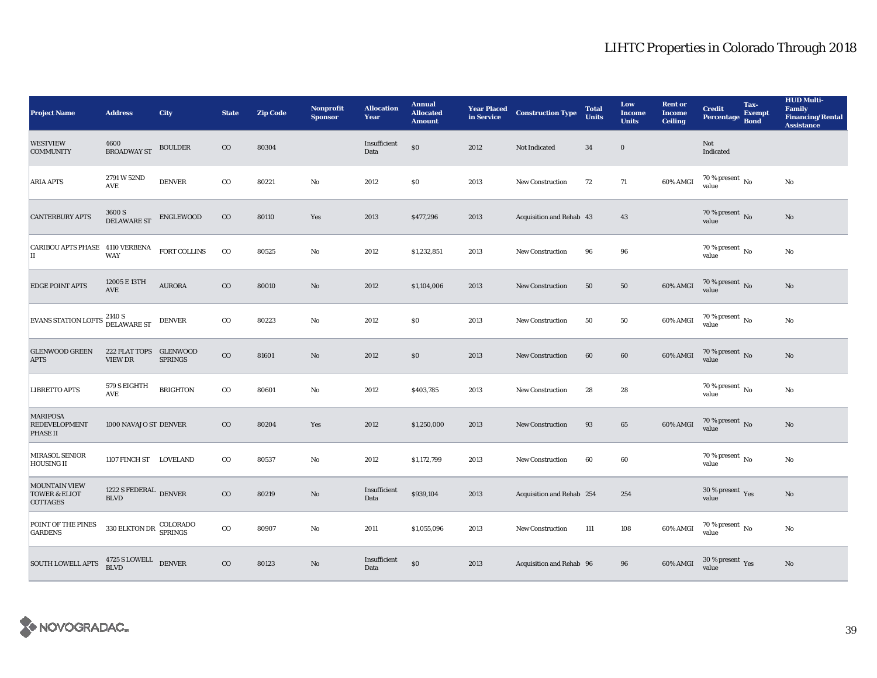# LIHTC Properties in Colorado Through 2018

| Project Name | Address | City | State | Zip Code | Nonprofit Sponsor | Allocation Year | Annual Allocated Amount | Year Placed in Service | Construction Type | Total Units | Low Income Units | Rent or Income Ceiling | Credit Percentage | Tax-Exempt Bond | HUD Multi-Family Financing/Rental Assistance |
|---|---|---|---|---|---|---|---|---|---|---|---|---|---|---|---|
| WESTVIEW COMMUNITY | 4600 BROADWAY ST | BOULDER | CO | 80304 | | Insufficient Data | $0 | 2012 | Not Indicated | 34 | 0 | | Not Indicated | | |
| ARIA APTS | 2791 W 52ND AVE | DENVER | CO | 80221 | No | 2012 | $0 | 2013 | New Construction | 72 | 71 | 60% AMGI | 70 % present value | No | No |
| CANTERBURY APTS | 3600 S DELAWARE ST | ENGLEWOOD | CO | 80110 | Yes | 2013 | $477,296 | 2013 | Acquisition and Rehab | 43 | 43 | | 70 % present value | No | No |
| CARIBOU APTS PHASE II | 4110 VERBENA WAY | FORT COLLINS | CO | 80525 | No | 2012 | $1,232,851 | 2013 | New Construction | 96 | 96 | | 70 % present value | No | No |
| EDGE POINT APTS | 12005 E 13TH AVE | AURORA | CO | 80010 | No | 2012 | $1,104,006 | 2013 | New Construction | 50 | 50 | 60% AMGI | 70 % present value | No | No |
| EVANS STATION LOFTS | 2140 S DELAWARE ST | DENVER | CO | 80223 | No | 2012 | $0 | 2013 | New Construction | 50 | 50 | 60% AMGI | 70 % present value | No | No |
| GLENWOOD GREEN APTS | 222 FLAT TOPS VIEW DR | GLENWOOD SPRINGS | CO | 81601 | No | 2012 | $0 | 2013 | New Construction | 60 | 60 | 60% AMGI | 70 % present value | No | No |
| LIBRETTO APTS | 579 S EIGHTH AVE | BRIGHTON | CO | 80601 | No | 2012 | $403,785 | 2013 | New Construction | 28 | 28 | | 70 % present value | No | No |
| MARIPOSA REDEVELOPMENT PHASE II | 1000 NAVAJO ST | DENVER | CO | 80204 | Yes | 2012 | $1,250,000 | 2013 | New Construction | 93 | 65 | 60% AMGI | 70 % present value | No | No |
| MIRASOL SENIOR HOUSING II | 1107 FINCH ST | LOVELAND | CO | 80537 | No | 2012 | $1,172,799 | 2013 | New Construction | 60 | 60 | | 70 % present value | No | No |
| MOUNTAIN VIEW TOWER & ELIOT COTTAGES | 1222 S FEDERAL BLVD | DENVER | CO | 80219 | No | Insufficient Data | $939,104 | 2013 | Acquisition and Rehab | 254 | 254 | | 30 % present value | Yes | No |
| POINT OF THE PINES GARDENS | 330 ELKTON DR | COLORADO SPRINGS | CO | 80907 | No | 2011 | $1,055,096 | 2013 | New Construction | 111 | 108 | 60% AMGI | 70 % present value | No | No |
| SOUTH LOWELL APTS | 4725 S LOWELL BLVD | DENVER | CO | 80123 | No | Insufficient Data | $0 | 2013 | Acquisition and Rehab | 96 | 96 | 60% AMGI | 30 % present value | Yes | No |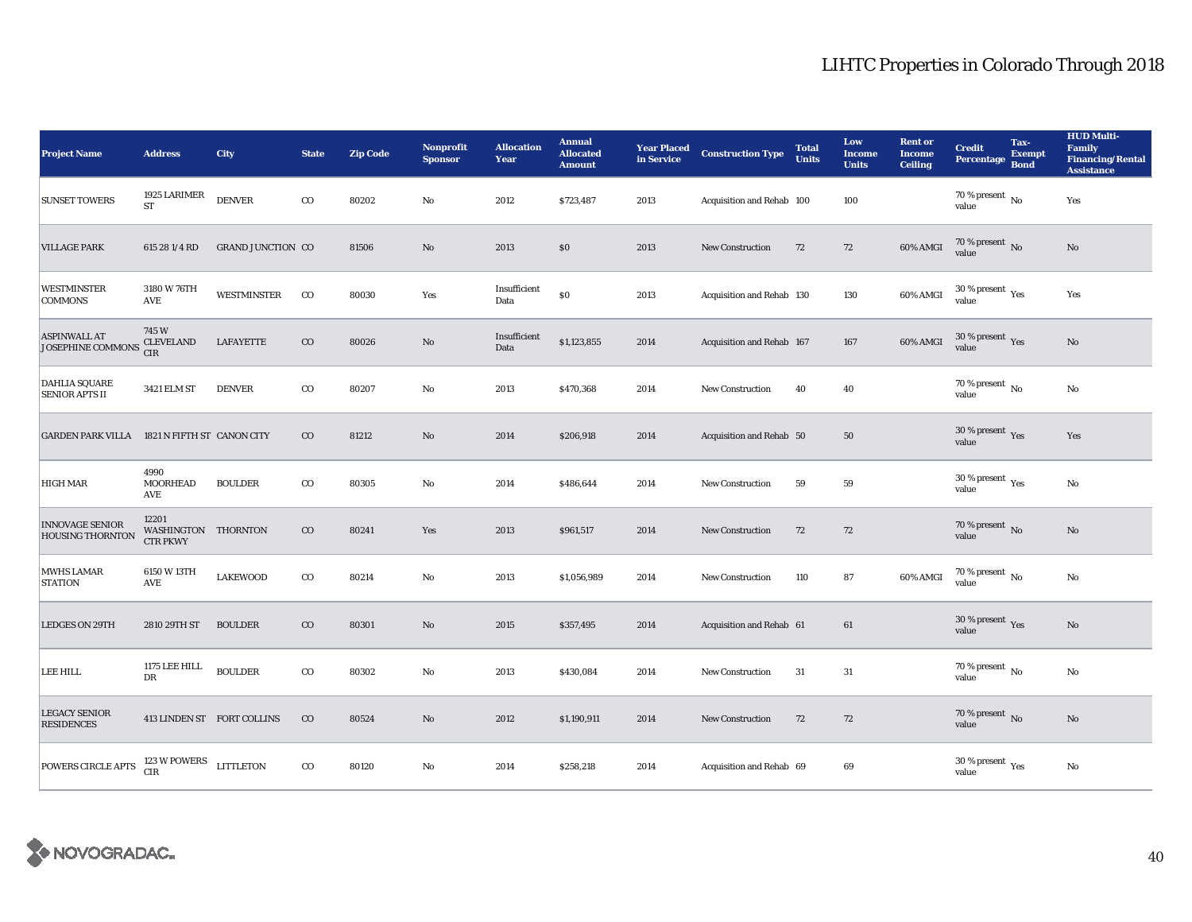# LIHTC Properties in Colorado Through 2018

| Project Name | Address | City | State | Zip Code | Nonprofit Sponsor | Allocation Year | Annual Allocated Amount | Year Placed in Service | Construction Type | Total Units | Low Income Units | Rent or Income Ceiling | Credit Percentage | Tax-Exempt Bond | HUD Multi-Family Financing/Rental Assistance |
|---|---|---|---|---|---|---|---|---|---|---|---|---|---|---|---|
| SUNSET TOWERS | 1925 LARIMER ST | DENVER | CO | 80202 | No | 2012 | $723,487 | 2013 | Acquisition and Rehab | 100 | 100 | | 70 % present value | No | Yes |
| VILLAGE PARK | 615 28 1/4 RD | GRAND JUNCTION | CO | 81506 | No | 2013 | $0 | 2013 | New Construction | 72 | 72 | 60% AMGI | 70 % present value | No | No |
| WESTMINSTER COMMONS | 3180 W 76TH AVE | WESTMINSTER | CO | 80030 | Yes | Insufficient Data | $0 | 2013 | Acquisition and Rehab | 130 | 130 | 60% AMGI | 30 % present value | Yes | Yes |
| ASPINWALL AT JOSEPHINE COMMONS | 745 W CLEVELAND CIR | LAFAYETTE | CO | 80026 | No | Insufficient Data | $1,123,855 | 2014 | Acquisition and Rehab | 167 | 167 | 60% AMGI | 30 % present value | Yes | No |
| DAHLIA SQUARE SENIOR APTS II | 3421 ELM ST | DENVER | CO | 80207 | No | 2013 | $470,368 | 2014 | New Construction | 40 | 40 | | 70 % present value | No | No |
| GARDEN PARK VILLA | 1821 N FIFTH ST | CANON CITY | CO | 81212 | No | 2014 | $206,918 | 2014 | Acquisition and Rehab | 50 | 50 | | 30 % present value | Yes | Yes |
| HIGH MAR | 4990 MOORHEAD AVE | BOULDER | CO | 80305 | No | 2014 | $486,644 | 2014 | New Construction | 59 | 59 | | 30 % present value | Yes | No |
| INNOVAGE SENIOR HOUSING THORNTON | 12201 WASHINGTON CTR PKWY | THORNTON | CO | 80241 | Yes | 2013 | $961,517 | 2014 | New Construction | 72 | 72 | | 70 % present value | No | No |
| MWHS LAMAR STATION | 6150 W 13TH AVE | LAKEWOOD | CO | 80214 | No | 2013 | $1,056,989 | 2014 | New Construction | 110 | 87 | 60% AMGI | 70 % present value | No | No |
| LEDGES ON 29TH | 2810 29TH ST | BOULDER | CO | 80301 | No | 2015 | $357,495 | 2014 | Acquisition and Rehab | 61 | 61 | | 30 % present value | Yes | No |
| LEE HILL | 1175 LEE HILL DR | BOULDER | CO | 80302 | No | 2013 | $430,084 | 2014 | New Construction | 31 | 31 | | 70 % present value | No | No |
| LEGACY SENIOR RESIDENCES | 413 LINDEN ST | FORT COLLINS | CO | 80524 | No | 2012 | $1,190,911 | 2014 | New Construction | 72 | 72 | | 70 % present value | No | No |
| POWERS CIRCLE APTS | 123 W POWERS CIR | LITTLETON | CO | 80120 | No | 2014 | $258,218 | 2014 | Acquisition and Rehab | 69 | 69 | | 30 % present value | Yes | No |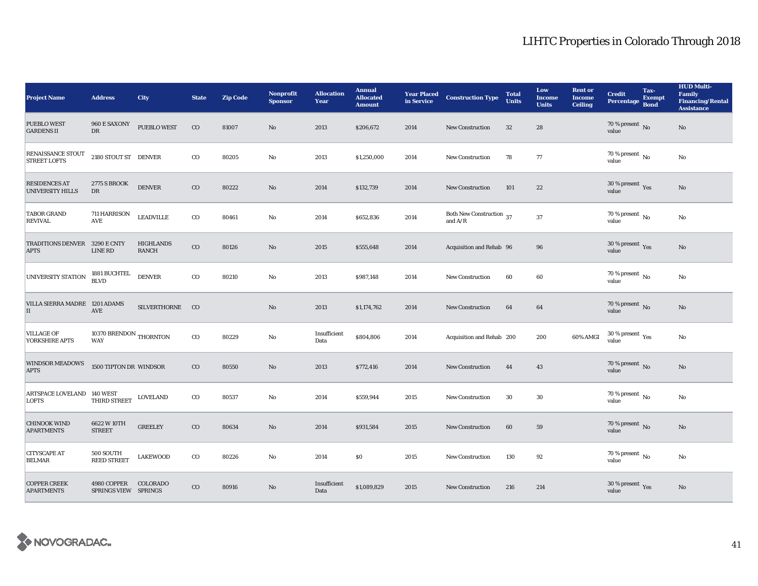# LIHTC Properties in Colorado Through 2018

| Project Name | Address | City | State | Zip Code | Nonprofit Sponsor | Allocation Year | Annual Allocated Amount | Year Placed in Service | Construction Type | Total Units | Low Income Units | Rent or Income Ceiling | Credit Percentage | Tax-Exempt Bond | HUD Multi-Family Financing/Rental Assistance |
|---|---|---|---|---|---|---|---|---|---|---|---|---|---|---|---|
| PUEBLO WEST GARDENS II | 960 E SAXONY DR | PUEBLO WEST | CO | 81007 | No | 2013 | $206,672 | 2014 | New Construction | 32 | 28 | | 70 % present value | No | No |
| RENAISSANCE STOUT STREET LOFTS | 2180 STOUT ST | DENVER | CO | 80205 | No | 2013 | $1,250,000 | 2014 | New Construction | 78 | 77 | | 70 % present value | No | No |
| RESIDENCES AT UNIVERSITY HILLS | 2775 S BROOK DR | DENVER | CO | 80222 | No | 2014 | $132,739 | 2014 | New Construction | 101 | 22 | | 30 % present value | Yes | No |
| TABOR GRAND REVIVAL | 711 HARRISON AVE | LEADVILLE | CO | 80461 | No | 2014 | $652,836 | 2014 | Both New Construction and A/R | 37 | 37 | | 70 % present value | No | No |
| TRADITIONS DENVER APTS | 3290 E CNTY LINE RD | HIGHLANDS RANCH | CO | 80126 | No | 2015 | $555,648 | 2014 | Acquisition and Rehab | 96 | 96 | | 30 % present value | Yes | No |
| UNIVERSITY STATION | 1881 BUCHTEL BLVD | DENVER | CO | 80210 | No | 2013 | $987,148 | 2014 | New Construction | 60 | 60 | | 70 % present value | No | No |
| VILLA SIERRA MADRE II | 1201 ADAMS AVE | SILVERTHORNE | CO | | No | 2013 | $1,174,762 | 2014 | New Construction | 64 | 64 | | 70 % present value | No | No |
| VILLAGE OF YORKSHIRE APTS | 10370 BRENDON WAY | THORNTON | CO | 80229 | No | Insufficient Data | $804,806 | 2014 | Acquisition and Rehab | 200 | 200 | 60% AMGI | 30 % present value | Yes | No |
| WINDSOR MEADOWS APTS | 1500 TIPTON DR | WINDSOR | CO | 80550 | No | 2013 | $772,416 | 2014 | New Construction | 44 | 43 | | 70 % present value | No | No |
| ARTSPACE LOVELAND LOFTS | 140 WEST THIRD STREET | LOVELAND | CO | 80537 | No | 2014 | $559,944 | 2015 | New Construction | 30 | 30 | | 70 % present value | No | No |
| CHINOOK WIND APARTMENTS | 6622 W 10TH STREET | GREELEY | CO | 80634 | No | 2014 | $931,584 | 2015 | New Construction | 60 | 59 | | 70 % present value | No | No |
| CITYSCAPE AT BELMAR | 500 SOUTH REED STREET | LAKEWOOD | CO | 80226 | No | 2014 | $0 | 2015 | New Construction | 130 | 92 | | 70 % present value | No | No |
| COPPER CREEK APARTMENTS | 4980 COPPER SPRINGS VIEW | COLORADO SPRINGS | CO | 80916 | No | Insufficient Data | $1,089,829 | 2015 | New Construction | 216 | 214 | | 30 % present value | Yes | No |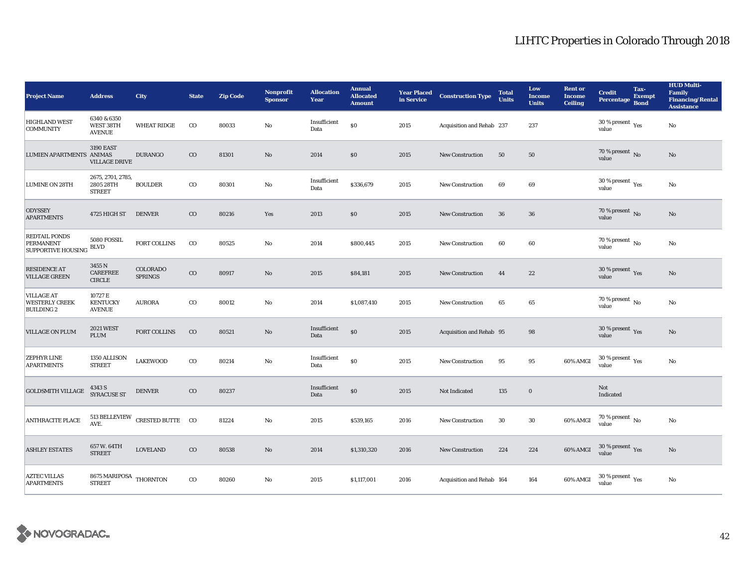# LIHTC Properties in Colorado Through 2018

| Project Name | Address | City | State | Zip Code | Nonprofit Sponsor | Allocation Year | Annual Allocated Amount | Year Placed in Service | Construction Type | Total Units | Low Income Units | Rent or Income Ceiling | Credit Percentage | Tax-Exempt Bond | HUD Multi-Family Financing/Rental Assistance |
|---|---|---|---|---|---|---|---|---|---|---|---|---|---|---|---|
| HIGHLAND WEST COMMUNITY | 6340 & 6350 WEST 38TH AVENUE | WHEAT RIDGE | CO | 80033 | No | Insufficient Data | $0 | 2015 | Acquisition and Rehab | 237 | 237 | | 30 % present value | Yes | No |
| LUMIEN APARTMENTS | 3190 EAST ANIMAS VILLAGE DRIVE | DURANGO | CO | 81301 | No | 2014 | $0 | 2015 | New Construction | 50 | 50 | | 70 % present value | No | No |
| LUMINE ON 28TH | 2675, 2701, 2785, 2805 28TH STREET | BOULDER | CO | 80301 | No | Insufficient Data | $336,679 | 2015 | New Construction | 69 | 69 | | 30 % present value | Yes | No |
| ODYSSEY APARTMENTS | 4725 HIGH ST | DENVER | CO | 80216 | Yes | 2013 | $0 | 2015 | New Construction | 36 | 36 | | 70 % present value | No | No |
| REDTAIL PONDS PERMANENT SUPPORTIVE HOUSING | 5080 FOSSIL BLVD | FORT COLLINS | CO | 80525 | No | 2014 | $800,445 | 2015 | New Construction | 60 | 60 | | 70 % present value | No | No |
| RESIDENCE AT VILLAGE GREEN | 3455 N CAREFREE CIRCLE | COLORADO SPRINGS | CO | 80917 | No | 2015 | $84,181 | 2015 | New Construction | 44 | 22 | | 30 % present value | Yes | No |
| VILLAGE AT WESTERLY CREEK BUILDING 2 | 10727 E KENTUCKY AVENUE | AURORA | CO | 80012 | No | 2014 | $1,087,410 | 2015 | New Construction | 65 | 65 | | 70 % present value | No | No |
| VILLAGE ON PLUM | 2021 WEST PLUM | FORT COLLINS | CO | 80521 | No | Insufficient Data | $0 | 2015 | Acquisition and Rehab | 95 | 98 | | 30 % present value | Yes | No |
| ZEPHYR LINE APARTMENTS | 1350 ALLISON STREET | LAKEWOOD | CO | 80214 | No | Insufficient Data | $0 | 2015 | New Construction | 95 | 95 | 60% AMGI | 30 % present value | Yes | No |
| GOLDSMITH VILLAGE | 4343 S SYRACUSE ST | DENVER | CO | 80237 | | Insufficient Data | $0 | 2015 | Not Indicated | 135 | 0 | | Not Indicated | | |
| ANTHRACITE PLACE | 513 BELLEVIEW AVE. | CRESTED BUTTE | CO | 81224 | No | 2015 | $539,165 | 2016 | New Construction | 30 | 30 | 60% AMGI | 70 % present value | No | No |
| ASHLEY ESTATES | 657 W. 64TH STREET | LOVELAND | CO | 80538 | No | 2014 | $1,310,320 | 2016 | New Construction | 224 | 224 | 60% AMGI | 30 % present value | Yes | No |
| AZTEC VILLAS APARTMENTS | 8675 MARIPOSA STREET | THORNTON | CO | 80260 | No | 2015 | $1,117,001 | 2016 | Acquisition and Rehab | 164 | 164 | 60% AMGI | 30 % present value | Yes | No |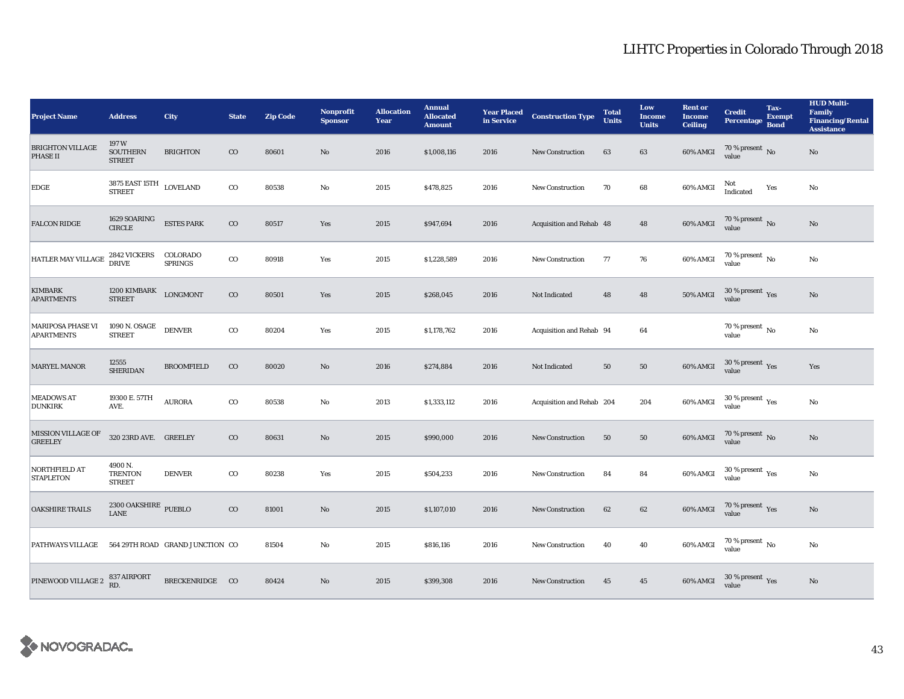# LIHTC Properties in Colorado Through 2018

| Project Name | Address | City | State | Zip Code | Nonprofit Sponsor | Allocation Year | Annual Allocated Amount | Year Placed in Service | Construction Type | Total Units | Low Income Units | Rent or Income Ceiling | Credit Percentage | Tax-Exempt Bond | HUD Multi-Family Financing/Rental Assistance |
|---|---|---|---|---|---|---|---|---|---|---|---|---|---|---|---|
| BRIGHTON VILLAGE PHASE II | 197 W SOUTHERN STREET | BRIGHTON | CO | 80601 | No | 2016 | $1,008,116 | 2016 | New Construction | 63 | 63 | 60% AMGI | 70 % present value | No | No |
| EDGE | 3875 EAST 15TH STREET | LOVELAND | CO | 80538 | No | 2015 | $478,825 | 2016 | New Construction | 70 | 68 | 60% AMGI | Not Indicated | Yes | No |
| FALCON RIDGE | 1629 SOARING CIRCLE | ESTES PARK | CO | 80517 | Yes | 2015 | $947,694 | 2016 | Acquisition and Rehab | 48 | 48 | 60% AMGI | 70 % present value | No | No |
| HATLER MAY VILLAGE | 2842 VICKERS DRIVE | COLORADO SPRINGS | CO | 80918 | Yes | 2015 | $1,228,589 | 2016 | New Construction | 77 | 76 | 60% AMGI | 70 % present value | No | No |
| KIMBARK APARTMENTS | 1200 KIMBARK STREET | LONGMONT | CO | 80501 | Yes | 2015 | $268,045 | 2016 | Not Indicated | 48 | 48 | 50% AMGI | 30 % present value | Yes | No |
| MARIPOSA PHASE VI APARTMENTS | 1090 N. OSAGE STREET | DENVER | CO | 80204 | Yes | 2015 | $1,178,762 | 2016 | Acquisition and Rehab | 94 | 64 | | 70 % present value | No | No |
| MARYEL MANOR | 12555 SHERIDAN | BROOMFIELD | CO | 80020 | No | 2016 | $274,884 | 2016 | Not Indicated | 50 | 50 | 60% AMGI | 30 % present value | Yes | Yes |
| MEADOWS AT DUNKIRK | 19300 E. 57TH AVE. | AURORA | CO | 80538 | No | 2013 | $1,333,112 | 2016 | Acquisition and Rehab | 204 | 204 | 60% AMGI | 30 % present value | Yes | No |
| MISSION VILLAGE OF GREELEY | 320 23RD AVE. | GREELEY | CO | 80631 | No | 2015 | $990,000 | 2016 | New Construction | 50 | 50 | 60% AMGI | 70 % present value | No | No |
| NORTHFIELD AT STAPLETON | 4900 N. TRENTON STREET | DENVER | CO | 80238 | Yes | 2015 | $504,233 | 2016 | New Construction | 84 | 84 | 60% AMGI | 30 % present value | Yes | No |
| OAKSHIRE TRAILS | 2300 OAKSHIRE LANE | PUEBLO | CO | 81001 | No | 2015 | $1,107,010 | 2016 | New Construction | 62 | 62 | 60% AMGI | 70 % present value | Yes | No |
| PATHWAYS VILLAGE | 564 29TH ROAD | GRAND JUNCTION | CO | 81504 | No | 2015 | $816,116 | 2016 | New Construction | 40 | 40 | 60% AMGI | 70 % present value | No | No |
| PINEWOOD VILLAGE 2 | 837 AIRPORT RD. | BRECKENRIDGE | CO | 80424 | No | 2015 | $399,308 | 2016 | New Construction | 45 | 45 | 60% AMGI | 30 % present value | Yes | No |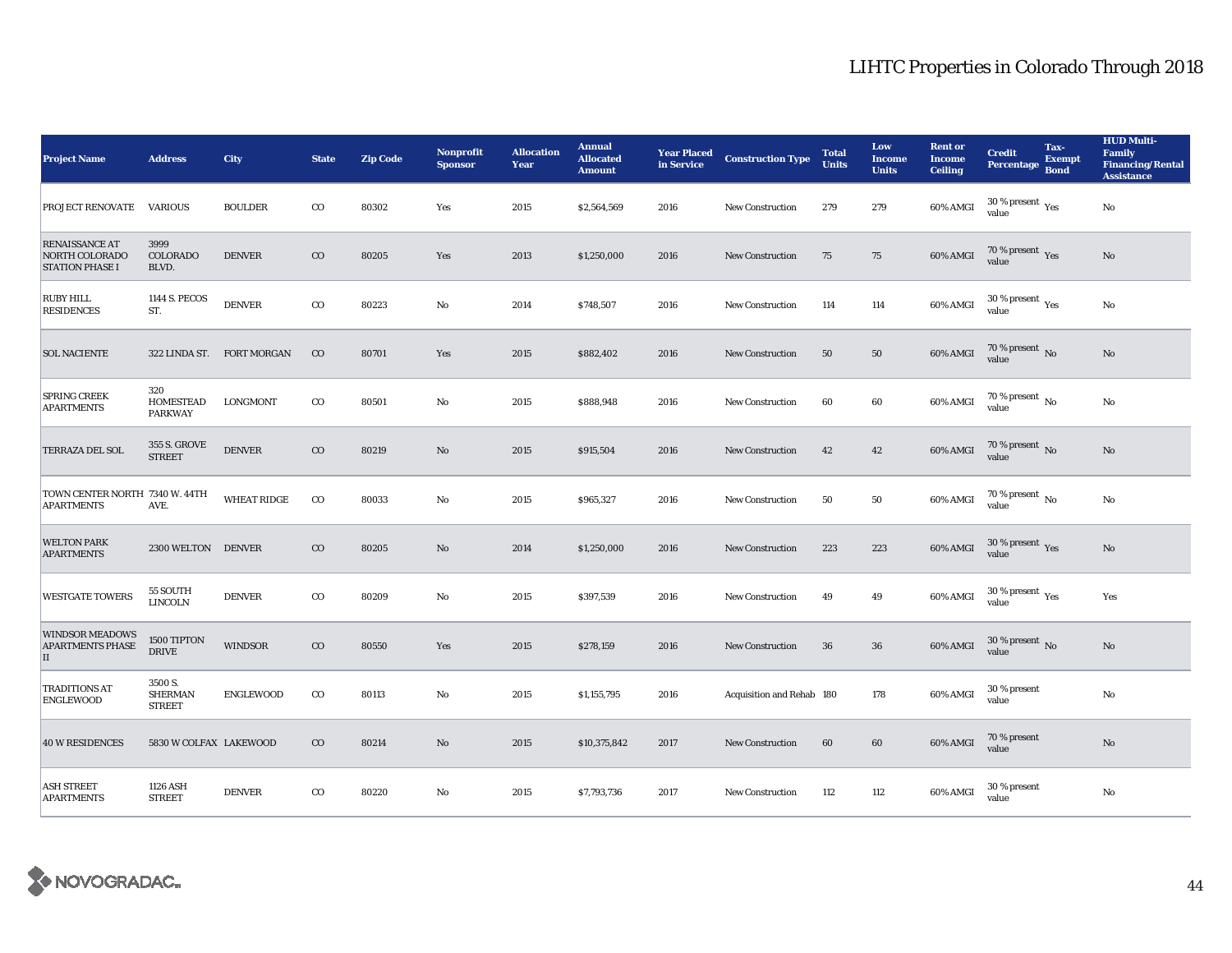# LIHTC Properties in Colorado Through 2018

| Project Name | Address | City | State | Zip Code | Nonprofit Sponsor | Allocation Year | Annual Allocated Amount | Year Placed in Service | Construction Type | Total Units | Low Income Units | Rent or Income Ceiling | Credit Percentage | Tax-Exempt Bond | HUD Multi-Family Financing/Rental Assistance |
|---|---|---|---|---|---|---|---|---|---|---|---|---|---|---|---|
| PROJECT RENOVATE | VARIOUS | BOULDER | CO | 80302 | Yes | 2015 | $2,564,569 | 2016 | New Construction | 279 | 279 | 60% AMGI | 30 % present value | Yes | No |
| RENAISSANCE AT NORTH COLORADO STATION PHASE I | 3999 COLORADO BLVD. | DENVER | CO | 80205 | Yes | 2013 | $1,250,000 | 2016 | New Construction | 75 | 75 | 60% AMGI | 70 % present value | Yes | No |
| RUBY HILL RESIDENCES | 1144 S. PECOS ST. | DENVER | CO | 80223 | No | 2014 | $748,507 | 2016 | New Construction | 114 | 114 | 60% AMGI | 30 % present value | Yes | No |
| SOL NACIENTE | 322 LINDA ST. | FORT MORGAN | CO | 80701 | Yes | 2015 | $882,402 | 2016 | New Construction | 50 | 50 | 60% AMGI | 70 % present value | No | No |
| SPRING CREEK APARTMENTS | 320 HOMESTEAD PARKWAY | LONGMONT | CO | 80501 | No | 2015 | $888,948 | 2016 | New Construction | 60 | 60 | 60% AMGI | 70 % present value | No | No |
| TERRAZA DEL SOL | 355 S. GROVE STREET | DENVER | CO | 80219 | No | 2015 | $915,504 | 2016 | New Construction | 42 | 42 | 60% AMGI | 70 % present value | No | No |
| TOWN CENTER NORTH APARTMENTS | 7340 W. 44TH AVE. | WHEAT RIDGE | CO | 80033 | No | 2015 | $965,327 | 2016 | New Construction | 50 | 50 | 60% AMGI | 70 % present value | No | No |
| WELTON PARK APARTMENTS | 2300 WELTON | DENVER | CO | 80205 | No | 2014 | $1,250,000 | 2016 | New Construction | 223 | 223 | 60% AMGI | 30 % present value | Yes | No |
| WESTGATE TOWERS | 55 SOUTH LINCOLN | DENVER | CO | 80209 | No | 2015 | $397,539 | 2016 | New Construction | 49 | 49 | 60% AMGI | 30 % present value | Yes | Yes |
| WINDSOR MEADOWS APARTMENTS PHASE II | 1500 TIPTON DRIVE | WINDSOR | CO | 80550 | Yes | 2015 | $278,159 | 2016 | New Construction | 36 | 36 | 60% AMGI | 30 % present value | No | No |
| TRADITIONS AT ENGLEWOOD | 3500 S. SHERMAN STREET | ENGLEWOOD | CO | 80113 | No | 2015 | $1,155,795 | 2016 | Acquisition and Rehab | 180 | 178 | 60% AMGI | 30 % present value | | No |
| 40 W RESIDENCES | 5830 W COLFAX | LAKEWOOD | CO | 80214 | No | 2015 | $10,375,842 | 2017 | New Construction | 60 | 60 | 60% AMGI | 70 % present value | | No |
| ASH STREET APARTMENTS | 1126 ASH STREET | DENVER | CO | 80220 | No | 2015 | $7,793,736 | 2017 | New Construction | 112 | 112 | 60% AMGI | 30 % present value | | No |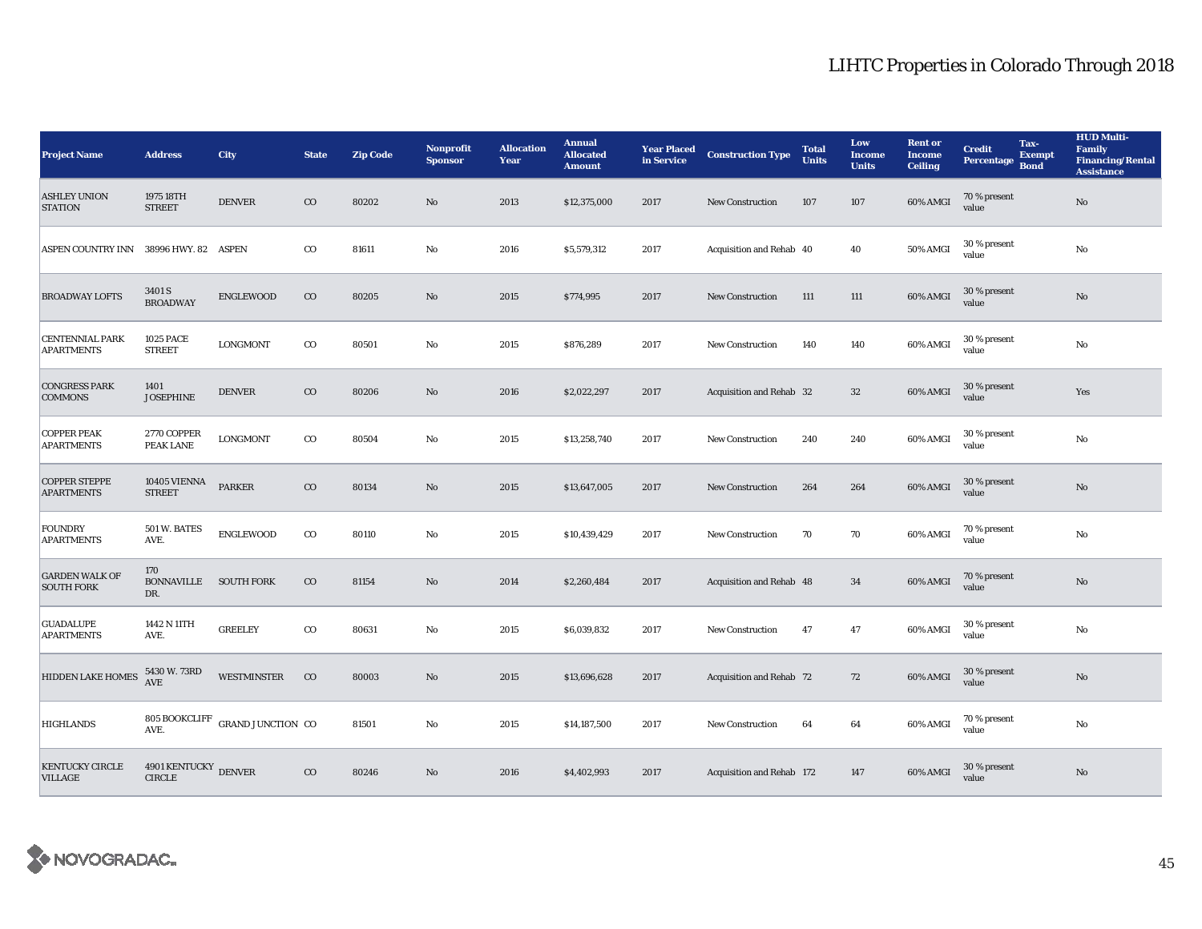# LIHTC Properties in Colorado Through 2018

| Project Name | Address | City | State | Zip Code | Nonprofit Sponsor | Allocation Year | Annual Allocated Amount | Year Placed in Service | Construction Type | Total Units | Low Income Units | Rent or Income Ceiling | Credit Percentage | Tax-Exempt Bond | HUD Multi-Family Financing/Rental Assistance |
|---|---|---|---|---|---|---|---|---|---|---|---|---|---|---|---|
| ASHLEY UNION STATION | 1975 18TH STREET | DENVER | CO | 80202 | No | 2013 | $12,375,000 | 2017 | New Construction | 107 | 107 | 60% AMGI | 70 % present value | | No |
| ASPEN COUNTRY INN | 38996 HWY. 82 | ASPEN | CO | 81611 | No | 2016 | $5,579,312 | 2017 | Acquisition and Rehab | 40 | 40 | 50% AMGI | 30 % present value | | No |
| BROADWAY LOFTS | 3401 S BROADWAY | ENGLEWOOD | CO | 80205 | No | 2015 | $774,995 | 2017 | New Construction | 111 | 111 | 60% AMGI | 30 % present value | | No |
| CENTENNIAL PARK APARTMENTS | 1025 PACE STREET | LONGMONT | CO | 80501 | No | 2015 | $876,289 | 2017 | New Construction | 140 | 140 | 60% AMGI | 30 % present value | | No |
| CONGRESS PARK COMMONS | 1401 JOSEPHINE | DENVER | CO | 80206 | No | 2016 | $2,022,297 | 2017 | Acquisition and Rehab | 32 | 32 | 60% AMGI | 30 % present value | | Yes |
| COPPER PEAK APARTMENTS | 2770 COPPER PEAK LANE | LONGMONT | CO | 80504 | No | 2015 | $13,258,740 | 2017 | New Construction | 240 | 240 | 60% AMGI | 30 % present value | | No |
| COPPER STEPPE APARTMENTS | 10405 VIENNA STREET | PARKER | CO | 80134 | No | 2015 | $13,647,005 | 2017 | New Construction | 264 | 264 | 60% AMGI | 30 % present value | | No |
| FOUNDRY APARTMENTS | 501 W. BATES AVE. | ENGLEWOOD | CO | 80110 | No | 2015 | $10,439,429 | 2017 | New Construction | 70 | 70 | 60% AMGI | 70 % present value | | No |
| GARDEN WALK OF SOUTH FORK | 170 BONNAVILLE DR. | SOUTH FORK | CO | 81154 | No | 2014 | $2,260,484 | 2017 | Acquisition and Rehab | 48 | 34 | 60% AMGI | 70 % present value | | No |
| GUADALUPE APARTMENTS | 1442 N 11TH AVE. | GREELEY | CO | 80631 | No | 2015 | $6,039,832 | 2017 | New Construction | 47 | 47 | 60% AMGI | 30 % present value | | No |
| HIDDEN LAKE HOMES | 5430 W. 73RD AVE | WESTMINSTER | CO | 80003 | No | 2015 | $13,696,628 | 2017 | Acquisition and Rehab | 72 | 72 | 60% AMGI | 30 % present value | | No |
| HIGHLANDS | 805 BOOKCLIFF AVE. | GRAND JUNCTION | CO | 81501 | No | 2015 | $14,187,500 | 2017 | New Construction | 64 | 64 | 60% AMGI | 70 % present value | | No |
| KENTUCKY CIRCLE VILLAGE | 4901 KENTUCKY CIRCLE | DENVER | CO | 80246 | No | 2016 | $4,402,993 | 2017 | Acquisition and Rehab | 172 | 147 | 60% AMGI | 30 % present value | | No |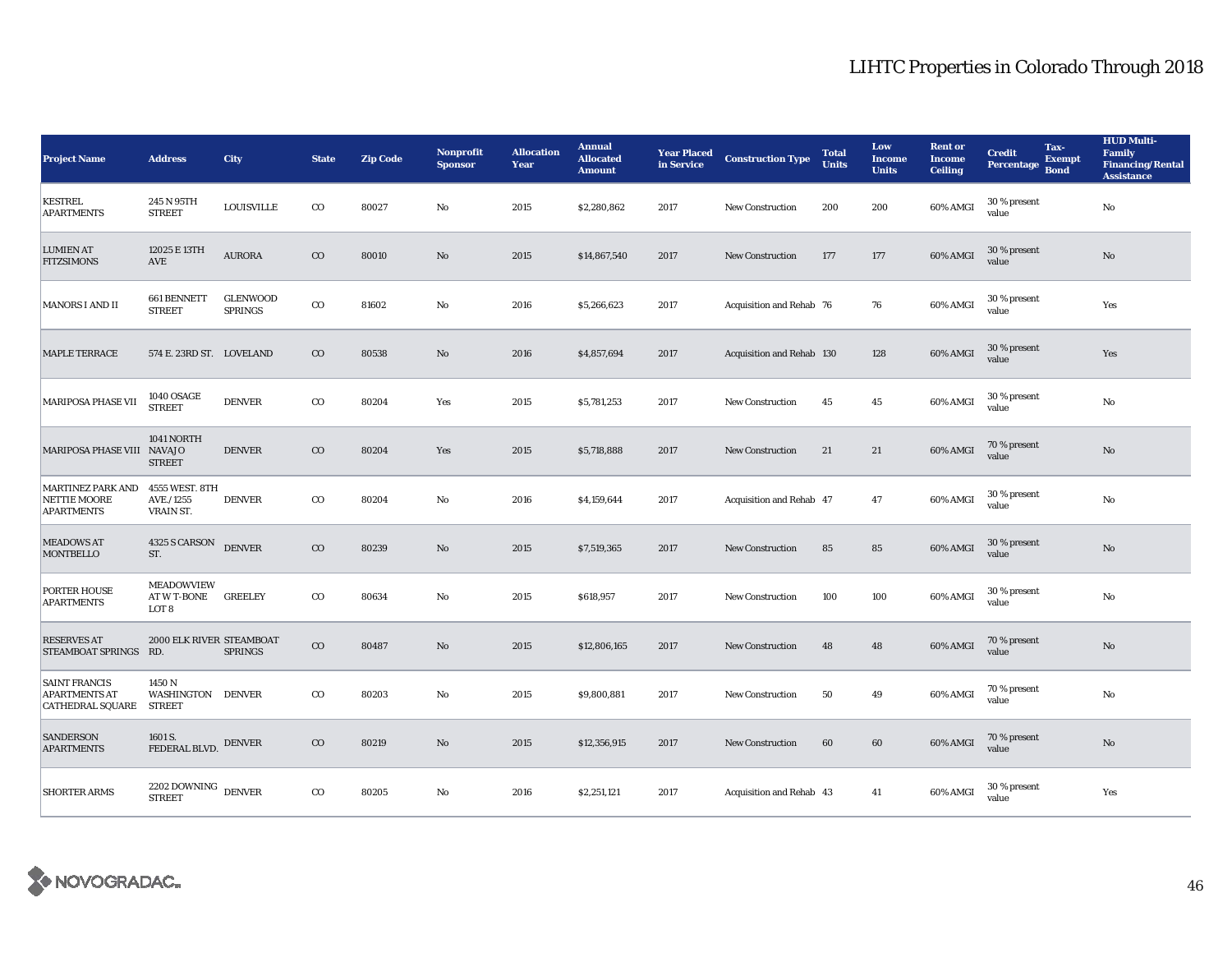# LIHTC Properties in Colorado Through 2018

| Project Name | Address | City | State | Zip Code | Nonprofit Sponsor | Allocation Year | Annual Allocated Amount | Year Placed in Service | Construction Type | Total Units | Low Income Units | Rent or Income Ceiling | Credit Percentage | Tax-Exempt Bond | HUD Multi-Family Financing/Rental Assistance |
|---|---|---|---|---|---|---|---|---|---|---|---|---|---|---|---|
| KESTREL APARTMENTS | 245 N 95TH STREET | LOUISVILLE | CO | 80027 | No | 2015 | $2,280,862 | 2017 | New Construction | 200 | 200 | 60% AMGI | 30 % present value | | No |
| LUMIEN AT FITZSIMONS | 12025 E 13TH AVE | AURORA | CO | 80010 | No | 2015 | $14,867,540 | 2017 | New Construction | 177 | 177 | 60% AMGI | 30 % present value | | No |
| MANORS I AND II | 661 BENNETT STREET | GLENWOOD SPRINGS | CO | 81602 | No | 2016 | $5,266,623 | 2017 | Acquisition and Rehab | 76 | 76 | 60% AMGI | 30 % present value | | Yes |
| MAPLE TERRACE | 574 E. 23RD ST. | LOVELAND | CO | 80538 | No | 2016 | $4,857,694 | 2017 | Acquisition and Rehab | 130 | 128 | 60% AMGI | 30 % present value | | Yes |
| MARIPOSA PHASE VII | 1040 OSAGE STREET | DENVER | CO | 80204 | Yes | 2015 | $5,781,253 | 2017 | New Construction | 45 | 45 | 60% AMGI | 30 % present value | | No |
| MARIPOSA PHASE VIII | 1041 NORTH NAVAJO STREET | DENVER | CO | 80204 | Yes | 2015 | $5,718,888 | 2017 | New Construction | 21 | 21 | 60% AMGI | 70 % present value | | No |
| MARTINEZ PARK AND NETTIE MOORE APARTMENTS | 4555 WEST. 8TH AVE./1255 VRAIN ST. | DENVER | CO | 80204 | No | 2016 | $4,159,644 | 2017 | Acquisition and Rehab | 47 | 47 | 60% AMGI | 30 % present value | | No |
| MEADOWS AT MONTBELLO | 4325 S CARSON ST. | DENVER | CO | 80239 | No | 2015 | $7,519,365 | 2017 | New Construction | 85 | 85 | 60% AMGI | 30 % present value | | No |
| PORTER HOUSE APARTMENTS | MEADOWVIEW AT W T-BONE LOT 8 | GREELEY | CO | 80634 | No | 2015 | $618,957 | 2017 | New Construction | 100 | 100 | 60% AMGI | 30 % present value | | No |
| RESERVES AT STEAMBOAT SPRINGS | 2000 ELK RIVER RD. | STEAMBOAT SPRINGS | CO | 80487 | No | 2015 | $12,806,165 | 2017 | New Construction | 48 | 48 | 60% AMGI | 70 % present value | | No |
| SAINT FRANCIS APARTMENTS AT CATHEDRAL SQUARE | 1450 N WASHINGTON STREET | DENVER | CO | 80203 | No | 2015 | $9,800,881 | 2017 | New Construction | 50 | 49 | 60% AMGI | 70 % present value | | No |
| SANDERSON APARTMENTS | 1601 S. FEDERAL BLVD. | DENVER | CO | 80219 | No | 2015 | $12,356,915 | 2017 | New Construction | 60 | 60 | 60% AMGI | 70 % present value | | No |
| SHORTER ARMS | 2202 DOWNING STREET | DENVER | CO | 80205 | No | 2016 | $2,251,121 | 2017 | Acquisition and Rehab | 43 | 41 | 60% AMGI | 30 % present value | | Yes |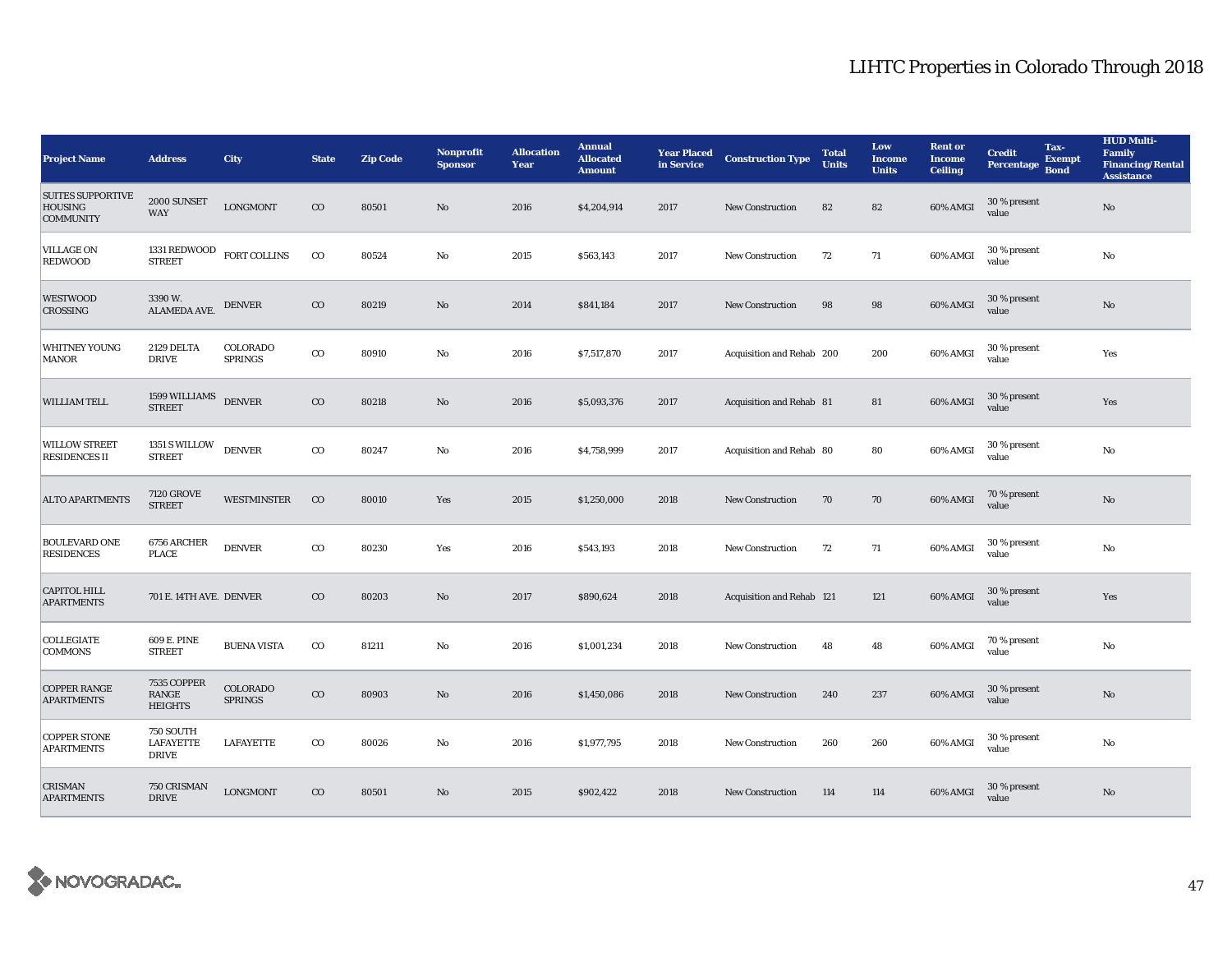# LIHTC Properties in Colorado Through 2018

| Project Name | Address | City | State | Zip Code | Nonprofit Sponsor | Allocation Year | Annual Allocated Amount | Year Placed in Service | Construction Type | Total Units | Low Income Units | Rent or Income Ceiling | Credit Percentage | Tax-Exempt Bond | HUD Multi-Family Financing/Rental Assistance |
|---|---|---|---|---|---|---|---|---|---|---|---|---|---|---|---|
| SUITES SUPPORTIVE HOUSING COMMUNITY | 2000 SUNSET WAY | LONGMONT | CO | 80501 | No | 2016 | $4,204,914 | 2017 | New Construction | 82 | 82 | 60% AMGI | 30 % present value | | No |
| VILLAGE ON REDWOOD | 1331 REDWOOD STREET | FORT COLLINS | CO | 80524 | No | 2015 | $563,143 | 2017 | New Construction | 72 | 71 | 60% AMGI | 30 % present value | | No |
| WESTWOOD CROSSING | 3390 W. ALAMEDA AVE. | DENVER | CO | 80219 | No | 2014 | $841,184 | 2017 | New Construction | 98 | 98 | 60% AMGI | 30 % present value | | No |
| WHITNEY YOUNG MANOR | 2129 DELTA DRIVE | COLORADO SPRINGS | CO | 80910 | No | 2016 | $7,517,870 | 2017 | Acquisition and Rehab | 200 | 200 | 60% AMGI | 30 % present value | | Yes |
| WILLIAM TELL | 1599 WILLIAMS STREET | DENVER | CO | 80218 | No | 2016 | $5,093,376 | 2017 | Acquisition and Rehab | 81 | 81 | 60% AMGI | 30 % present value | | Yes |
| WILLOW STREET RESIDENCES II | 1351 S WILLOW STREET | DENVER | CO | 80247 | No | 2016 | $4,758,999 | 2017 | Acquisition and Rehab | 80 | 80 | 60% AMGI | 30 % present value | | No |
| ALTO APARTMENTS | 7120 GROVE STREET | WESTMINSTER | CO | 80010 | Yes | 2015 | $1,250,000 | 2018 | New Construction | 70 | 70 | 60% AMGI | 70 % present value | | No |
| BOULEVARD ONE RESIDENCES | 6756 ARCHER PLACE | DENVER | CO | 80230 | Yes | 2016 | $543,193 | 2018 | New Construction | 72 | 71 | 60% AMGI | 30 % present value | | No |
| CAPITOL HILL APARTMENTS | 701 E. 14TH AVE. | DENVER | CO | 80203 | No | 2017 | $890,624 | 2018 | Acquisition and Rehab | 121 | 121 | 60% AMGI | 30 % present value | | Yes |
| COLLEGIATE COMMONS | 609 E. PINE STREET | BUENA VISTA | CO | 81211 | No | 2016 | $1,001,234 | 2018 | New Construction | 48 | 48 | 60% AMGI | 70 % present value | | No |
| COPPER RANGE APARTMENTS | 7535 COPPER RANGE HEIGHTS | COLORADO SPRINGS | CO | 80903 | No | 2016 | $1,450,086 | 2018 | New Construction | 240 | 237 | 60% AMGI | 30 % present value | | No |
| COPPER STONE APARTMENTS | 750 SOUTH LAFAYETTE DRIVE | LAFAYETTE | CO | 80026 | No | 2016 | $1,977,795 | 2018 | New Construction | 260 | 260 | 60% AMGI | 30 % present value | | No |
| CRISMAN APARTMENTS | 750 CRISMAN DRIVE | LONGMONT | CO | 80501 | No | 2015 | $902,422 | 2018 | New Construction | 114 | 114 | 60% AMGI | 30 % present value | | No |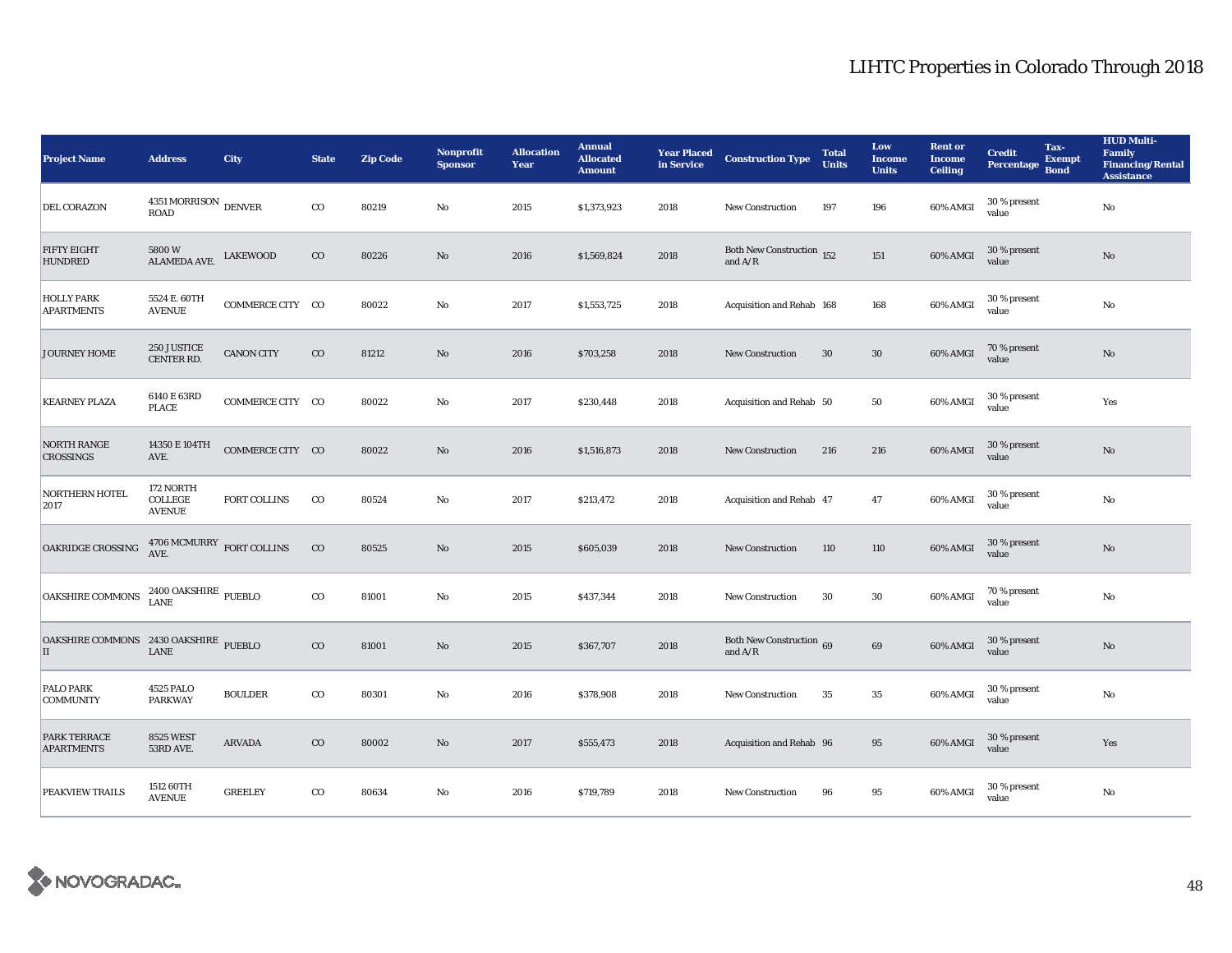# LIHTC Properties in Colorado Through 2018

| Project Name | Address | City | State | Zip Code | Nonprofit Sponsor | Allocation Year | Annual Allocated Amount | Year Placed in Service | Construction Type | Total Units | Low Income Units | Rent or Income Ceiling | Credit Percentage | Tax-Exempt Bond | HUD Multi-Family Financing/Rental Assistance |
|---|---|---|---|---|---|---|---|---|---|---|---|---|---|---|---|
| DEL CORAZON | 4351 MORRISON ROAD | DENVER | CO | 80219 | No | 2015 | $1,373,923 | 2018 | New Construction | 197 | 196 | 60% AMGI | 30 % present value | | No |
| FIFTY EIGHT HUNDRED | 5800 W ALAMEDA AVE. | LAKEWOOD | CO | 80226 | No | 2016 | $1,569,824 | 2018 | Both New Construction and A/R | 152 | 151 | 60% AMGI | 30 % present value | | No |
| HOLLY PARK APARTMENTS | 5524 E. 60TH AVENUE | COMMERCE CITY | CO | 80022 | No | 2017 | $1,553,725 | 2018 | Acquisition and Rehab | 168 | 168 | 60% AMGI | 30 % present value | | No |
| JOURNEY HOME | 250 JUSTICE CENTER RD. | CANON CITY | CO | 81212 | No | 2016 | $703,258 | 2018 | New Construction | 30 | 30 | 60% AMGI | 70 % present value | | No |
| KEARNEY PLAZA | 6140 E 63RD PLACE | COMMERCE CITY | CO | 80022 | No | 2017 | $230,448 | 2018 | Acquisition and Rehab | 50 | 50 | 60% AMGI | 30 % present value | | Yes |
| NORTH RANGE CROSSINGS | 14350 E 104TH AVE. | COMMERCE CITY | CO | 80022 | No | 2016 | $1,516,873 | 2018 | New Construction | 216 | 216 | 60% AMGI | 30 % present value | | No |
| NORTHERN HOTEL 2017 | 172 NORTH COLLEGE AVENUE | FORT COLLINS | CO | 80524 | No | 2017 | $213,472 | 2018 | Acquisition and Rehab | 47 | 47 | 60% AMGI | 30 % present value | | No |
| OAKRIDGE CROSSING | 4706 MCMURRY AVE. | FORT COLLINS | CO | 80525 | No | 2015 | $605,039 | 2018 | New Construction | 110 | 110 | 60% AMGI | 30 % present value | | No |
| OAKSHIRE COMMONS | 2400 OAKSHIRE LANE | PUEBLO | CO | 81001 | No | 2015 | $437,344 | 2018 | New Construction | 30 | 30 | 60% AMGI | 70 % present value | | No |
| OAKSHIRE COMMONS II | 2430 OAKSHIRE LANE | PUEBLO | CO | 81001 | No | 2015 | $367,707 | 2018 | Both New Construction and A/R | 69 | 69 | 60% AMGI | 30 % present value | | No |
| PALO PARK COMMUNITY | 4525 PALO PARKWAY | BOULDER | CO | 80301 | No | 2016 | $378,908 | 2018 | New Construction | 35 | 35 | 60% AMGI | 30 % present value | | No |
| PARK TERRACE APARTMENTS | 8525 WEST 53RD AVE. | ARVADA | CO | 80002 | No | 2017 | $555,473 | 2018 | Acquisition and Rehab | 96 | 95 | 60% AMGI | 30 % present value | | Yes |
| PEAKVIEW TRAILS | 1512 60TH AVENUE | GREELEY | CO | 80634 | No | 2016 | $719,789 | 2018 | New Construction | 96 | 95 | 60% AMGI | 30 % present value | | No |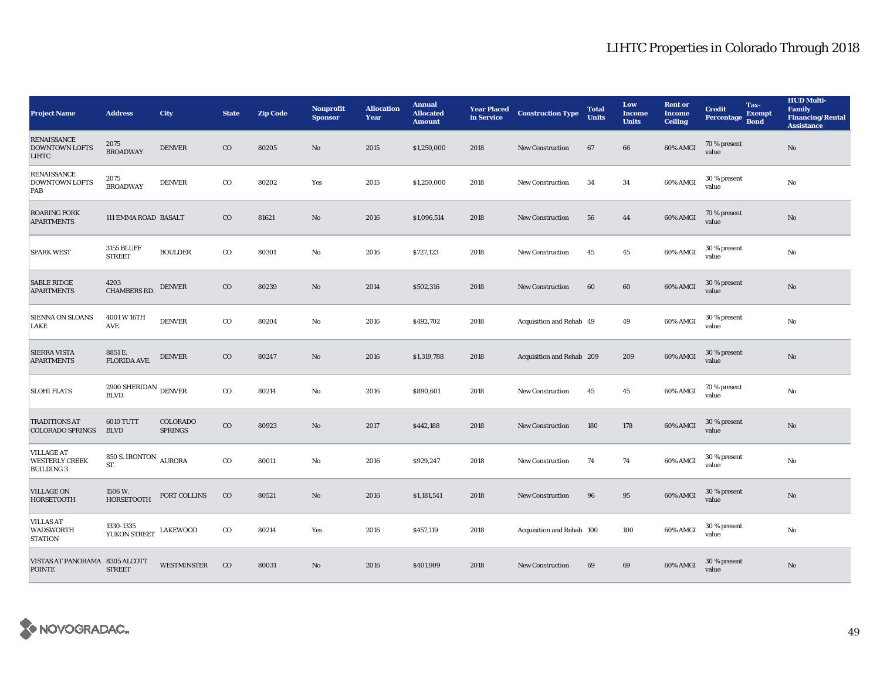| Project Name | Address | City | State | Zip Code | Nonprofit Sponsor | Allocation Year | Annual Allocated Amount | Year Placed in Service | Construction Type | Total Units | Low Income Units | Rent or Income Ceiling | Credit Percentage | Tax-Exempt Bond | HUD Multi-Family Financing/Rental Assistance |
|---|---|---|---|---|---|---|---|---|---|---|---|---|---|---|---|
| RENAISSANCE DOWNTOWN LOFTS LIHTC | 2075 BROADWAY | DENVER | CO | 80205 | No | 2015 | $1,250,000 | 2018 | New Construction | 67 | 66 | 60% AMGI | 70 % present value | | No |
| RENAISSANCE DOWNTOWN LOFTS PAB | 2075 BROADWAY | DENVER | CO | 80202 | Yes | 2015 | $1,250,000 | 2018 | New Construction | 34 | 34 | 60% AMGI | 30 % present value | | No |
| ROARING FORK APARTMENTS | 111 EMMA ROAD | BASALT | CO | 81621 | No | 2016 | $1,096,514 | 2018 | New Construction | 56 | 44 | 60% AMGI | 70 % present value | | No |
| SPARK WEST | 3155 BLUFF STREET | BOULDER | CO | 80301 | No | 2016 | $727,123 | 2018 | New Construction | 45 | 45 | 60% AMGI | 30 % present value | | No |
| SABLE RIDGE APARTMENTS | 4203 CHAMBERS RD. | DENVER | CO | 80239 | No | 2014 | $502,316 | 2018 | New Construction | 60 | 60 | 60% AMGI | 30 % present value | | No |
| SIENNA ON SLOANS LAKE | 4001 W 16TH AVE. | DENVER | CO | 80204 | No | 2016 | $492,702 | 2018 | Acquisition and Rehab | 49 | 49 | 60% AMGI | 30 % present value | | No |
| SIERRA VISTA APARTMENTS | 8851 E. FLORIDA AVE. | DENVER | CO | 80247 | No | 2016 | $1,319,788 | 2018 | Acquisition and Rehab | 209 | 209 | 60% AMGI | 30 % present value | | No |
| SLOHI FLATS | 2900 SHERIDAN BLVD. | DENVER | CO | 80214 | No | 2016 | $890,601 | 2018 | New Construction | 45 | 45 | 60% AMGI | 70 % present value | | No |
| TRADITIONS AT COLORADO SPRINGS | 6010 TUTT BLVD | COLORADO SPRINGS | CO | 80923 | No | 2017 | $442,188 | 2018 | New Construction | 180 | 178 | 60% AMGI | 30 % present value | | No |
| VILLAGE AT WESTERLY CREEK BUILDING 3 | 850 S. IRONTON ST. | AURORA | CO | 80011 | No | 2016 | $929,247 | 2018 | New Construction | 74 | 74 | 60% AMGI | 30 % present value | | No |
| VILLAGE ON HORSETOOTH | 1506 W. HORSETOOTH | FORT COLLINS | CO | 80521 | No | 2016 | $1,181,541 | 2018 | New Construction | 96 | 95 | 60% AMGI | 30 % present value | | No |
| VILLAS AT WADSWORTH STATION | 1330-1335 YUKON STREET | LAKEWOOD | CO | 80214 | Yes | 2016 | $457,119 | 2018 | Acquisition and Rehab | 100 | 100 | 60% AMGI | 30 % present value | | No |
| VISTAS AT PANORAMA POINTE | 8305 ALCOTT STREET | WESTMINSTER | CO | 80031 | No | 2016 | $401,909 | 2018 | New Construction | 69 | 69 | 60% AMGI | 30 % present value | | No |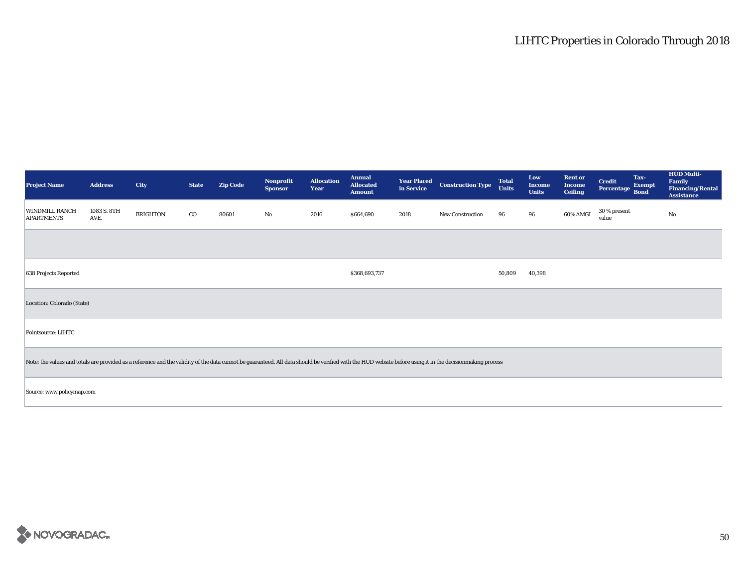# LIHTC Properties in Colorado Through 2018

| Project Name | Address | City | State | Zip Code | Nonprofit Sponsor | Allocation Year | Annual Allocated Amount | Year Placed in Service | Construction Type | Total Units | Low Income Units | Rent or Income Ceiling | Credit Percentage | Tax-Exempt Bond | HUD Multi-Family Financing/Rental Assistance |
|---|---|---|---|---|---|---|---|---|---|---|---|---|---|---|---|
| WINDMILL RANCH APARTMENTS | 1083 S. 8TH AVE. | BRIGHTON | CO | 80601 | No | 2016 | $664,690 | 2018 | New Construction | 96 | 96 | 60% AMGI | 30 % present value | | No |
| | | | | | | | | | | | | | | | |
| 638 Projects Reported | | | | | | | $368,693,737 | | | 50,809 | 40,398 | | | | |

Location: Colorado (State)

Pointsource: LIHTC

Note: the values and totals are provided as a reference and the validity of the data cannot be guaranteed. All data should be verified with the HUD website before using it in the decisionmaking process

Source: www.policymap.com